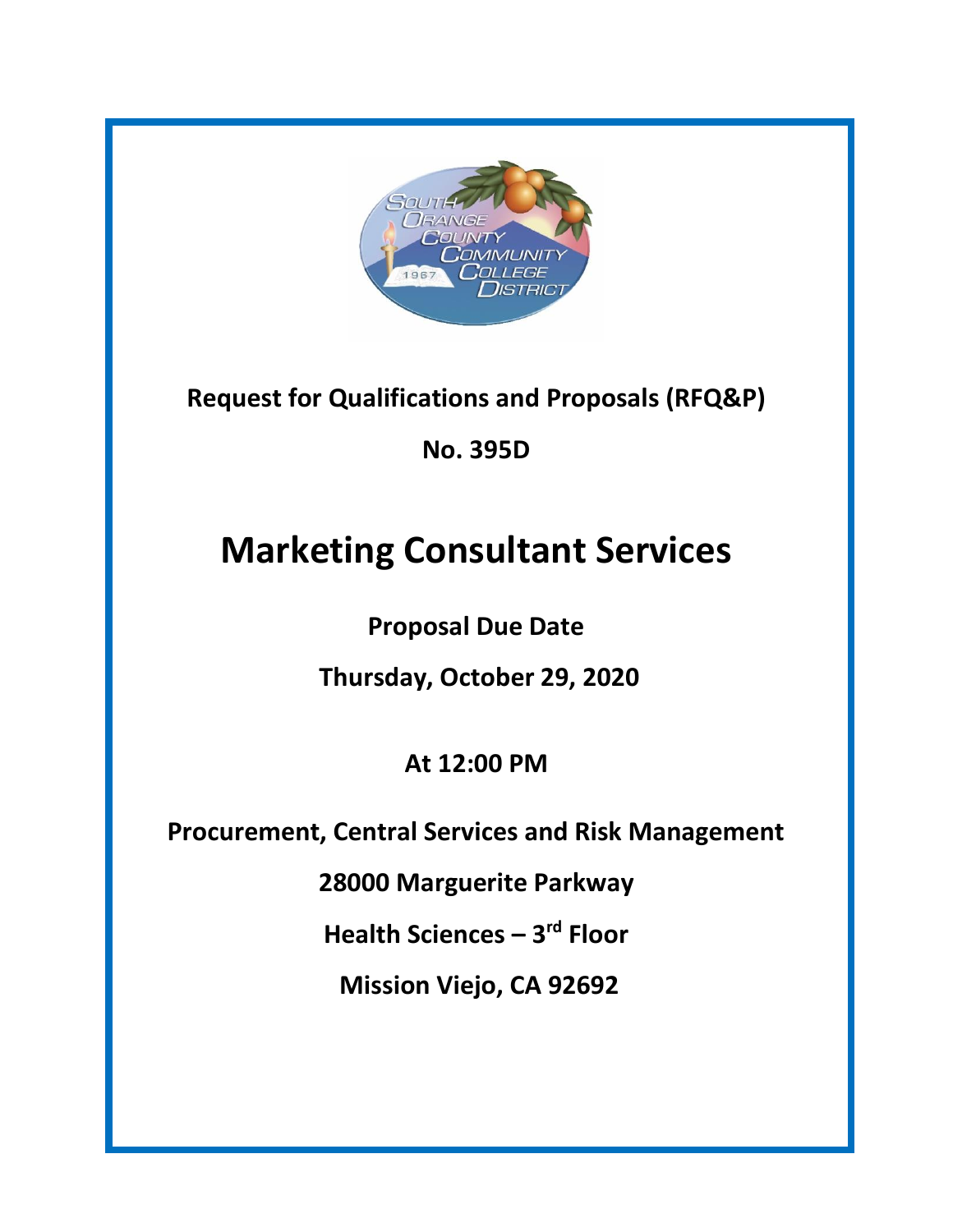**Request for Qualifications and Proposals (RFQ&P)**

**No. 395D**

# Marketing Consultant Services

**Proposal Due Date**

**Thursday, October 29, 2020**

**At 12:00 PM**

**Procurement, Central Services and Risk Management**

**28000 Marguerite Parkway**

**Health Sciences – 3rd Floor**

**Mission Viejo, CA 92692**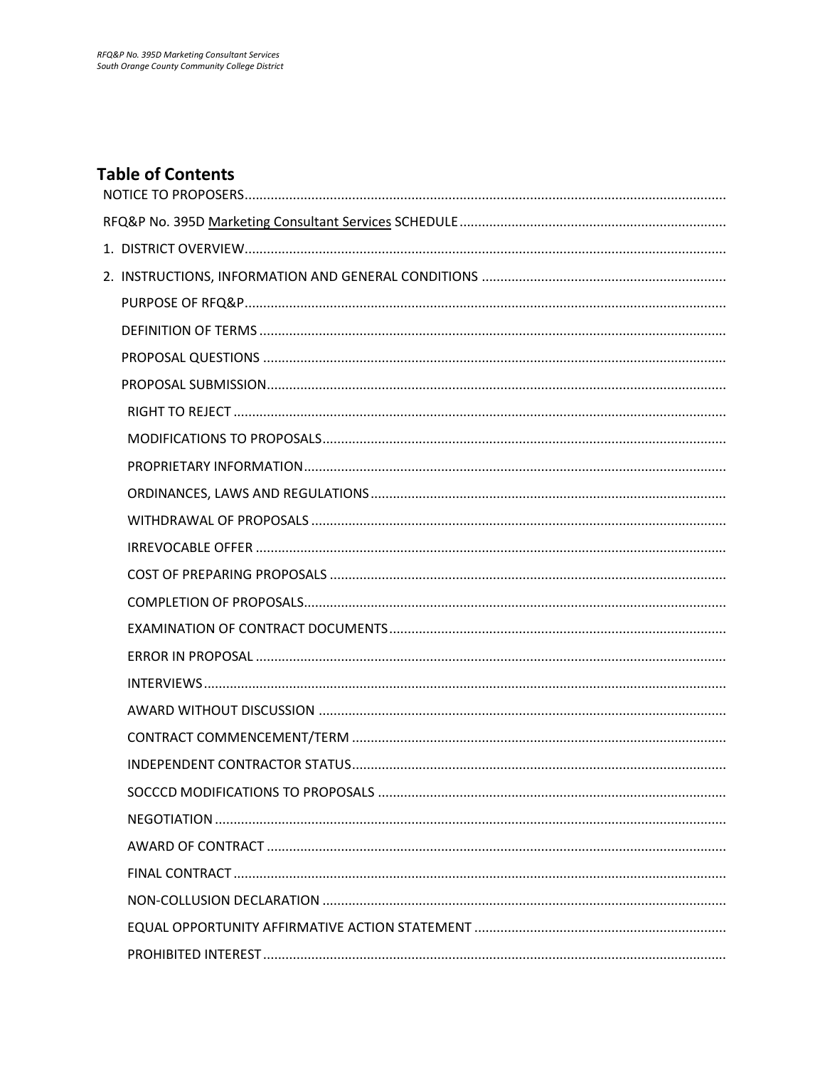## Table of Contents

NOTICE TO PROPOSERS

RFQ&P No. 395D Marketing Consultant Services SCHEDULE

1. DISTRICT OVERVIEW

2. INSTRUCTIONS, INFORMATION AND GENERAL CONDITIONS

   - PURPOSE OF RFQ&P
   - DEFINITION OF TERMS
   - PROPOSAL QUESTIONS
   - PROPOSAL SUBMISSION
     - RIGHT TO REJECT
     - MODIFICATIONS TO PROPOSALS
     - PROPRIETARY INFORMATION
     - ORDINANCES, LAWS AND REGULATIONS
     - WITHDRAWAL OF PROPOSALS
     - IRREVOCABLE OFFER
     - COST OF PREPARING PROPOSALS
     - COMPLETION OF PROPOSALS
     - EXAMINATION OF CONTRACT DOCUMENTS
     - ERROR IN PROPOSAL
     - INTERVIEWS
     - AWARD WITHOUT DISCUSSION
     - CONTRACT COMMENCEMENT/TERM
     - INDEPENDENT CONTRACTOR STATUS
     - SOCCCD MODIFICATIONS TO PROPOSALS
     - NEGOTIATION
     - AWARD OF CONTRACT
     - FINAL CONTRACT
     - NON-COLLUSION DECLARATION
     - EQUAL OPPORTUNITY AFFIRMATIVE ACTION STATEMENT
     - PROHIBITED INTEREST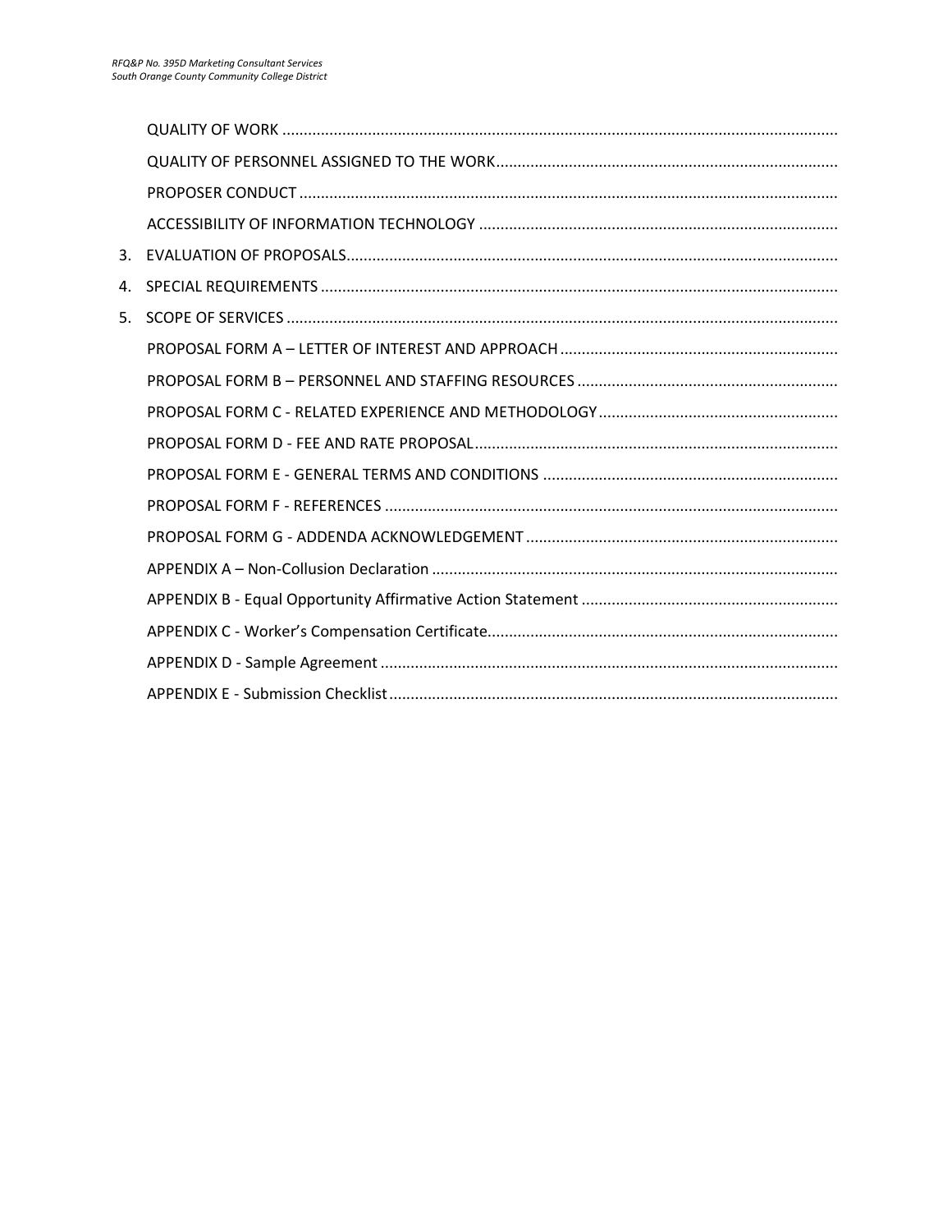QUALITY OF WORK

QUALITY OF PERSONNEL ASSIGNED TO THE WORK

PROPOSER CONDUCT

ACCESSIBILITY OF INFORMATION TECHNOLOGY

3. EVALUATION OF PROPOSALS

4. SPECIAL REQUIREMENTS

5. SCOPE OF SERVICES

PROPOSAL FORM A – LETTER OF INTEREST AND APPROACH

PROPOSAL FORM B – PERSONNEL AND STAFFING RESOURCES

PROPOSAL FORM C - RELATED EXPERIENCE AND METHODOLOGY

PROPOSAL FORM D - FEE AND RATE PROPOSAL

PROPOSAL FORM E - GENERAL TERMS AND CONDITIONS

PROPOSAL FORM F - REFERENCES

PROPOSAL FORM G - ADDENDA ACKNOWLEDGEMENT

APPENDIX A – Non-Collusion Declaration

APPENDIX B - Equal Opportunity Affirmative Action Statement

APPENDIX C - Worker's Compensation Certificate

APPENDIX D - Sample Agreement

APPENDIX E - Submission Checklist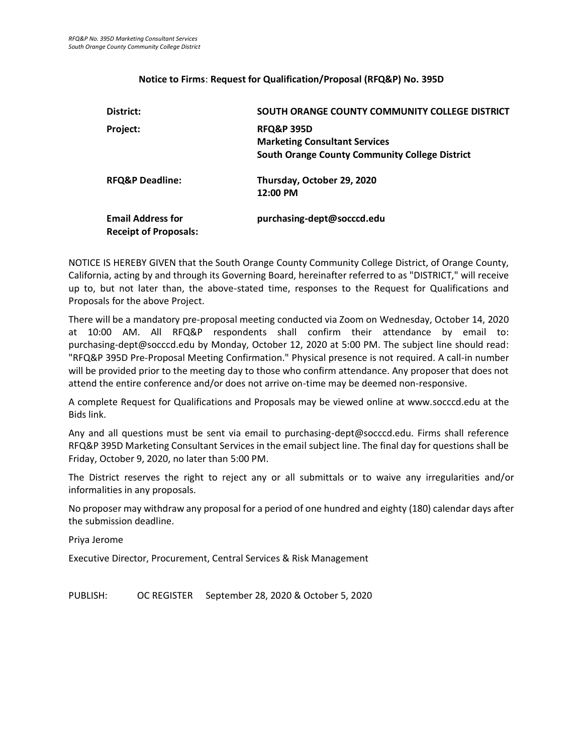**Notice to Firms**: **Request for Qualification/Proposal (RFQ&P) No. 395D**

| | |
|---|---|
| **District:** | **SOUTH ORANGE COUNTY COMMUNITY COLLEGE DISTRICT** |
| **Project:** | **RFQ&P 395D**<br>**Marketing Consultant Services**<br>**South Orange County Community College District** |
| **RFQ&P Deadline:** | **Thursday, October 29, 2020**<br>**12:00 PM** |
| **Email Address for Receipt of Proposals:** | **purchasing-dept@socccd.edu** |

NOTICE IS HEREBY GIVEN that the South Orange County Community College District, of Orange County, California, acting by and through its Governing Board, hereinafter referred to as "DISTRICT," will receive up to, but not later than, the above-stated time, responses to the Request for Qualifications and Proposals for the above Project.

There will be a mandatory pre-proposal meeting conducted via Zoom on Wednesday, October 14, 2020 at 10:00 AM. All RFQ&P respondents shall confirm their attendance by email to: purchasing-dept@socccd.edu by Monday, October 12, 2020 at 5:00 PM. The subject line should read: "RFQ&P 395D Pre-Proposal Meeting Confirmation." Physical presence is not required. A call-in number will be provided prior to the meeting day to those who confirm attendance. Any proposer that does not attend the entire conference and/or does not arrive on-time may be deemed non-responsive.

A complete Request for Qualifications and Proposals may be viewed online at www.socccd.edu at the Bids link.

Any and all questions must be sent via email to purchasing-dept@socccd.edu. Firms shall reference RFQ&P 395D Marketing Consultant Services in the email subject line. The final day for questions shall be Friday, October 9, 2020, no later than 5:00 PM.

The District reserves the right to reject any or all submittals or to waive any irregularities and/or informalities in any proposals.

No proposer may withdraw any proposal for a period of one hundred and eighty (180) calendar days after the submission deadline.

Priya Jerome

Executive Director, Procurement, Central Services & Risk Management

PUBLISH: OC REGISTER September 28, 2020 & October 5, 2020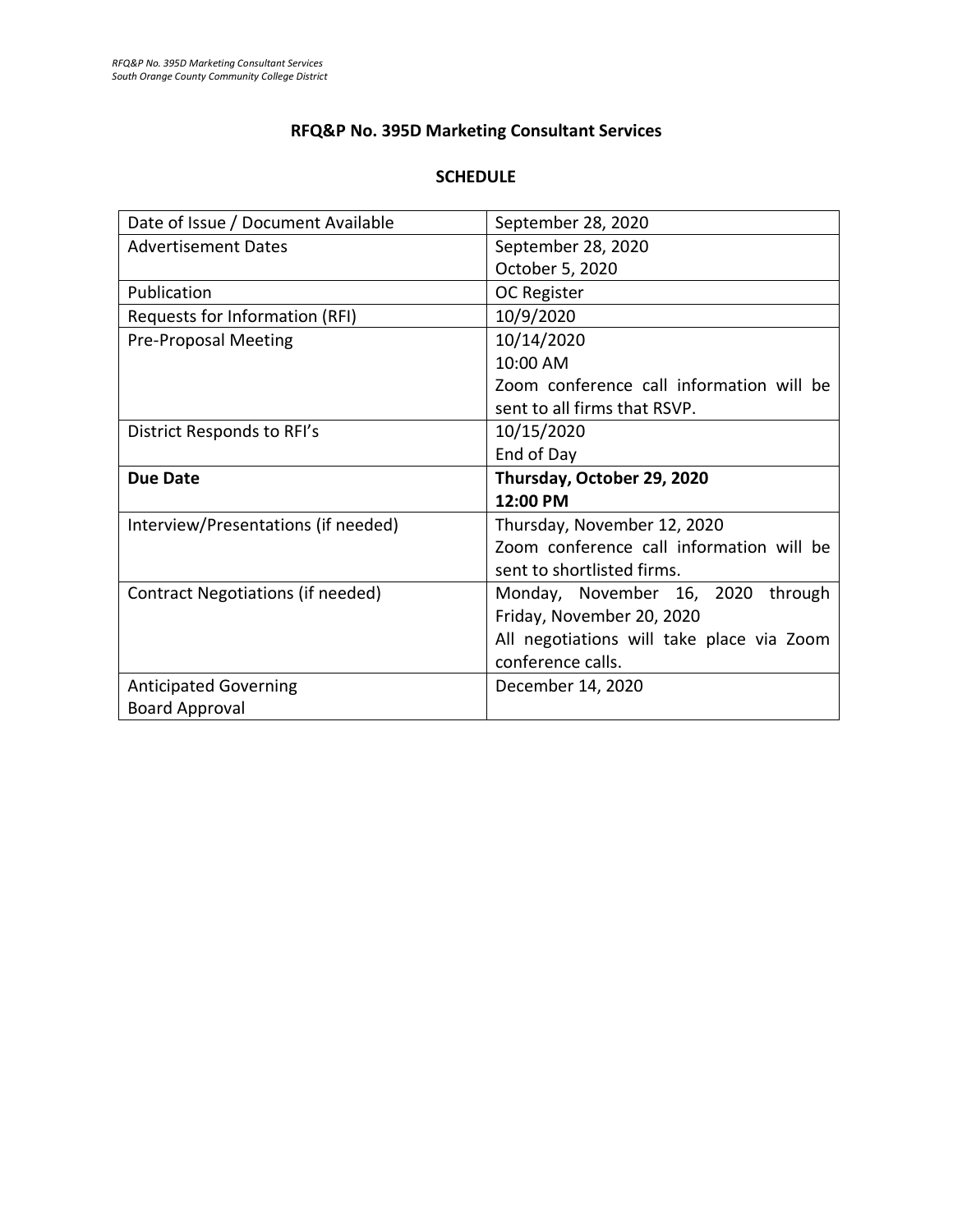# RFQ&P No. 395D Marketing Consultant Services

## SCHEDULE

| | |
|---|---|
| Date of Issue / Document Available | September 28, 2020 |
| Advertisement Dates | September 28, 2020<br>October 5, 2020 |
| Publication | OC Register |
| Requests for Information (RFI) | 10/9/2020 |
| Pre-Proposal Meeting | 10/14/2020<br>10:00 AM<br>Zoom conference call information will be sent to all firms that RSVP. |
| District Responds to RFI's | 10/15/2020<br>End of Day |
| **Due Date** | **Thursday, October 29, 2020**<br>**12:00 PM** |
| Interview/Presentations (if needed) | Thursday, November 12, 2020<br>Zoom conference call information will be sent to shortlisted firms. |
| Contract Negotiations (if needed) | Monday, November 16, 2020 through Friday, November 20, 2020<br>All negotiations will take place via Zoom conference calls. |
| Anticipated Governing Board Approval | December 14, 2020 |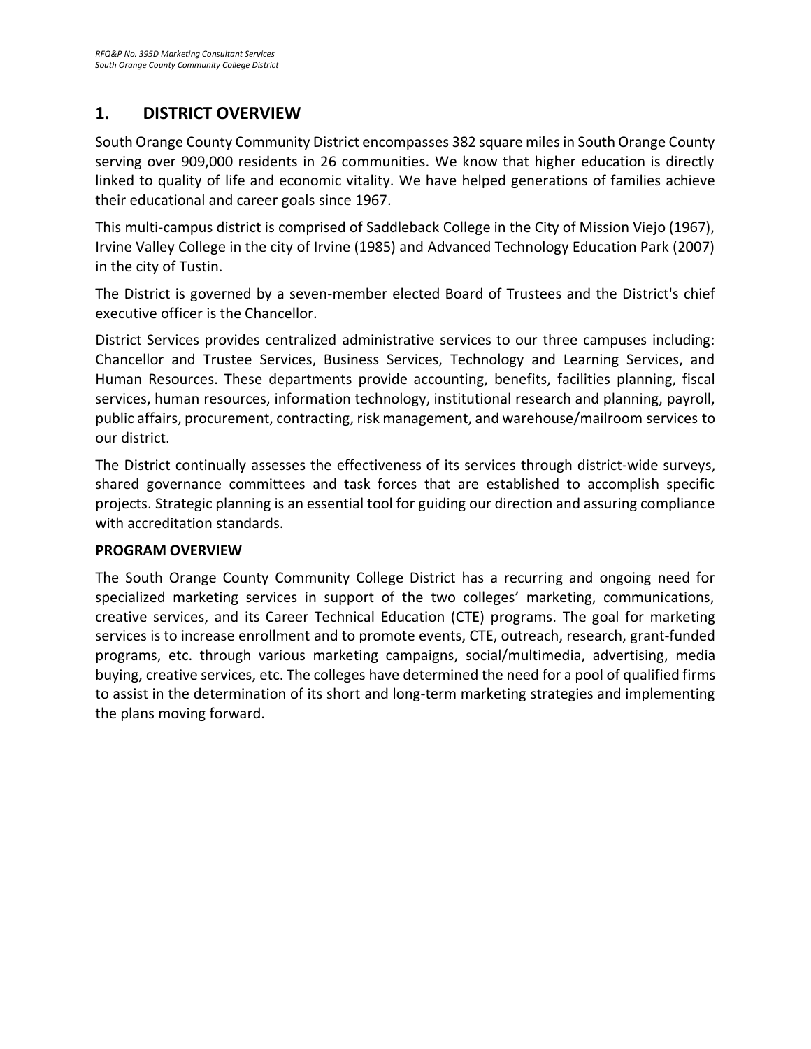## 1. DISTRICT OVERVIEW

South Orange County Community District encompasses 382 square miles in South Orange County serving over 909,000 residents in 26 communities. We know that higher education is directly linked to quality of life and economic vitality. We have helped generations of families achieve their educational and career goals since 1967.

This multi-campus district is comprised of Saddleback College in the City of Mission Viejo (1967), Irvine Valley College in the city of Irvine (1985) and Advanced Technology Education Park (2007) in the city of Tustin.

The District is governed by a seven-member elected Board of Trustees and the District's chief executive officer is the Chancellor.

District Services provides centralized administrative services to our three campuses including: Chancellor and Trustee Services, Business Services, Technology and Learning Services, and Human Resources. These departments provide accounting, benefits, facilities planning, fiscal services, human resources, information technology, institutional research and planning, payroll, public affairs, procurement, contracting, risk management, and warehouse/mailroom services to our district.

The District continually assesses the effectiveness of its services through district-wide surveys, shared governance committees and task forces that are established to accomplish specific projects. Strategic planning is an essential tool for guiding our direction and assuring compliance with accreditation standards.

**PROGRAM OVERVIEW**

The South Orange County Community College District has a recurring and ongoing need for specialized marketing services in support of the two colleges' marketing, communications, creative services, and its Career Technical Education (CTE) programs. The goal for marketing services is to increase enrollment and to promote events, CTE, outreach, research, grant-funded programs, etc. through various marketing campaigns, social/multimedia, advertising, media buying, creative services, etc. The colleges have determined the need for a pool of qualified firms to assist in the determination of its short and long-term marketing strategies and implementing the plans moving forward.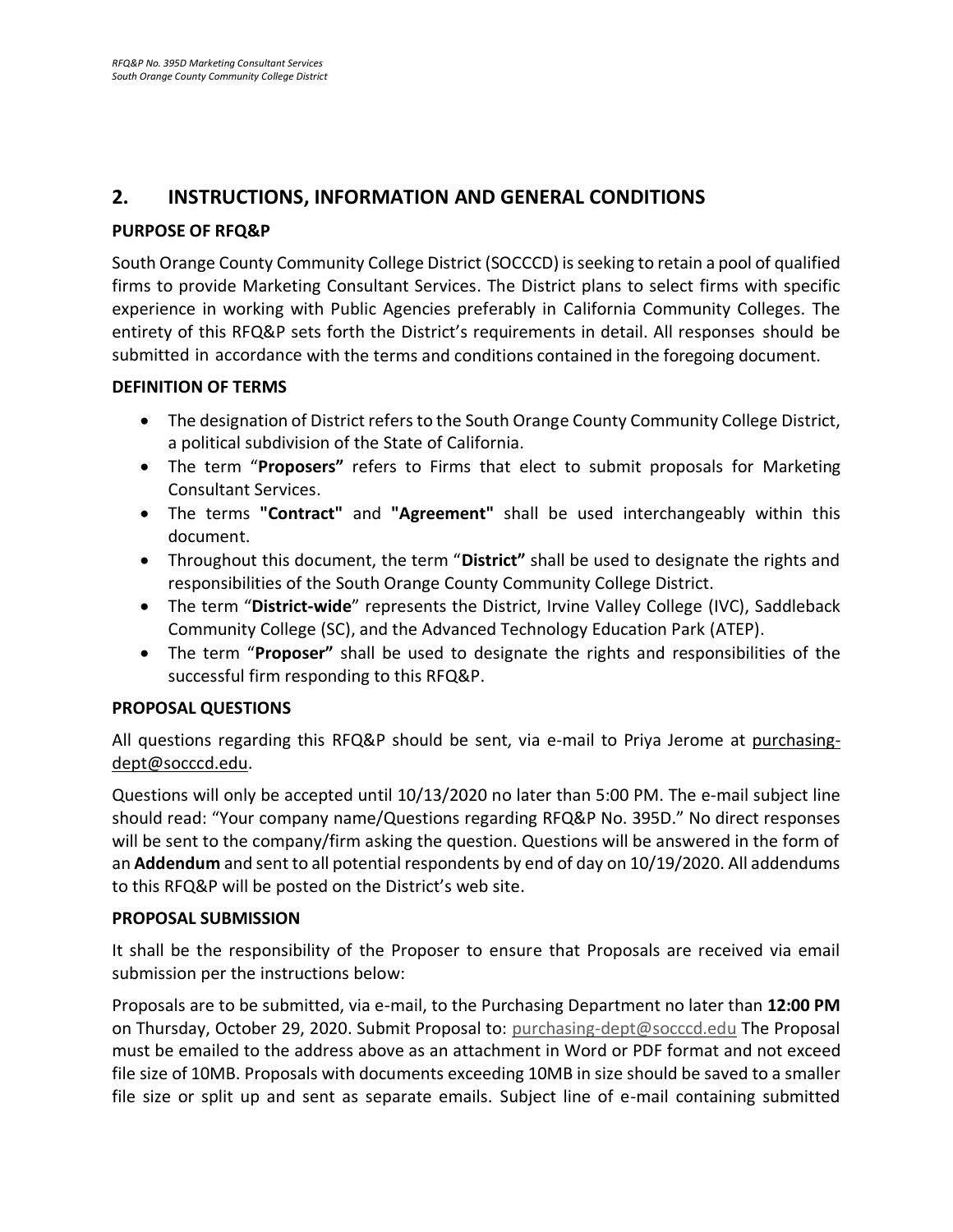## 2. INSTRUCTIONS, INFORMATION AND GENERAL CONDITIONS

### PURPOSE OF RFQ&P

South Orange County Community College District (SOCCCD) is seeking to retain a pool of qualified firms to provide Marketing Consultant Services. The District plans to select firms with specific experience in working with Public Agencies preferably in California Community Colleges. The entirety of this RFQ&P sets forth the District's requirements in detail. All responses should be submitted in accordance with the terms and conditions contained in the foregoing document.

### DEFINITION OF TERMS

- The designation of District refers to the South Orange County Community College District, a political subdivision of the State of California.
- The term "**Proposers"** refers to Firms that elect to submit proposals for Marketing Consultant Services.
- The terms **"Contract"** and **"Agreement"** shall be used interchangeably within this document.
- Throughout this document, the term "**District"** shall be used to designate the rights and responsibilities of the South Orange County Community College District.
- The term "**District-wide**" represents the District, Irvine Valley College (IVC), Saddleback Community College (SC), and the Advanced Technology Education Park (ATEP).
- The term "**Proposer"** shall be used to designate the rights and responsibilities of the successful firm responding to this RFQ&P.

### PROPOSAL QUESTIONS

All questions regarding this RFQ&P should be sent, via e-mail to Priya Jerome at purchasing-dept@socccd.edu.

Questions will only be accepted until 10/13/2020 no later than 5:00 PM. The e-mail subject line should read: "Your company name/Questions regarding RFQ&P No. 395D." No direct responses will be sent to the company/firm asking the question. Questions will be answered in the form of an **Addendum** and sent to all potential respondents by end of day on 10/19/2020. All addendums to this RFQ&P will be posted on the District's web site.

### PROPOSAL SUBMISSION

It shall be the responsibility of the Proposer to ensure that Proposals are received via email submission per the instructions below:

Proposals are to be submitted, via e-mail, to the Purchasing Department no later than **12:00 PM** on Thursday, October 29, 2020. Submit Proposal to: purchasing-dept@socccd.edu The Proposal must be emailed to the address above as an attachment in Word or PDF format and not exceed file size of 10MB. Proposals with documents exceeding 10MB in size should be saved to a smaller file size or split up and sent as separate emails. Subject line of e-mail containing submitted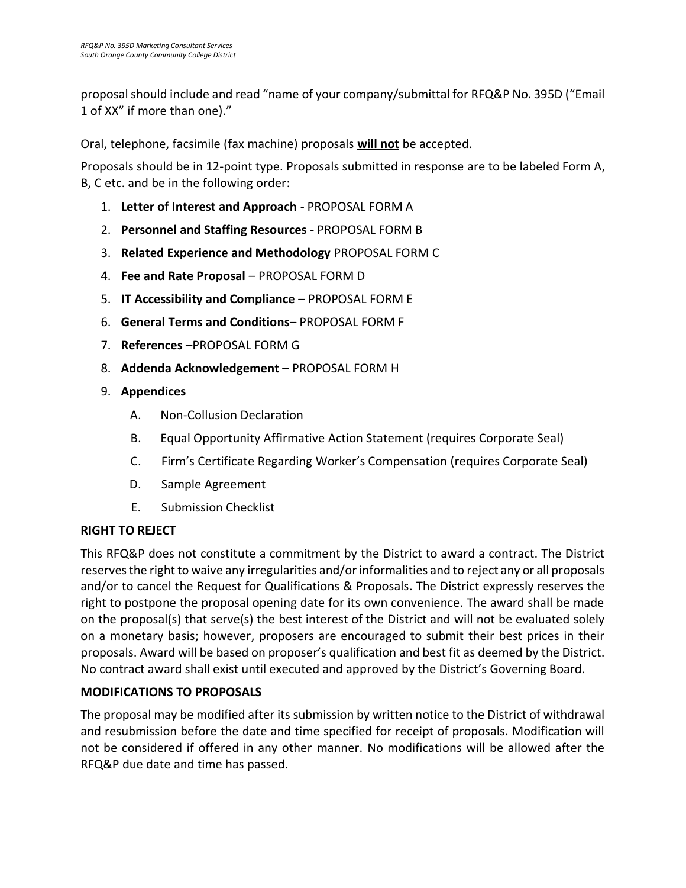proposal should include and read "name of your company/submittal for RFQ&P No. 395D ("Email 1 of XX" if more than one)."

Oral, telephone, facsimile (fax machine) proposals **will not** be accepted.

Proposals should be in 12-point type. Proposals submitted in response are to be labeled Form A, B, C etc. and be in the following order:

1. **Letter of Interest and Approach** - PROPOSAL FORM A
2. **Personnel and Staffing Resources** - PROPOSAL FORM B
3. **Related Experience and Methodology** PROPOSAL FORM C
4. **Fee and Rate Proposal** – PROPOSAL FORM D
5. **IT Accessibility and Compliance** – PROPOSAL FORM E
6. **General Terms and Conditions**– PROPOSAL FORM F
7. **References** –PROPOSAL FORM G
8. **Addenda Acknowledgement** – PROPOSAL FORM H
9. **Appendices**
   - A. Non-Collusion Declaration
   - B. Equal Opportunity Affirmative Action Statement (requires Corporate Seal)
   - C. Firm's Certificate Regarding Worker's Compensation (requires Corporate Seal)
   - D. Sample Agreement
   - E. Submission Checklist

**RIGHT TO REJECT**

This RFQ&P does not constitute a commitment by the District to award a contract. The District reserves the right to waive any irregularities and/or informalities and to reject any or all proposals and/or to cancel the Request for Qualifications & Proposals. The District expressly reserves the right to postpone the proposal opening date for its own convenience. The award shall be made on the proposal(s) that serve(s) the best interest of the District and will not be evaluated solely on a monetary basis; however, proposers are encouraged to submit their best prices in their proposals. Award will be based on proposer's qualification and best fit as deemed by the District. No contract award shall exist until executed and approved by the District's Governing Board.

**MODIFICATIONS TO PROPOSALS**

The proposal may be modified after its submission by written notice to the District of withdrawal and resubmission before the date and time specified for receipt of proposals. Modification will not be considered if offered in any other manner. No modifications will be allowed after the RFQ&P due date and time has passed.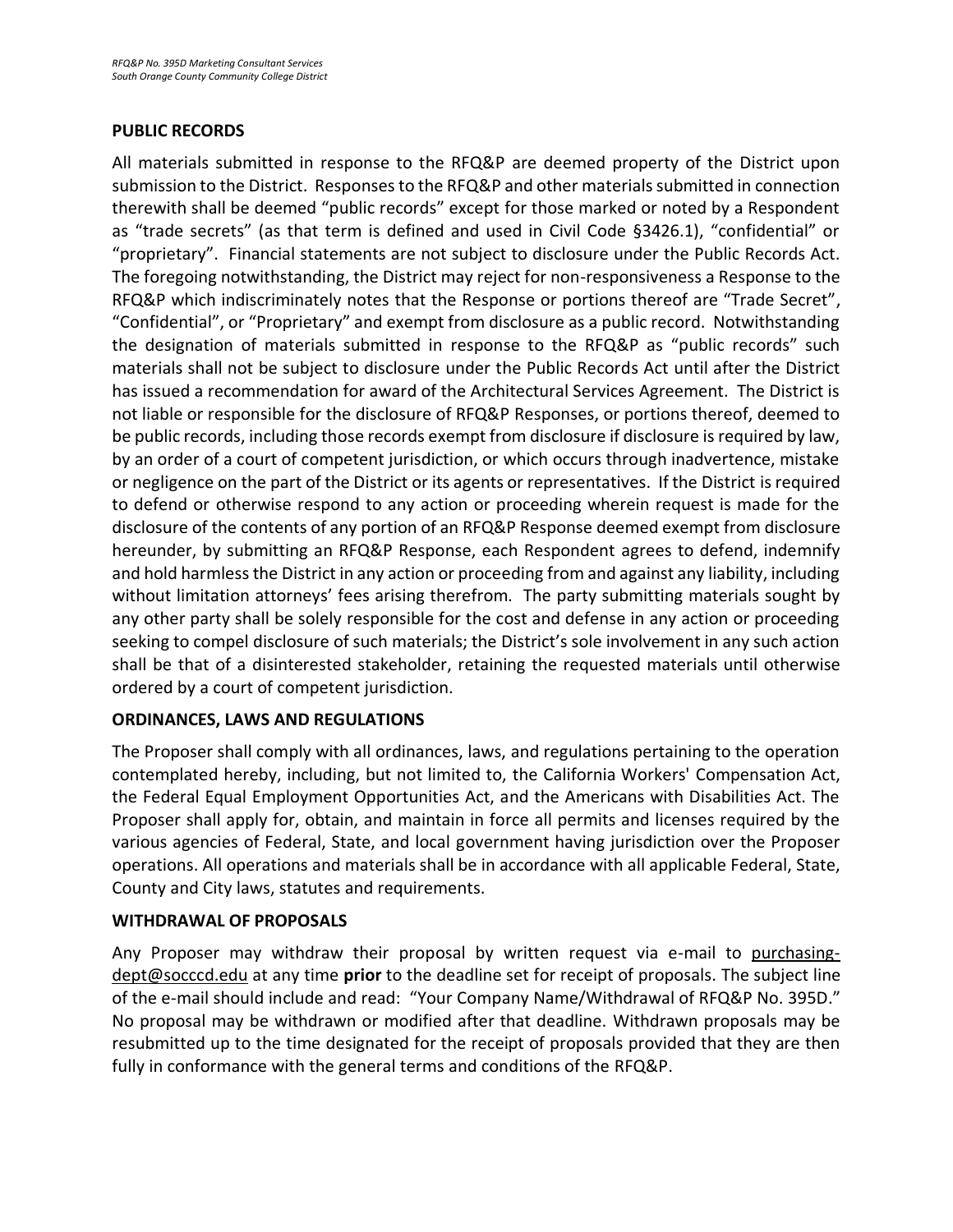## PUBLIC RECORDS

All materials submitted in response to the RFQ&P are deemed property of the District upon submission to the District. Responses to the RFQ&P and other materials submitted in connection therewith shall be deemed "public records" except for those marked or noted by a Respondent as "trade secrets" (as that term is defined and used in Civil Code §3426.1), "confidential" or "proprietary". Financial statements are not subject to disclosure under the Public Records Act. The foregoing notwithstanding, the District may reject for non-responsiveness a Response to the RFQ&P which indiscriminately notes that the Response or portions thereof are "Trade Secret", "Confidential", or "Proprietary" and exempt from disclosure as a public record. Notwithstanding the designation of materials submitted in response to the RFQ&P as "public records" such materials shall not be subject to disclosure under the Public Records Act until after the District has issued a recommendation for award of the Architectural Services Agreement. The District is not liable or responsible for the disclosure of RFQ&P Responses, or portions thereof, deemed to be public records, including those records exempt from disclosure if disclosure is required by law, by an order of a court of competent jurisdiction, or which occurs through inadvertence, mistake or negligence on the part of the District or its agents or representatives. If the District is required to defend or otherwise respond to any action or proceeding wherein request is made for the disclosure of the contents of any portion of an RFQ&P Response deemed exempt from disclosure hereunder, by submitting an RFQ&P Response, each Respondent agrees to defend, indemnify and hold harmless the District in any action or proceeding from and against any liability, including without limitation attorneys' fees arising therefrom. The party submitting materials sought by any other party shall be solely responsible for the cost and defense in any action or proceeding seeking to compel disclosure of such materials; the District's sole involvement in any such action shall be that of a disinterested stakeholder, retaining the requested materials until otherwise ordered by a court of competent jurisdiction.

## ORDINANCES, LAWS AND REGULATIONS

The Proposer shall comply with all ordinances, laws, and regulations pertaining to the operation contemplated hereby, including, but not limited to, the California Workers' Compensation Act, the Federal Equal Employment Opportunities Act, and the Americans with Disabilities Act. The Proposer shall apply for, obtain, and maintain in force all permits and licenses required by the various agencies of Federal, State, and local government having jurisdiction over the Proposer operations. All operations and materials shall be in accordance with all applicable Federal, State, County and City laws, statutes and requirements.

## WITHDRAWAL OF PROPOSALS

Any Proposer may withdraw their proposal by written request via e-mail to purchasing-dept@socccd.edu at any time **prior** to the deadline set for receipt of proposals. The subject line of the e-mail should include and read: "Your Company Name/Withdrawal of RFQ&P No. 395D." No proposal may be withdrawn or modified after that deadline. Withdrawn proposals may be resubmitted up to the time designated for the receipt of proposals provided that they are then fully in conformance with the general terms and conditions of the RFQ&P.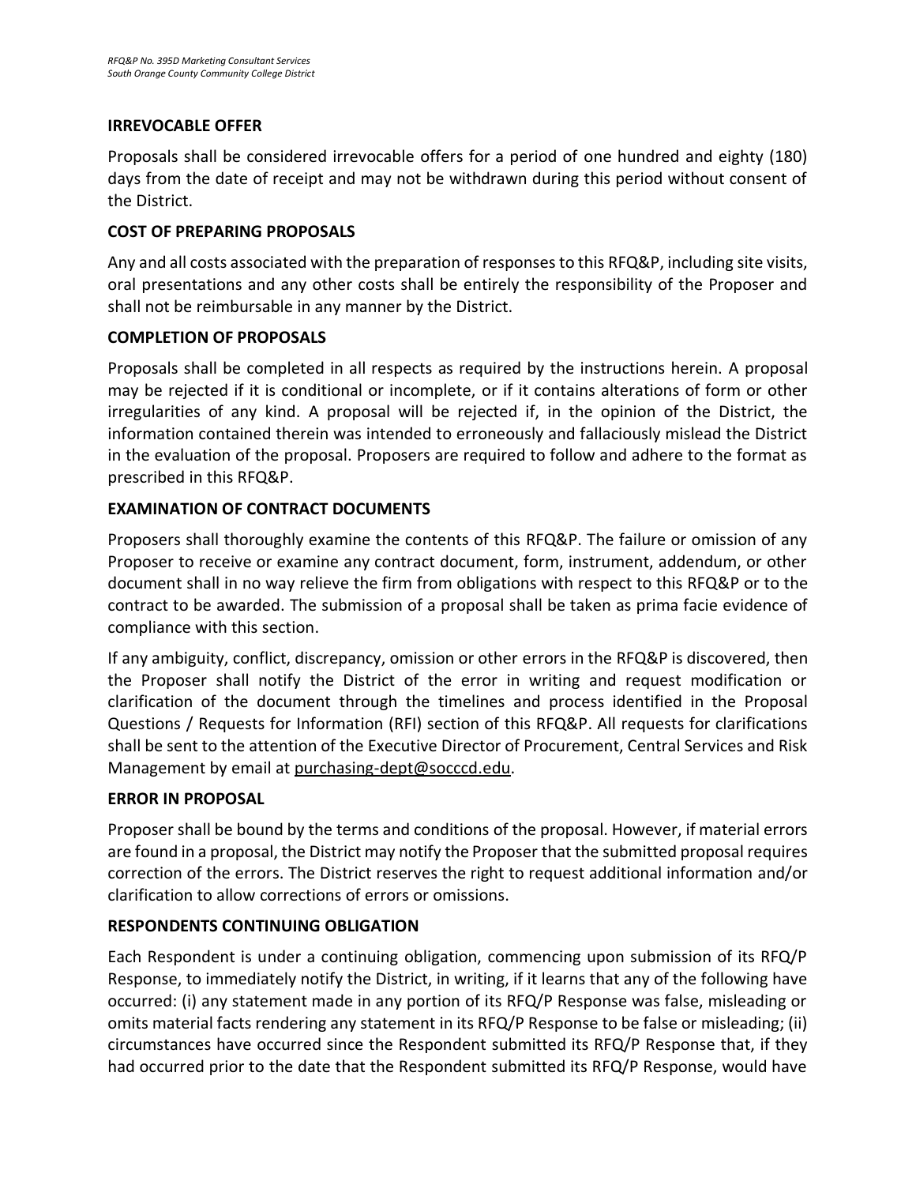## IRREVOCABLE OFFER

Proposals shall be considered irrevocable offers for a period of one hundred and eighty (180) days from the date of receipt and may not be withdrawn during this period without consent of the District.

## COST OF PREPARING PROPOSALS

Any and all costs associated with the preparation of responses to this RFQ&P, including site visits, oral presentations and any other costs shall be entirely the responsibility of the Proposer and shall not be reimbursable in any manner by the District.

## COMPLETION OF PROPOSALS

Proposals shall be completed in all respects as required by the instructions herein. A proposal may be rejected if it is conditional or incomplete, or if it contains alterations of form or other irregularities of any kind. A proposal will be rejected if, in the opinion of the District, the information contained therein was intended to erroneously and fallaciously mislead the District in the evaluation of the proposal. Proposers are required to follow and adhere to the format as prescribed in this RFQ&P.

## EXAMINATION OF CONTRACT DOCUMENTS

Proposers shall thoroughly examine the contents of this RFQ&P. The failure or omission of any Proposer to receive or examine any contract document, form, instrument, addendum, or other document shall in no way relieve the firm from obligations with respect to this RFQ&P or to the contract to be awarded. The submission of a proposal shall be taken as prima facie evidence of compliance with this section.

If any ambiguity, conflict, discrepancy, omission or other errors in the RFQ&P is discovered, then the Proposer shall notify the District of the error in writing and request modification or clarification of the document through the timelines and process identified in the Proposal Questions / Requests for Information (RFI) section of this RFQ&P. All requests for clarifications shall be sent to the attention of the Executive Director of Procurement, Central Services and Risk Management by email at purchasing-dept@socccd.edu.

## ERROR IN PROPOSAL

Proposer shall be bound by the terms and conditions of the proposal. However, if material errors are found in a proposal, the District may notify the Proposer that the submitted proposal requires correction of the errors. The District reserves the right to request additional information and/or clarification to allow corrections of errors or omissions.

## RESPONDENTS CONTINUING OBLIGATION

Each Respondent is under a continuing obligation, commencing upon submission of its RFQ/P Response, to immediately notify the District, in writing, if it learns that any of the following have occurred: (i) any statement made in any portion of its RFQ/P Response was false, misleading or omits material facts rendering any statement in its RFQ/P Response to be false or misleading; (ii) circumstances have occurred since the Respondent submitted its RFQ/P Response that, if they had occurred prior to the date that the Respondent submitted its RFQ/P Response, would have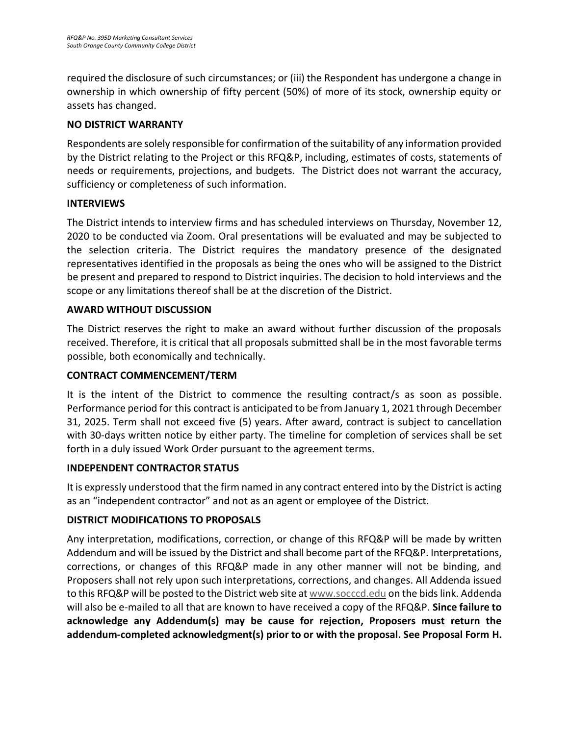required the disclosure of such circumstances; or (iii) the Respondent has undergone a change in ownership in which ownership of fifty percent (50%) of more of its stock, ownership equity or assets has changed.

## NO DISTRICT WARRANTY

Respondents are solely responsible for confirmation of the suitability of any information provided by the District relating to the Project or this RFQ&P, including, estimates of costs, statements of needs or requirements, projections, and budgets. The District does not warrant the accuracy, sufficiency or completeness of such information.

## INTERVIEWS

The District intends to interview firms and has scheduled interviews on Thursday, November 12, 2020 to be conducted via Zoom. Oral presentations will be evaluated and may be subjected to the selection criteria. The District requires the mandatory presence of the designated representatives identified in the proposals as being the ones who will be assigned to the District be present and prepared to respond to District inquiries. The decision to hold interviews and the scope or any limitations thereof shall be at the discretion of the District.

## AWARD WITHOUT DISCUSSION

The District reserves the right to make an award without further discussion of the proposals received. Therefore, it is critical that all proposals submitted shall be in the most favorable terms possible, both economically and technically.

## CONTRACT COMMENCEMENT/TERM

It is the intent of the District to commence the resulting contract/s as soon as possible. Performance period for this contract is anticipated to be from January 1, 2021 through December 31, 2025. Term shall not exceed five (5) years. After award, contract is subject to cancellation with 30-days written notice by either party. The timeline for completion of services shall be set forth in a duly issued Work Order pursuant to the agreement terms.

## INDEPENDENT CONTRACTOR STATUS

It is expressly understood that the firm named in any contract entered into by the District is acting as an "independent contractor" and not as an agent or employee of the District.

## DISTRICT MODIFICATIONS TO PROPOSALS

Any interpretation, modifications, correction, or change of this RFQ&P will be made by written Addendum and will be issued by the District and shall become part of the RFQ&P. Interpretations, corrections, or changes of this RFQ&P made in any other manner will not be binding, and Proposers shall not rely upon such interpretations, corrections, and changes. All Addenda issued to this RFQ&P will be posted to the District web site at www.socccd.edu on the bids link. Addenda will also be e-mailed to all that are known to have received a copy of the RFQ&P. **Since failure to acknowledge any Addendum(s) may be cause for rejection, Proposers must return the addendum-completed acknowledgment(s) prior to or with the proposal. See Proposal Form H.**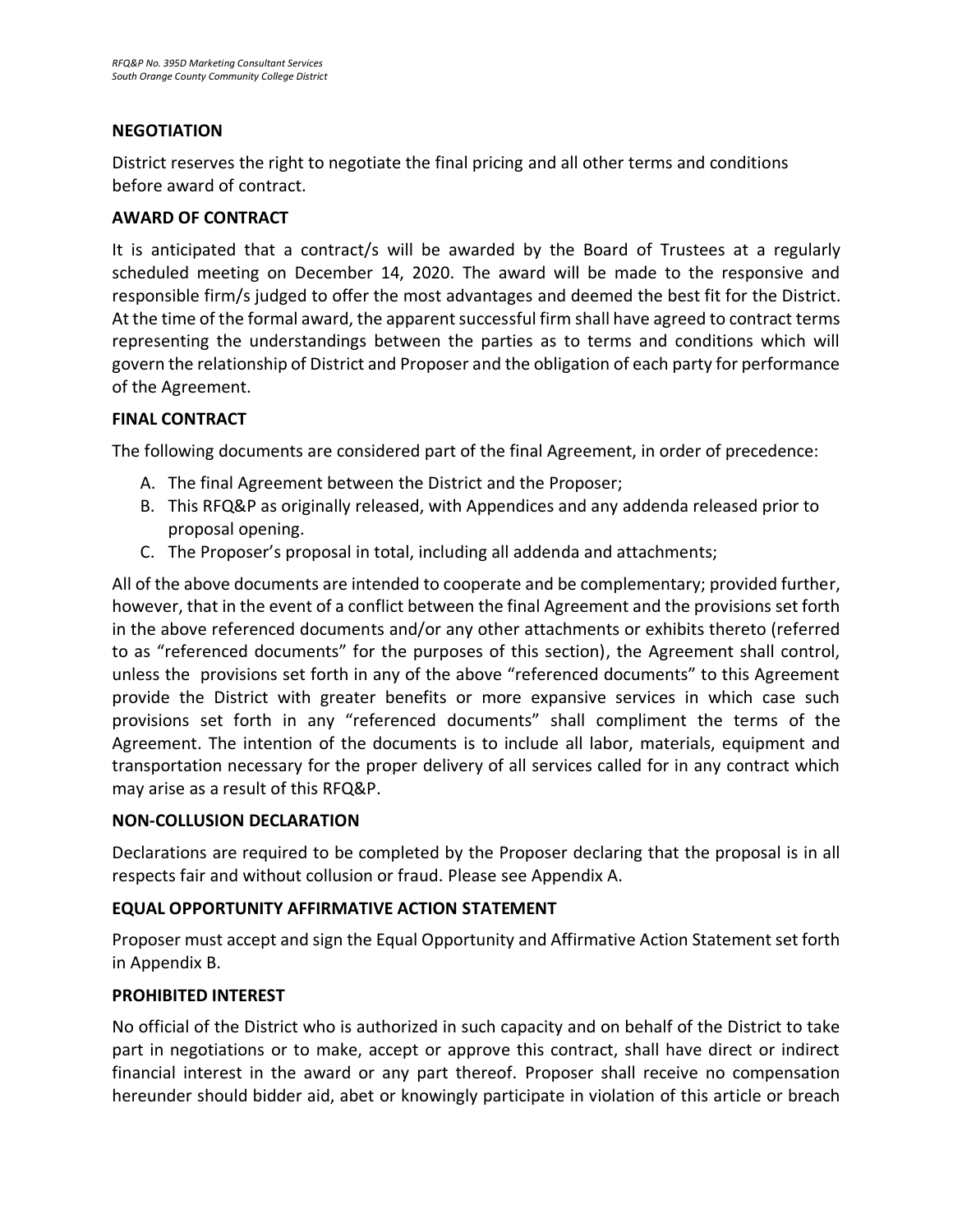## NEGOTIATION

District reserves the right to negotiate the final pricing and all other terms and conditions before award of contract.

## AWARD OF CONTRACT

It is anticipated that a contract/s will be awarded by the Board of Trustees at a regularly scheduled meeting on December 14, 2020. The award will be made to the responsive and responsible firm/s judged to offer the most advantages and deemed the best fit for the District. At the time of the formal award, the apparent successful firm shall have agreed to contract terms representing the understandings between the parties as to terms and conditions which will govern the relationship of District and Proposer and the obligation of each party for performance of the Agreement.

## FINAL CONTRACT

The following documents are considered part of the final Agreement, in order of precedence:

A. The final Agreement between the District and the Proposer;
B. This RFQ&P as originally released, with Appendices and any addenda released prior to proposal opening.
C. The Proposer's proposal in total, including all addenda and attachments;

All of the above documents are intended to cooperate and be complementary; provided further, however, that in the event of a conflict between the final Agreement and the provisions set forth in the above referenced documents and/or any other attachments or exhibits thereto (referred to as "referenced documents" for the purposes of this section), the Agreement shall control, unless the provisions set forth in any of the above "referenced documents" to this Agreement provide the District with greater benefits or more expansive services in which case such provisions set forth in any "referenced documents" shall compliment the terms of the Agreement. The intention of the documents is to include all labor, materials, equipment and transportation necessary for the proper delivery of all services called for in any contract which may arise as a result of this RFQ&P.

## NON-COLLUSION DECLARATION

Declarations are required to be completed by the Proposer declaring that the proposal is in all respects fair and without collusion or fraud. Please see Appendix A.

## EQUAL OPPORTUNITY AFFIRMATIVE ACTION STATEMENT

Proposer must accept and sign the Equal Opportunity and Affirmative Action Statement set forth in Appendix B.

## PROHIBITED INTEREST

No official of the District who is authorized in such capacity and on behalf of the District to take part in negotiations or to make, accept or approve this contract, shall have direct or indirect financial interest in the award or any part thereof. Proposer shall receive no compensation hereunder should bidder aid, abet or knowingly participate in violation of this article or breach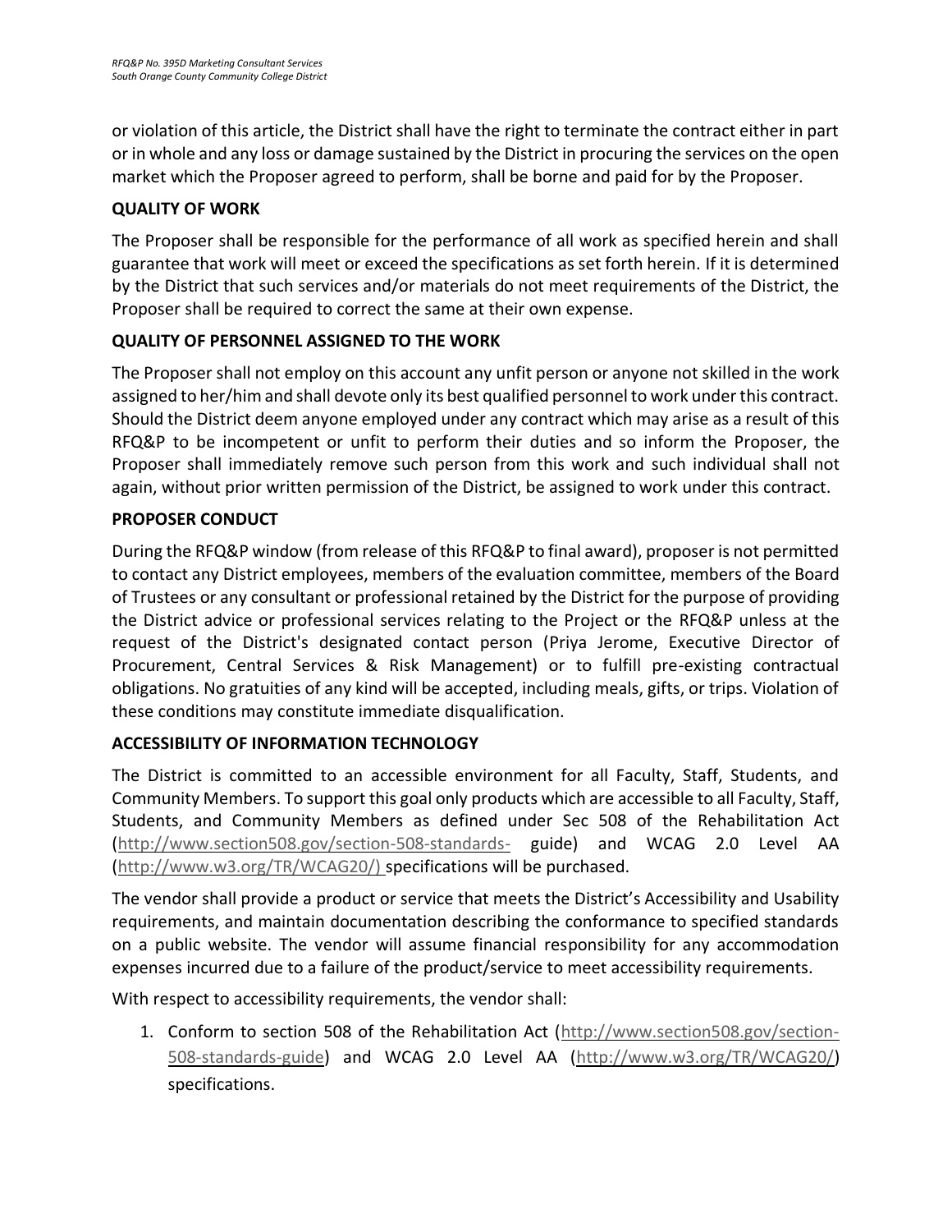or violation of this article, the District shall have the right to terminate the contract either in part or in whole and any loss or damage sustained by the District in procuring the services on the open market which the Proposer agreed to perform, shall be borne and paid for by the Proposer.

**QUALITY OF WORK**

The Proposer shall be responsible for the performance of all work as specified herein and shall guarantee that work will meet or exceed the specifications as set forth herein. If it is determined by the District that such services and/or materials do not meet requirements of the District, the Proposer shall be required to correct the same at their own expense.

**QUALITY OF PERSONNEL ASSIGNED TO THE WORK**

The Proposer shall not employ on this account any unfit person or anyone not skilled in the work assigned to her/him and shall devote only its best qualified personnel to work under this contract. Should the District deem anyone employed under any contract which may arise as a result of this RFQ&P to be incompetent or unfit to perform their duties and so inform the Proposer, the Proposer shall immediately remove such person from this work and such individual shall not again, without prior written permission of the District, be assigned to work under this contract.

**PROPOSER CONDUCT**

During the RFQ&P window (from release of this RFQ&P to final award), proposer is not permitted to contact any District employees, members of the evaluation committee, members of the Board of Trustees or any consultant or professional retained by the District for the purpose of providing the District advice or professional services relating to the Project or the RFQ&P unless at the request of the District's designated contact person (Priya Jerome, Executive Director of Procurement, Central Services & Risk Management) or to fulfill pre-existing contractual obligations. No gratuities of any kind will be accepted, including meals, gifts, or trips. Violation of these conditions may constitute immediate disqualification.

**ACCESSIBILITY OF INFORMATION TECHNOLOGY**

The District is committed to an accessible environment for all Faculty, Staff, Students, and Community Members. To support this goal only products which are accessible to all Faculty, Staff, Students, and Community Members as defined under Sec 508 of the Rehabilitation Act (http://www.section508.gov/section-508-standards- guide) and WCAG 2.0 Level AA (http://www.w3.org/TR/WCAG20/) specifications will be purchased.

The vendor shall provide a product or service that meets the District's Accessibility and Usability requirements, and maintain documentation describing the conformance to specified standards on a public website. The vendor will assume financial responsibility for any accommodation expenses incurred due to a failure of the product/service to meet accessibility requirements.

With respect to accessibility requirements, the vendor shall:

1. Conform to section 508 of the Rehabilitation Act (http://www.section508.gov/section-508-standards-guide) and WCAG 2.0 Level AA (http://www.w3.org/TR/WCAG20/) specifications.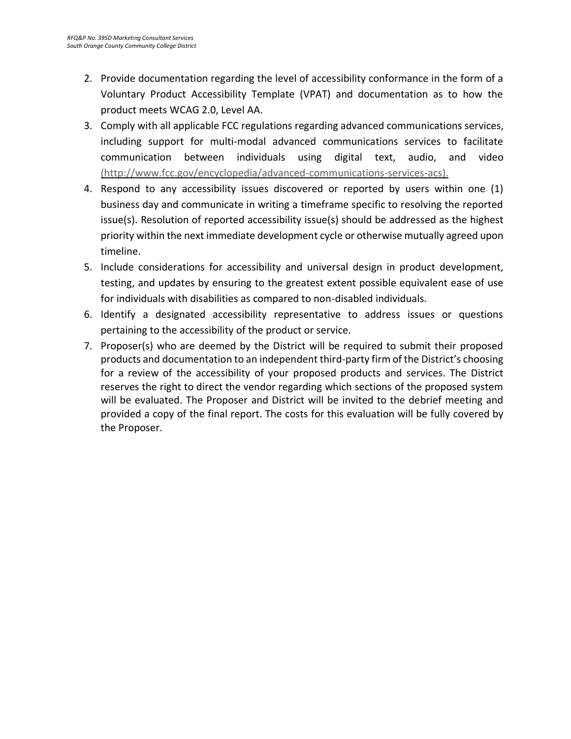2. Provide documentation regarding the level of accessibility conformance in the form of a Voluntary Product Accessibility Template (VPAT) and documentation as to how the product meets WCAG 2.0, Level AA.
3. Comply with all applicable FCC regulations regarding advanced communications services, including support for multi-modal advanced communications services to facilitate communication between individuals using digital text, audio, and video (http://www.fcc.gov/encyclopedia/advanced-communications-services-acs).
4. Respond to any accessibility issues discovered or reported by users within one (1) business day and communicate in writing a timeframe specific to resolving the reported issue(s). Resolution of reported accessibility issue(s) should be addressed as the highest priority within the next immediate development cycle or otherwise mutually agreed upon timeline.
5. Include considerations for accessibility and universal design in product development, testing, and updates by ensuring to the greatest extent possible equivalent ease of use for individuals with disabilities as compared to non-disabled individuals.
6. Identify a designated accessibility representative to address issues or questions pertaining to the accessibility of the product or service.
7. Proposer(s) who are deemed by the District will be required to submit their proposed products and documentation to an independent third-party firm of the District's choosing for a review of the accessibility of your proposed products and services. The District reserves the right to direct the vendor regarding which sections of the proposed system will be evaluated. The Proposer and District will be invited to the debrief meeting and provided a copy of the final report. The costs for this evaluation will be fully covered by the Proposer.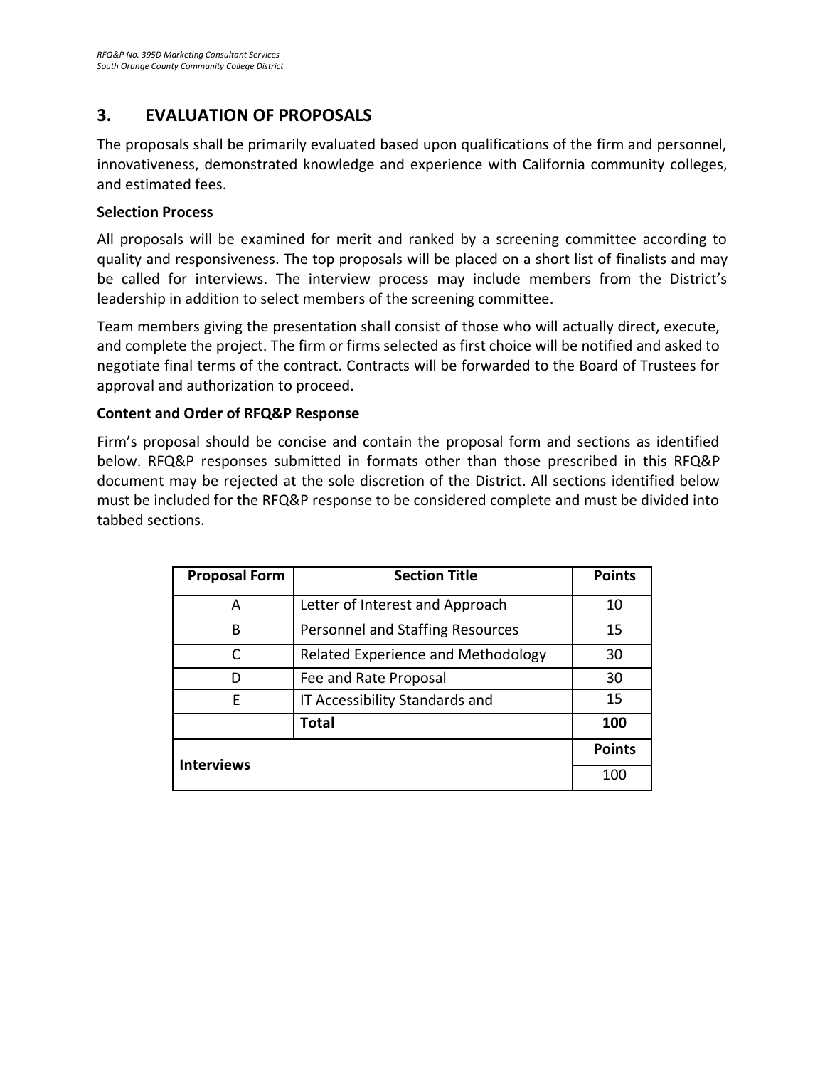## 3. EVALUATION OF PROPOSALS

The proposals shall be primarily evaluated based upon qualifications of the firm and personnel, innovativeness, demonstrated knowledge and experience with California community colleges, and estimated fees.

**Selection Process**

All proposals will be examined for merit and ranked by a screening committee according to quality and responsiveness. The top proposals will be placed on a short list of finalists and may be called for interviews. The interview process may include members from the District's leadership in addition to select members of the screening committee.

Team members giving the presentation shall consist of those who will actually direct, execute, and complete the project. The firm or firms selected as first choice will be notified and asked to negotiate final terms of the contract. Contracts will be forwarded to the Board of Trustees for approval and authorization to proceed.

**Content and Order of RFQ&P Response**

Firm's proposal should be concise and contain the proposal form and sections as identified below. RFQ&P responses submitted in formats other than those prescribed in this RFQ&P document may be rejected at the sole discretion of the District. All sections identified below must be included for the RFQ&P response to be considered complete and must be divided into tabbed sections.

| Proposal Form | Section Title | Points |
|---|---|---|
| A | Letter of Interest and Approach | 10 |
| B | Personnel and Staffing Resources | 15 |
| C | Related Experience and Methodology | 30 |
| D | Fee and Rate Proposal | 30 |
| E | IT Accessibility Standards and | 15 |
| | **Total** | **100** |
| **Interviews** | | **Points** |
| | | 100 |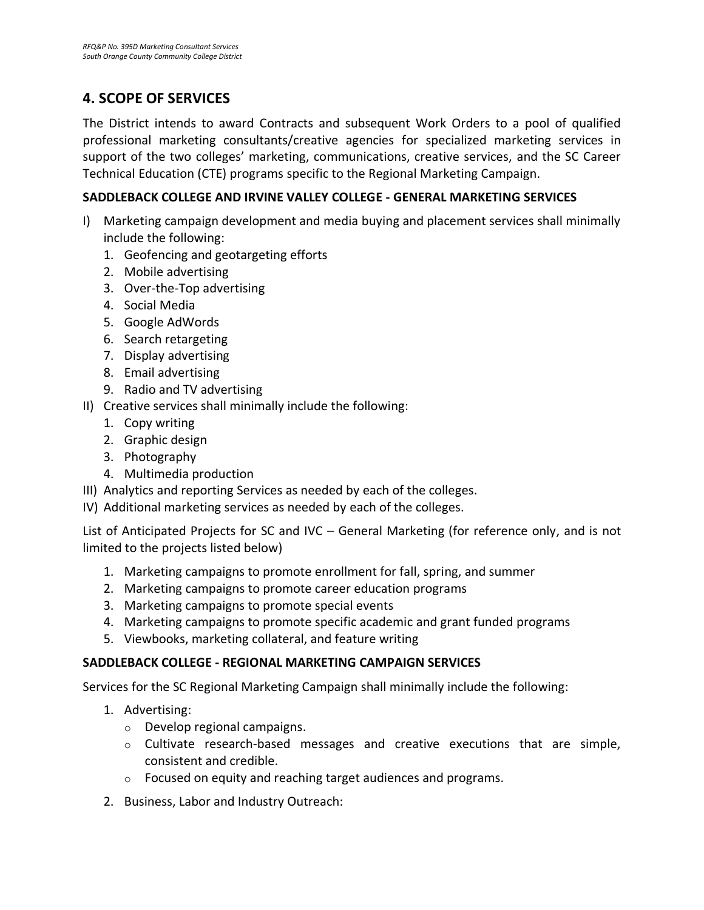## 4. SCOPE OF SERVICES

The District intends to award Contracts and subsequent Work Orders to a pool of qualified professional marketing consultants/creative agencies for specialized marketing services in support of the two colleges' marketing, communications, creative services, and the SC Career Technical Education (CTE) programs specific to the Regional Marketing Campaign.

**SADDLEBACK COLLEGE AND IRVINE VALLEY COLLEGE - GENERAL MARKETING SERVICES**

I) Marketing campaign development and media buying and placement services shall minimally include the following:
   1. Geofencing and geotargeting efforts
   2. Mobile advertising
   3. Over-the-Top advertising
   4. Social Media
   5. Google AdWords
   6. Search retargeting
   7. Display advertising
   8. Email advertising
   9. Radio and TV advertising

II) Creative services shall minimally include the following:
   1. Copy writing
   2. Graphic design
   3. Photography
   4. Multimedia production

III) Analytics and reporting Services as needed by each of the colleges.

IV) Additional marketing services as needed by each of the colleges.

List of Anticipated Projects for SC and IVC – General Marketing (for reference only, and is not limited to the projects listed below)

1. Marketing campaigns to promote enrollment for fall, spring, and summer
2. Marketing campaigns to promote career education programs
3. Marketing campaigns to promote special events
4. Marketing campaigns to promote specific academic and grant funded programs
5. Viewbooks, marketing collateral, and feature writing

**SADDLEBACK COLLEGE - REGIONAL MARKETING CAMPAIGN SERVICES**

Services for the SC Regional Marketing Campaign shall minimally include the following:

1. Advertising:
   - Develop regional campaigns.
   - Cultivate research-based messages and creative executions that are simple, consistent and credible.
   - Focused on equity and reaching target audiences and programs.
2. Business, Labor and Industry Outreach: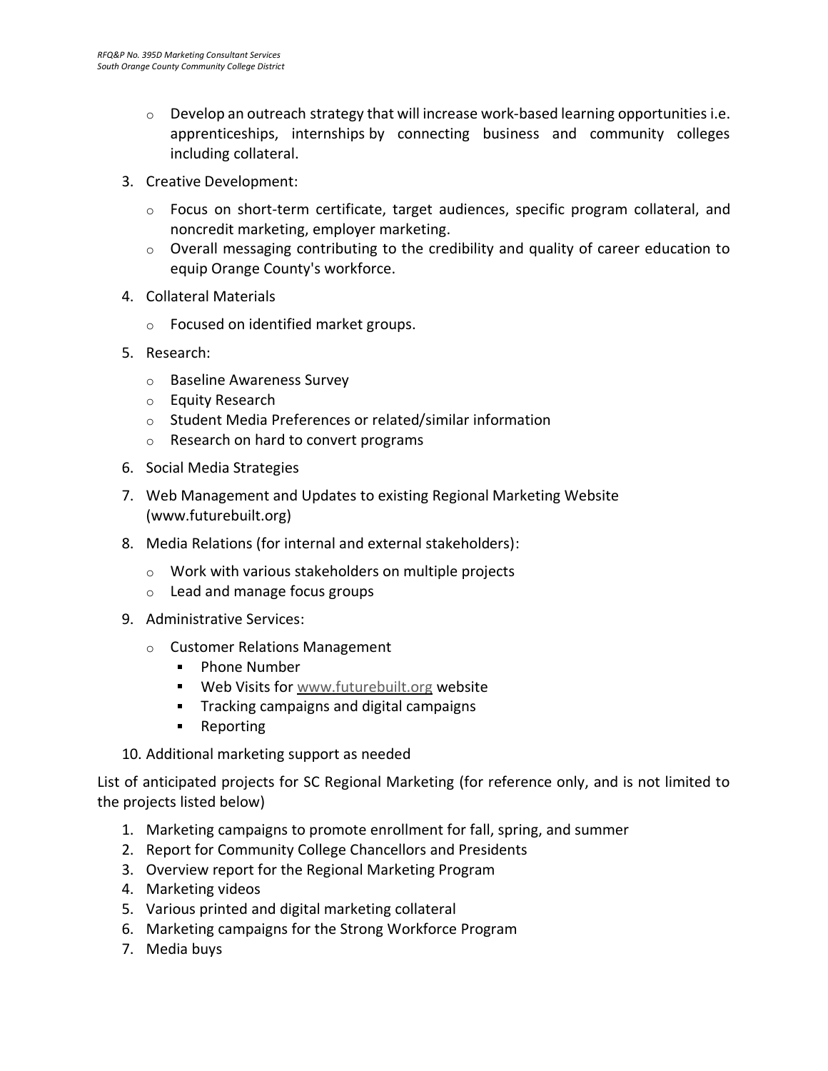- Develop an outreach strategy that will increase work-based learning opportunities i.e. apprenticeships, internships by connecting business and community colleges including collateral.

3. Creative Development:
   - Focus on short-term certificate, target audiences, specific program collateral, and noncredit marketing, employer marketing.
   - Overall messaging contributing to the credibility and quality of career education to equip Orange County's workforce.
4. Collateral Materials
   - Focused on identified market groups.
5. Research:
   - Baseline Awareness Survey
   - Equity Research
   - Student Media Preferences or related/similar information
   - Research on hard to convert programs
6. Social Media Strategies
7. Web Management and Updates to existing Regional Marketing Website (www.futurebuilt.org)
8. Media Relations (for internal and external stakeholders):
   - Work with various stakeholders on multiple projects
   - Lead and manage focus groups
9. Administrative Services:
   - Customer Relations Management
     - Phone Number
     - Web Visits for www.futurebuilt.org website
     - Tracking campaigns and digital campaigns
     - Reporting
10. Additional marketing support as needed

List of anticipated projects for SC Regional Marketing (for reference only, and is not limited to the projects listed below)

1. Marketing campaigns to promote enrollment for fall, spring, and summer
2. Report for Community College Chancellors and Presidents
3. Overview report for the Regional Marketing Program
4. Marketing videos
5. Various printed and digital marketing collateral
6. Marketing campaigns for the Strong Workforce Program
7. Media buys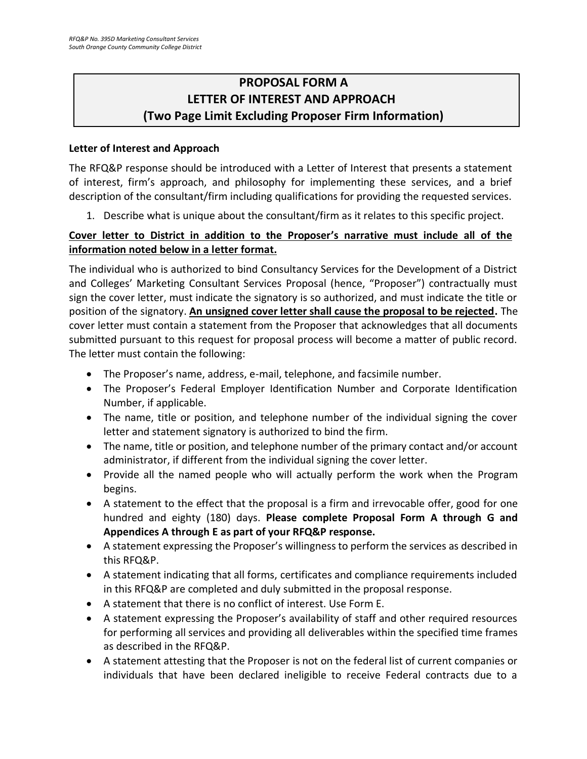# PROPOSAL FORM A
# LETTER OF INTEREST AND APPROACH
# (Two Page Limit Excluding Proposer Firm Information)

**Letter of Interest and Approach**

The RFQ&P response should be introduced with a Letter of Interest that presents a statement of interest, firm's approach, and philosophy for implementing these services, and a brief description of the consultant/firm including qualifications for providing the requested services.

1. Describe what is unique about the consultant/firm as it relates to this specific project.

**Cover letter to District in addition to the Proposer's narrative must include all of the information noted below in a letter format.**

The individual who is authorized to bind Consultancy Services for the Development of a District and Colleges' Marketing Consultant Services Proposal (hence, "Proposer") contractually must sign the cover letter, must indicate the signatory is so authorized, and must indicate the title or position of the signatory. **An unsigned cover letter shall cause the proposal to be rejected.** The cover letter must contain a statement from the Proposer that acknowledges that all documents submitted pursuant to this request for proposal process will become a matter of public record. The letter must contain the following:

- The Proposer's name, address, e-mail, telephone, and facsimile number.
- The Proposer's Federal Employer Identification Number and Corporate Identification Number, if applicable.
- The name, title or position, and telephone number of the individual signing the cover letter and statement signatory is authorized to bind the firm.
- The name, title or position, and telephone number of the primary contact and/or account administrator, if different from the individual signing the cover letter.
- Provide all the named people who will actually perform the work when the Program begins.
- A statement to the effect that the proposal is a firm and irrevocable offer, good for one hundred and eighty (180) days. **Please complete Proposal Form A through G and Appendices A through E as part of your RFQ&P response.**
- A statement expressing the Proposer's willingness to perform the services as described in this RFQ&P.
- A statement indicating that all forms, certificates and compliance requirements included in this RFQ&P are completed and duly submitted in the proposal response.
- A statement that there is no conflict of interest. Use Form E.
- A statement expressing the Proposer's availability of staff and other required resources for performing all services and providing all deliverables within the specified time frames as described in the RFQ&P.
- A statement attesting that the Proposer is not on the federal list of current companies or individuals that have been declared ineligible to receive Federal contracts due to a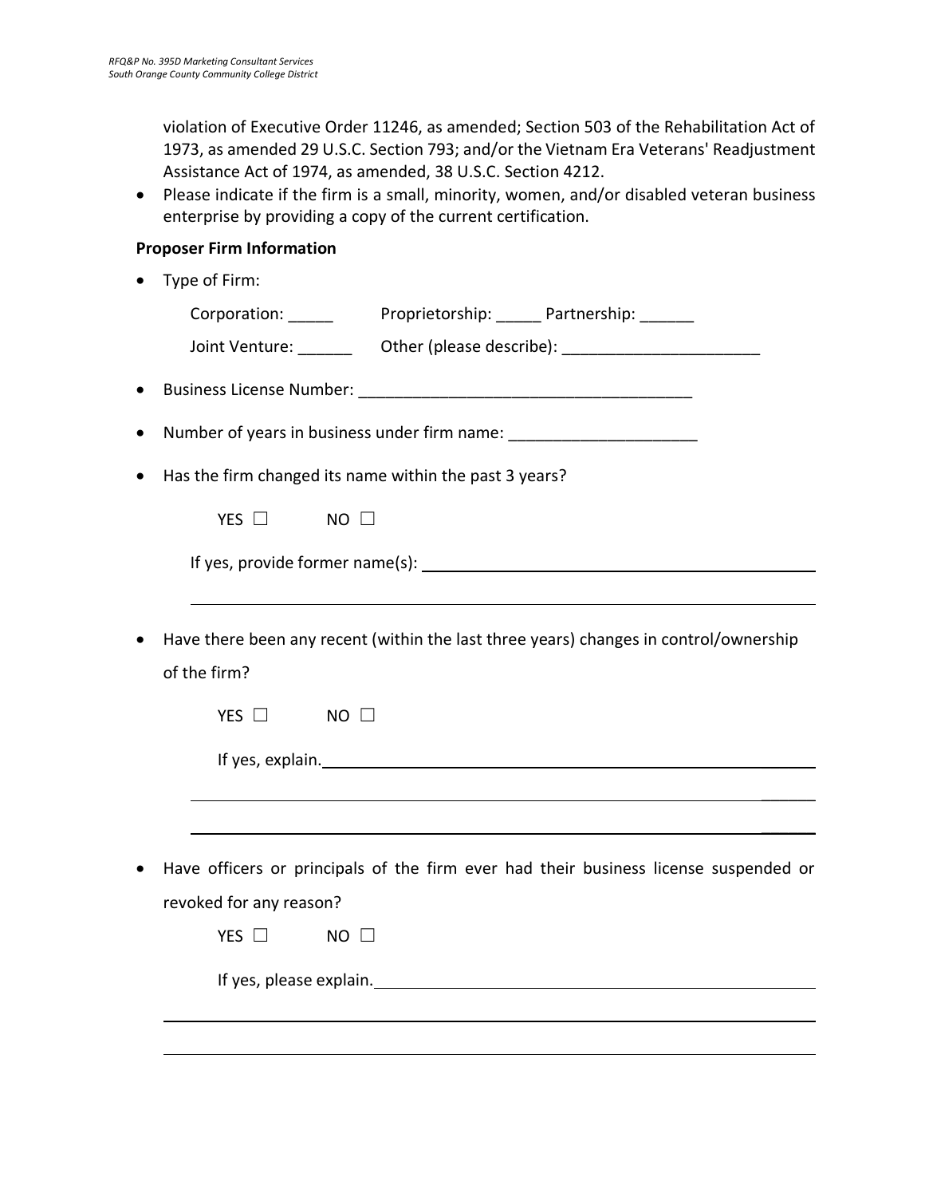violation of Executive Order 11246, as amended; Section 503 of the Rehabilitation Act of 1973, as amended 29 U.S.C. Section 793; and/or the Vietnam Era Veterans' Readjustment Assistance Act of 1974, as amended, 38 U.S.C. Section 4212.

- Please indicate if the firm is a small, minority, women, and/or disabled veteran business enterprise by providing a copy of the current certification.

**Proposer Firm Information**

- Type of Firm:

  Corporation: _____ Proprietorship: _____ Partnership: ______

  Joint Venture: ______ Other (please describe): ______________________

- Business License Number: _____________________________________

- Number of years in business under firm name: _____________________

- Has the firm changed its name within the past 3 years?

  YES ☐ NO ☐

  If yes, provide former name(s): ___________________________________________

  ___________________________________________________________________________

- Have there been any recent (within the last three years) changes in control/ownership of the firm?

  YES ☐ NO ☐

  If yes, explain. ___________________________________________________________

  ___________________________________________________________________________

  ___________________________________________________________________________

- Have officers or principals of the firm ever had their business license suspended or revoked for any reason?

  YES ☐ NO ☐

  If yes, please explain. _____________________________________________________

  ___________________________________________________________________________

  ___________________________________________________________________________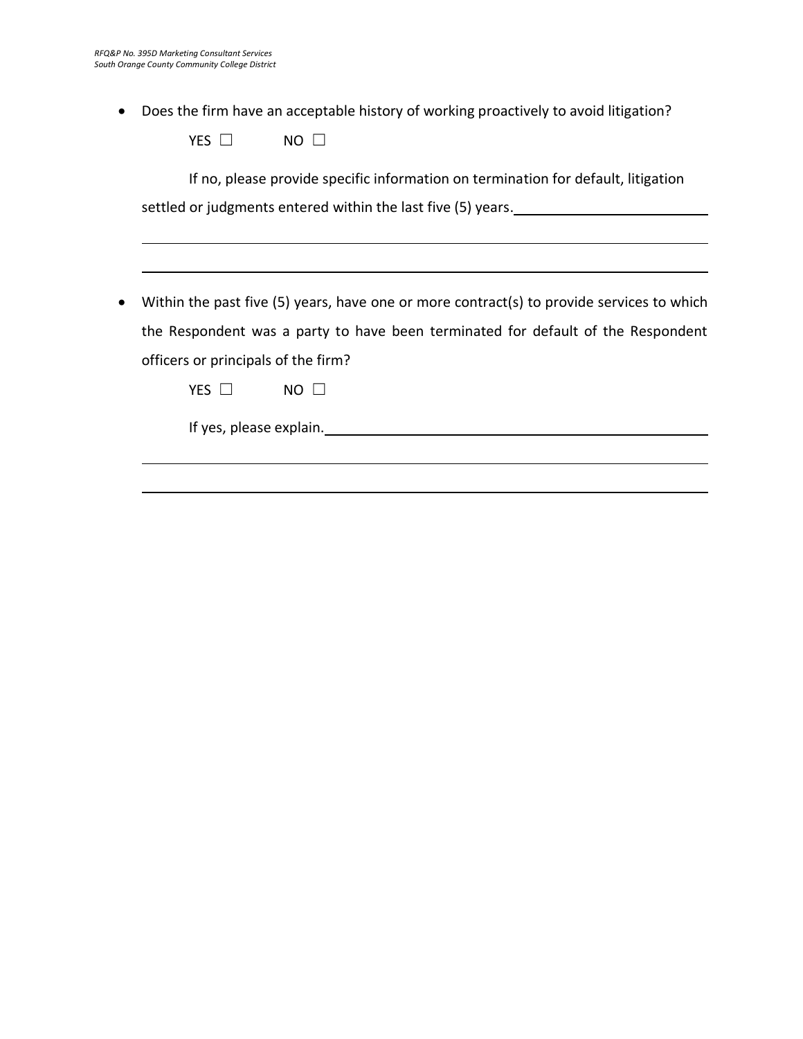- Does the firm have an acceptable history of working proactively to avoid litigation?

  YES ☐ NO ☐

  If no, please provide specific information on termination for default, litigation settled or judgments entered within the last five (5) years.\_\_\_\_\_\_\_\_\_\_\_\_\_\_\_\_\_\_\_\_\_\_\_\_\_\_\_\_

  \_\_\_\_\_\_\_\_\_\_\_\_\_\_\_\_\_\_\_\_\_\_\_\_\_\_\_\_\_\_\_\_\_\_\_\_\_\_\_\_\_\_\_\_\_\_\_\_\_\_\_\_\_\_\_\_\_\_\_\_\_\_\_\_\_\_\_\_\_\_\_\_

  \_\_\_\_\_\_\_\_\_\_\_\_\_\_\_\_\_\_\_\_\_\_\_\_\_\_\_\_\_\_\_\_\_\_\_\_\_\_\_\_\_\_\_\_\_\_\_\_\_\_\_\_\_\_\_\_\_\_\_\_\_\_\_\_\_\_\_\_\_\_\_\_

- Within the past five (5) years, have one or more contract(s) to provide services to which the Respondent was a party to have been terminated for default of the Respondent officers or principals of the firm?

  YES ☐ NO ☐

  If yes, please explain.\_\_\_\_\_\_\_\_\_\_\_\_\_\_\_\_\_\_\_\_\_\_\_\_\_\_\_\_\_\_\_\_\_\_\_\_\_\_\_\_\_\_\_\_\_\_\_\_\_\_

  \_\_\_\_\_\_\_\_\_\_\_\_\_\_\_\_\_\_\_\_\_\_\_\_\_\_\_\_\_\_\_\_\_\_\_\_\_\_\_\_\_\_\_\_\_\_\_\_\_\_\_\_\_\_\_\_\_\_\_\_\_\_\_\_\_\_\_\_\_\_\_\_

  \_\_\_\_\_\_\_\_\_\_\_\_\_\_\_\_\_\_\_\_\_\_\_\_\_\_\_\_\_\_\_\_\_\_\_\_\_\_\_\_\_\_\_\_\_\_\_\_\_\_\_\_\_\_\_\_\_\_\_\_\_\_\_\_\_\_\_\_\_\_\_\_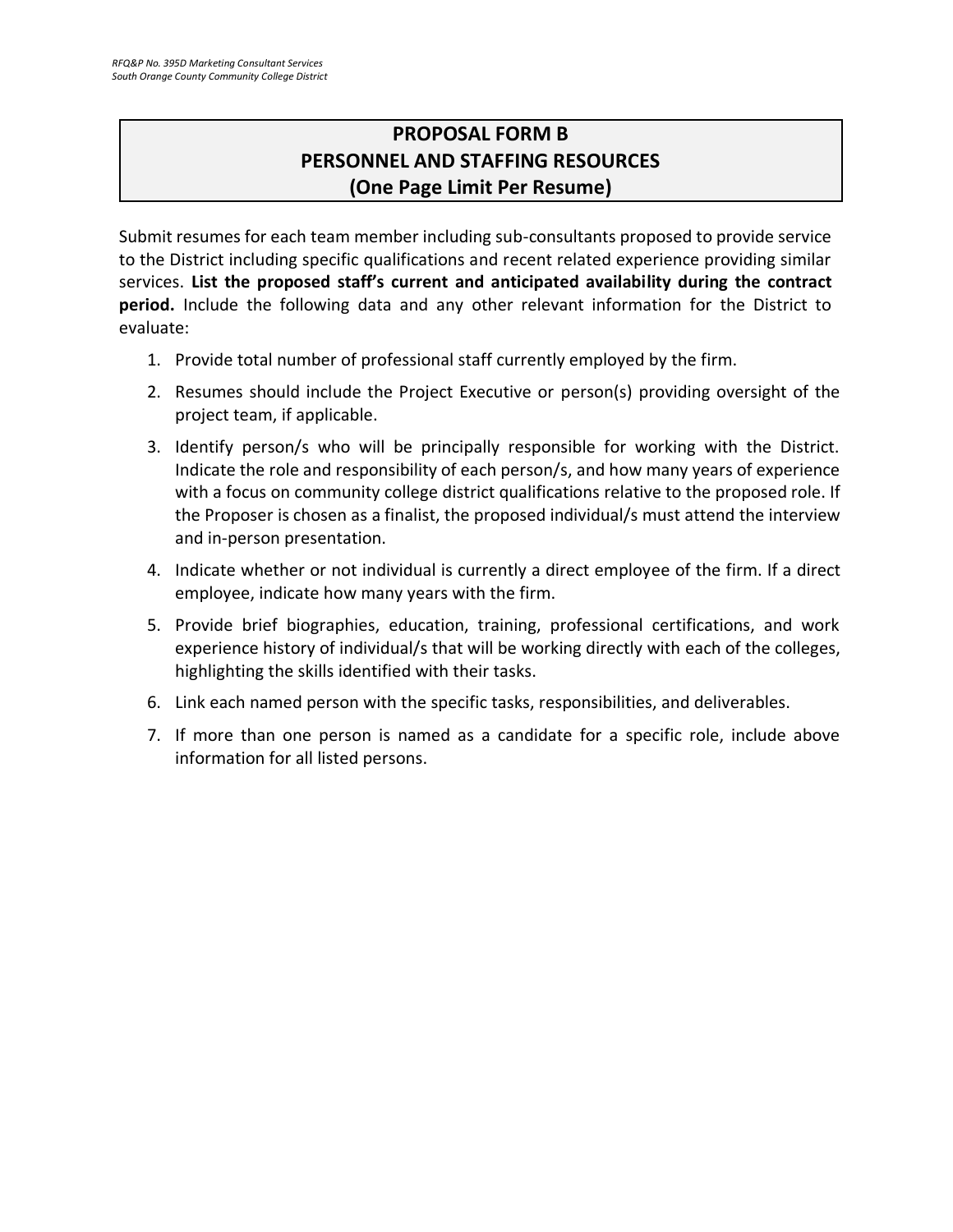# PROPOSAL FORM B
# PERSONNEL AND STAFFING RESOURCES
# (One Page Limit Per Resume)

Submit resumes for each team member including sub-consultants proposed to provide service to the District including specific qualifications and recent related experience providing similar services. **List the proposed staff's current and anticipated availability during the contract period.** Include the following data and any other relevant information for the District to evaluate:

1. Provide total number of professional staff currently employed by the firm.
2. Resumes should include the Project Executive or person(s) providing oversight of the project team, if applicable.
3. Identify person/s who will be principally responsible for working with the District. Indicate the role and responsibility of each person/s, and how many years of experience with a focus on community college district qualifications relative to the proposed role. If the Proposer is chosen as a finalist, the proposed individual/s must attend the interview and in-person presentation.
4. Indicate whether or not individual is currently a direct employee of the firm. If a direct employee, indicate how many years with the firm.
5. Provide brief biographies, education, training, professional certifications, and work experience history of individual/s that will be working directly with each of the colleges, highlighting the skills identified with their tasks.
6. Link each named person with the specific tasks, responsibilities, and deliverables.
7. If more than one person is named as a candidate for a specific role, include above information for all listed persons.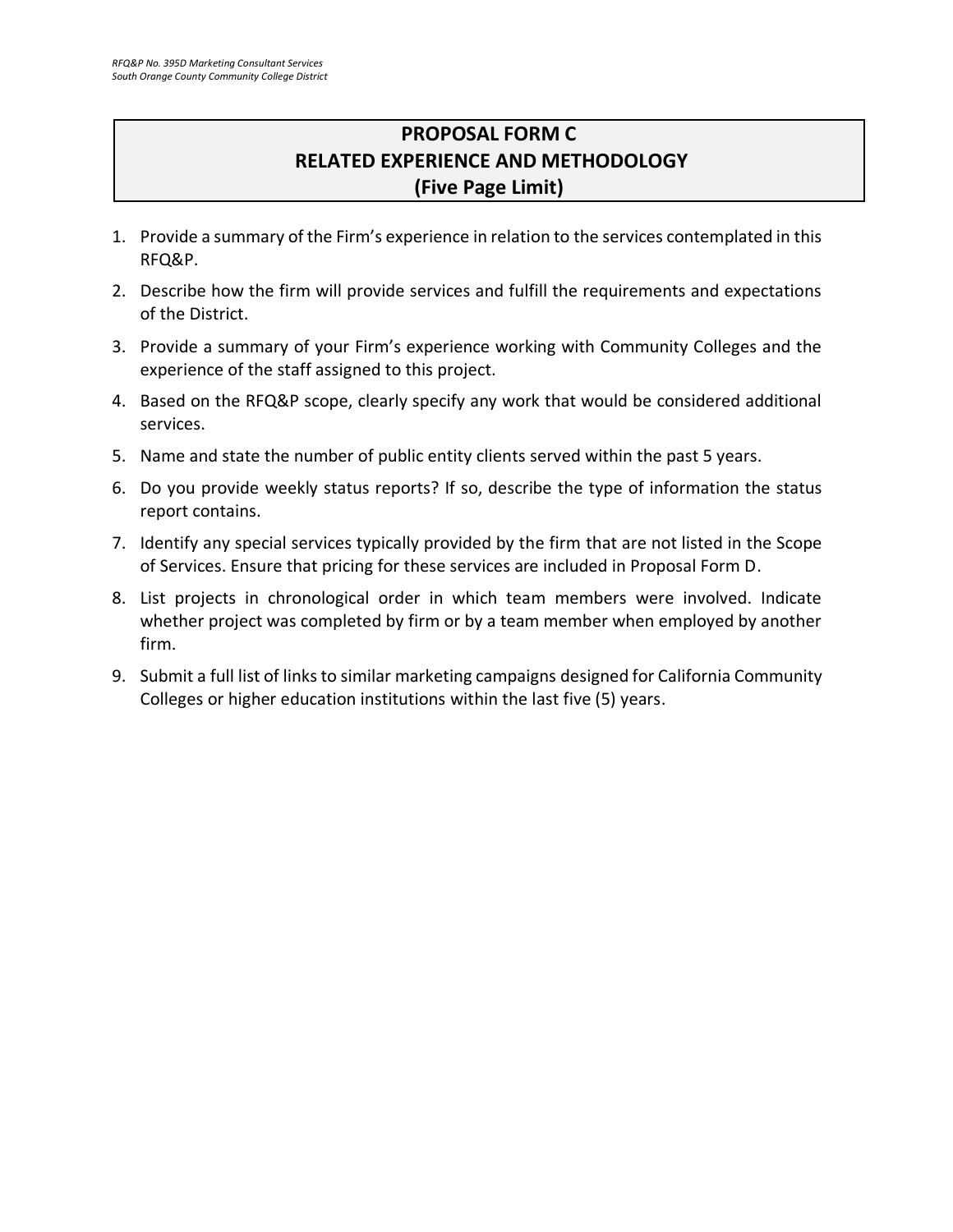## PROPOSAL FORM C
## RELATED EXPERIENCE AND METHODOLOGY
## (Five Page Limit)

1. Provide a summary of the Firm's experience in relation to the services contemplated in this RFQ&P.
2. Describe how the firm will provide services and fulfill the requirements and expectations of the District.
3. Provide a summary of your Firm's experience working with Community Colleges and the experience of the staff assigned to this project.
4. Based on the RFQ&P scope, clearly specify any work that would be considered additional services.
5. Name and state the number of public entity clients served within the past 5 years.
6. Do you provide weekly status reports? If so, describe the type of information the status report contains.
7. Identify any special services typically provided by the firm that are not listed in the Scope of Services. Ensure that pricing for these services are included in Proposal Form D.
8. List projects in chronological order in which team members were involved. Indicate whether project was completed by firm or by a team member when employed by another firm.
9. Submit a full list of links to similar marketing campaigns designed for California Community Colleges or higher education institutions within the last five (5) years.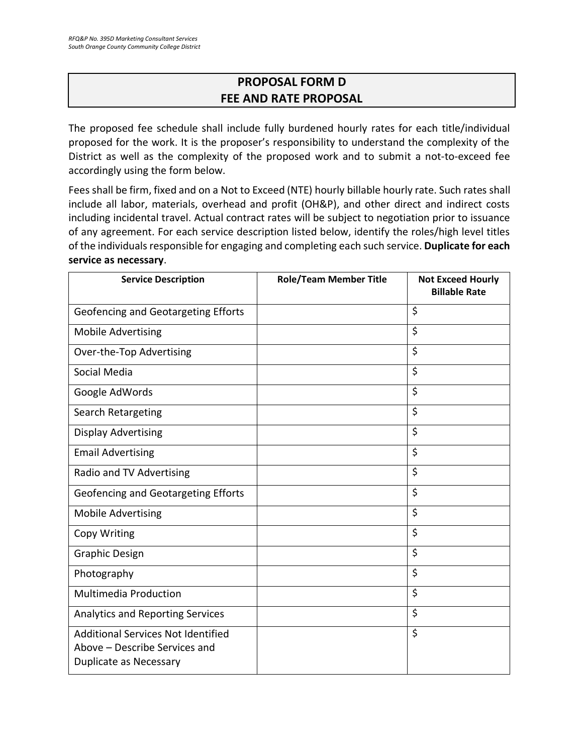## PROPOSAL FORM D
## FEE AND RATE PROPOSAL

The proposed fee schedule shall include fully burdened hourly rates for each title/individual proposed for the work. It is the proposer's responsibility to understand the complexity of the District as well as the complexity of the proposed work and to submit a not-to-exceed fee accordingly using the form below.

Fees shall be firm, fixed and on a Not to Exceed (NTE) hourly billable hourly rate. Such rates shall include all labor, materials, overhead and profit (OH&P), and other direct and indirect costs including incidental travel. Actual contract rates will be subject to negotiation prior to issuance of any agreement. For each service description listed below, identify the roles/high level titles of the individuals responsible for engaging and completing each such service. **Duplicate for each service as necessary**.

| Service Description | Role/Team Member Title | Not Exceed Hourly Billable Rate |
|---|---|---|
| Geofencing and Geotargeting Efforts | | $ |
| Mobile Advertising | | $ |
| Over-the-Top Advertising | | $ |
| Social Media | | $ |
| Google AdWords | | $ |
| Search Retargeting | | $ |
| Display Advertising | | $ |
| Email Advertising | | $ |
| Radio and TV Advertising | | $ |
| Geofencing and Geotargeting Efforts | | $ |
| Mobile Advertising | | $ |
| Copy Writing | | $ |
| Graphic Design | | $ |
| Photography | | $ |
| Multimedia Production | | $ |
| Analytics and Reporting Services | | $ |
| Additional Services Not Identified Above – Describe Services and Duplicate as Necessary | | $ |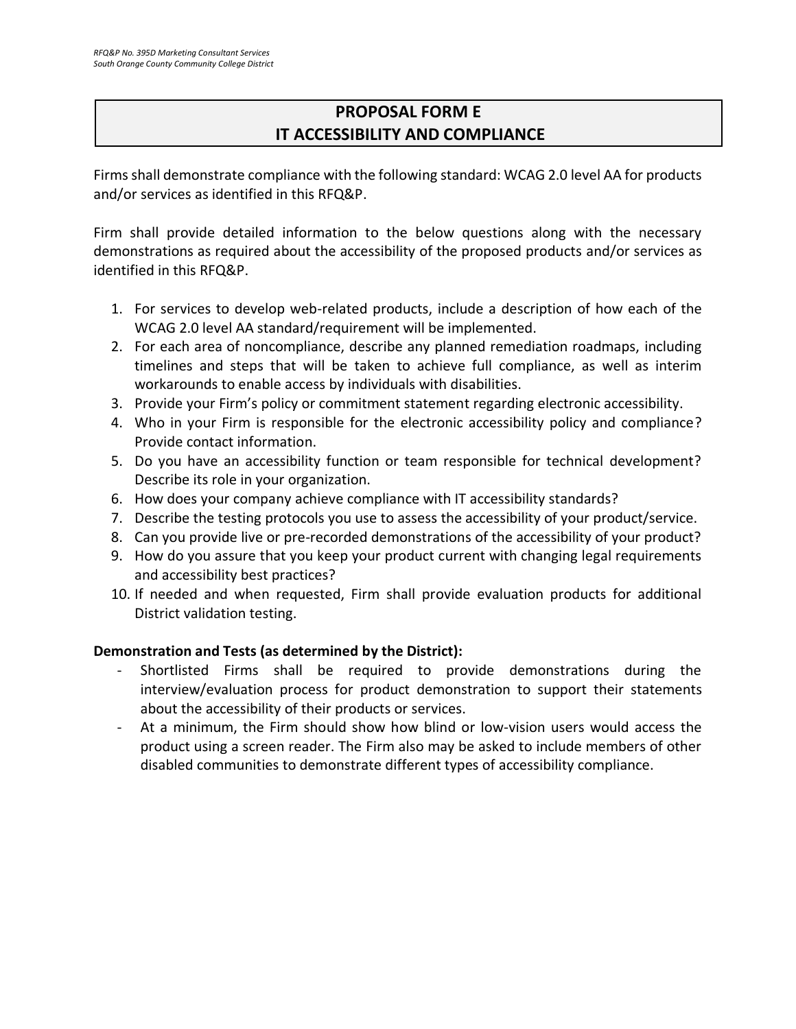# PROPOSAL FORM E
# IT ACCESSIBILITY AND COMPLIANCE

Firms shall demonstrate compliance with the following standard: WCAG 2.0 level AA for products and/or services as identified in this RFQ&P.

Firm shall provide detailed information to the below questions along with the necessary demonstrations as required about the accessibility of the proposed products and/or services as identified in this RFQ&P.

1. For services to develop web-related products, include a description of how each of the WCAG 2.0 level AA standard/requirement will be implemented.
2. For each area of noncompliance, describe any planned remediation roadmaps, including timelines and steps that will be taken to achieve full compliance, as well as interim workarounds to enable access by individuals with disabilities.
3. Provide your Firm's policy or commitment statement regarding electronic accessibility.
4. Who in your Firm is responsible for the electronic accessibility policy and compliance? Provide contact information.
5. Do you have an accessibility function or team responsible for technical development? Describe its role in your organization.
6. How does your company achieve compliance with IT accessibility standards?
7. Describe the testing protocols you use to assess the accessibility of your product/service.
8. Can you provide live or pre-recorded demonstrations of the accessibility of your product?
9. How do you assure that you keep your product current with changing legal requirements and accessibility best practices?
10. If needed and when requested, Firm shall provide evaluation products for additional District validation testing.

**Demonstration and Tests (as determined by the District):**

- Shortlisted Firms shall be required to provide demonstrations during the interview/evaluation process for product demonstration to support their statements about the accessibility of their products or services.
- At a minimum, the Firm should show how blind or low-vision users would access the product using a screen reader. The Firm also may be asked to include members of other disabled communities to demonstrate different types of accessibility compliance.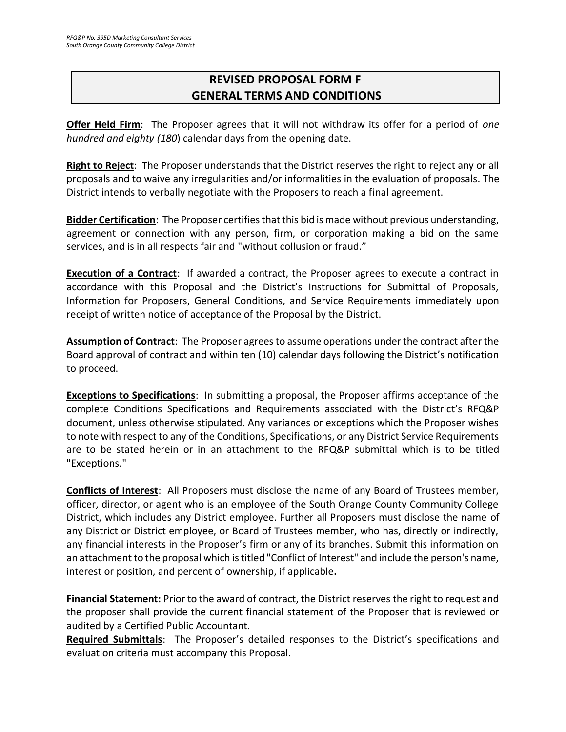# REVISED PROPOSAL FORM F
# GENERAL TERMS AND CONDITIONS

**Offer Held Firm**: The Proposer agrees that it will not withdraw its offer for a period of *one hundred and eighty (180*) calendar days from the opening date.

**Right to Reject**: The Proposer understands that the District reserves the right to reject any or all proposals and to waive any irregularities and/or informalities in the evaluation of proposals. The District intends to verbally negotiate with the Proposers to reach a final agreement.

**Bidder Certification**: The Proposer certifies that this bid is made without previous understanding, agreement or connection with any person, firm, or corporation making a bid on the same services, and is in all respects fair and "without collusion or fraud."

**Execution of a Contract**: If awarded a contract, the Proposer agrees to execute a contract in accordance with this Proposal and the District's Instructions for Submittal of Proposals, Information for Proposers, General Conditions, and Service Requirements immediately upon receipt of written notice of acceptance of the Proposal by the District.

**Assumption of Contract**: The Proposer agrees to assume operations under the contract after the Board approval of contract and within ten (10) calendar days following the District's notification to proceed.

**Exceptions to Specifications**: In submitting a proposal, the Proposer affirms acceptance of the complete Conditions Specifications and Requirements associated with the District's RFQ&P document, unless otherwise stipulated. Any variances or exceptions which the Proposer wishes to note with respect to any of the Conditions, Specifications, or any District Service Requirements are to be stated herein or in an attachment to the RFQ&P submittal which is to be titled "Exceptions."

**Conflicts of Interest**: All Proposers must disclose the name of any Board of Trustees member, officer, director, or agent who is an employee of the South Orange County Community College District, which includes any District employee. Further all Proposers must disclose the name of any District or District employee, or Board of Trustees member, who has, directly or indirectly, any financial interests in the Proposer's firm or any of its branches. Submit this information on an attachment to the proposal which is titled "Conflict of Interest" and include the person's name, interest or position, and percent of ownership, if applicable**.**

**Financial Statement:** Prior to the award of contract, the District reserves the right to request and the proposer shall provide the current financial statement of the Proposer that is reviewed or audited by a Certified Public Accountant.

**Required Submittals**: The Proposer's detailed responses to the District's specifications and evaluation criteria must accompany this Proposal.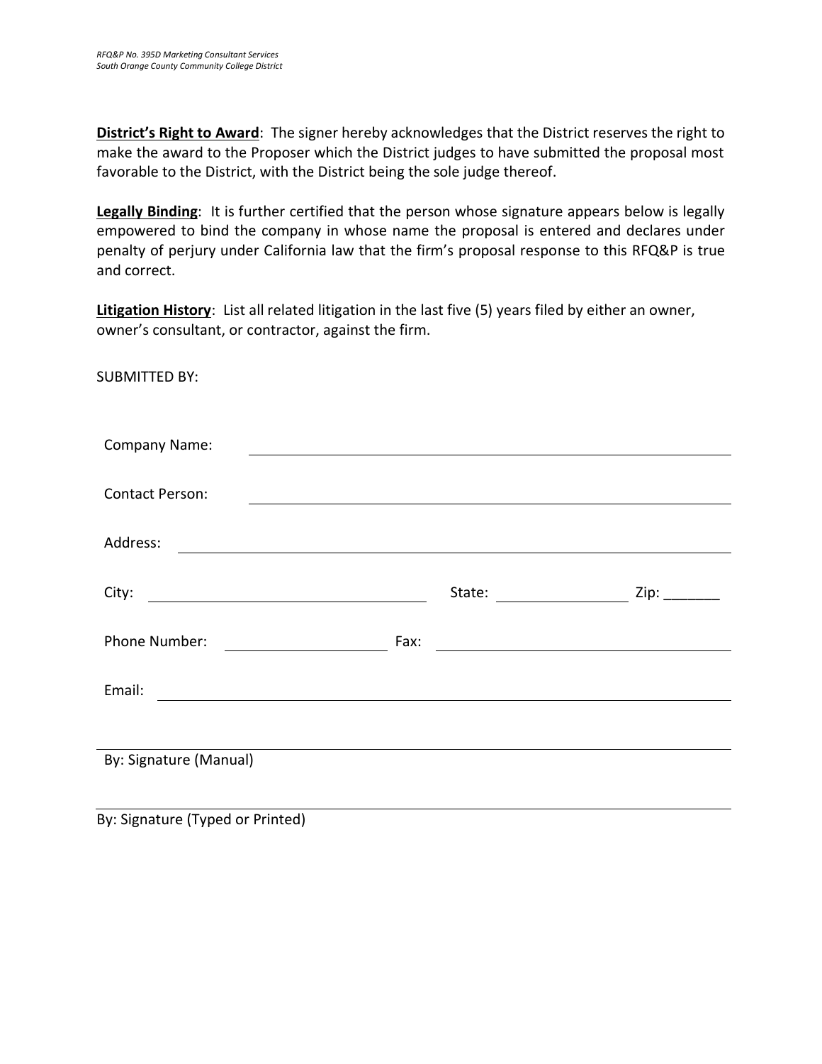**<u>District's Right to Award</u>**: The signer hereby acknowledges that the District reserves the right to make the award to the Proposer which the District judges to have submitted the proposal most favorable to the District, with the District being the sole judge thereof.

**<u>Legally Binding</u>**: It is further certified that the person whose signature appears below is legally empowered to bind the company in whose name the proposal is entered and declares under penalty of perjury under California law that the firm's proposal response to this RFQ&P is true and correct.

**<u>Litigation History</u>**: List all related litigation in the last five (5) years filed by either an owner, owner's consultant, or contractor, against the firm.

SUBMITTED BY:

Company Name: ______________________________________________

Contact Person: ______________________________________________

Address: ______________________________________________

City: ______________________ State: ______________ Zip: _______

Phone Number: ______________ Fax: ______________________

Email: ______________________________________________

______________________________________________
By: Signature (Manual)

______________________________________________
By: Signature (Typed or Printed)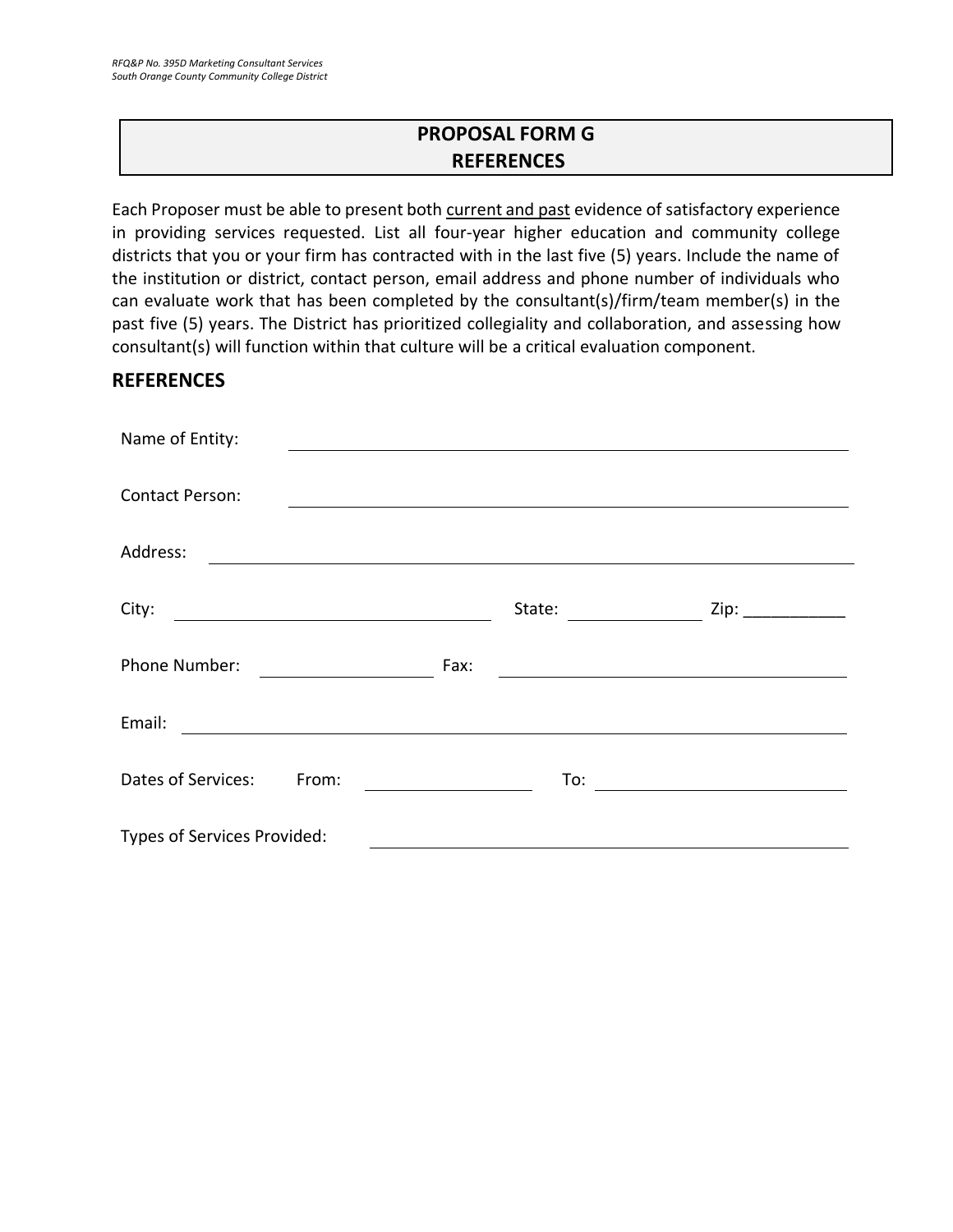## PROPOSAL FORM G
## REFERENCES

Each Proposer must be able to present both <u>current and past</u> evidence of satisfactory experience in providing services requested. List all four-year higher education and community college districts that you or your firm has contracted with in the last five (5) years. Include the name of the institution or district, contact person, email address and phone number of individuals who can evaluate work that has been completed by the consultant(s)/firm/team member(s) in the past five (5) years. The District has prioritized collegiality and collaboration, and assessing how consultant(s) will function within that culture will be a critical evaluation component.

### REFERENCES

Name of Entity: ______________________________________________

Contact Person: ______________________________________________

Address: ______________________________________________

City: ____________________ State: __________ Zip: ___________

Phone Number: ______________ Fax: ______________________

Email: ______________________________________________

Dates of Services: From: ______________ To: ______________________

Types of Services Provided: ______________________________________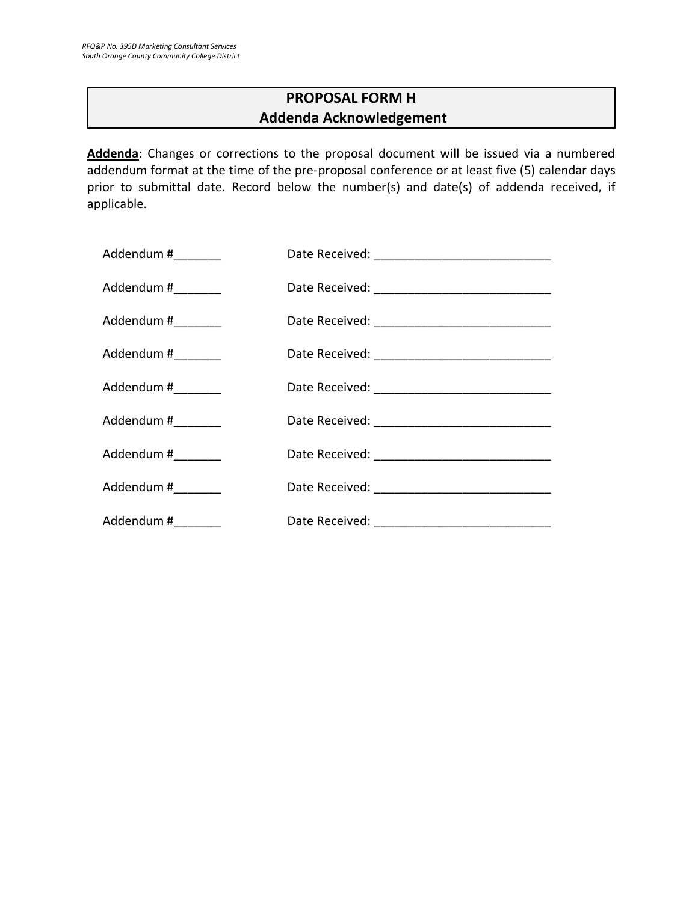## PROPOSAL FORM H
## Addenda Acknowledgement

**Addenda**: Changes or corrections to the proposal document will be issued via a numbered addendum format at the time of the pre-proposal conference or at least five (5) calendar days prior to submittal date. Record below the number(s) and date(s) of addenda received, if applicable.

Addendum #_______ Date Received: ___________________________

Addendum #_______ Date Received: ___________________________

Addendum #_______ Date Received: ___________________________

Addendum #_______ Date Received: ___________________________

Addendum #_______ Date Received: ___________________________

Addendum #_______ Date Received: ___________________________

Addendum #_______ Date Received: ___________________________

Addendum #_______ Date Received: ___________________________

Addendum #_______ Date Received: ___________________________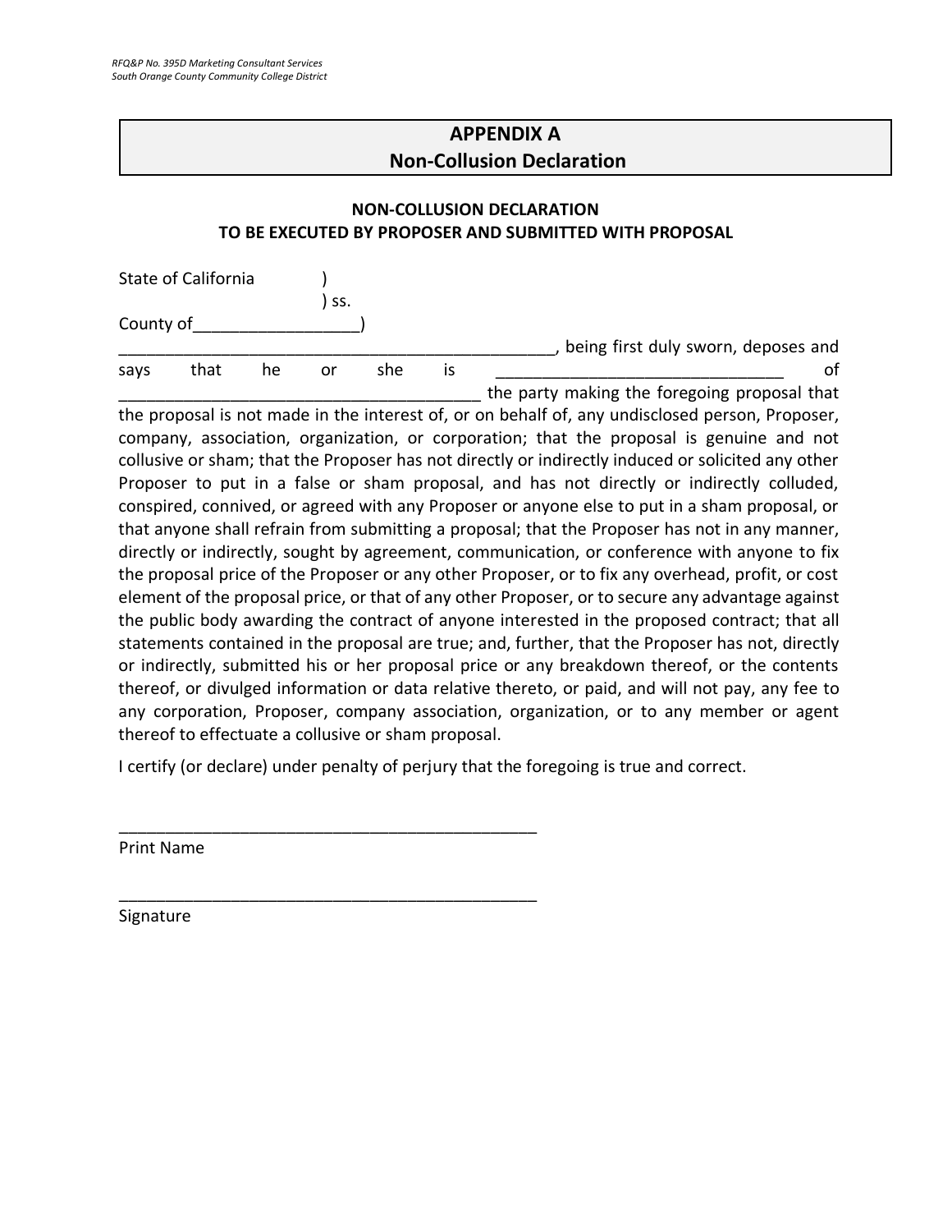## APPENDIX A
## Non-Collusion Declaration

### NON-COLLUSION DECLARATION
### TO BE EXECUTED BY PROPOSER AND SUBMITTED WITH PROPOSAL

State of California )
) ss.
County of_________________)

_______________________________________________, being first duly sworn, deposes and says that he or she is ______________________________ of ______________________________________ the party making the foregoing proposal that the proposal is not made in the interest of, or on behalf of, any undisclosed person, Proposer, company, association, organization, or corporation; that the proposal is genuine and not collusive or sham; that the Proposer has not directly or indirectly induced or solicited any other Proposer to put in a false or sham proposal, and has not directly or indirectly colluded, conspired, connived, or agreed with any Proposer or anyone else to put in a sham proposal, or that anyone shall refrain from submitting a proposal; that the Proposer has not in any manner, directly or indirectly, sought by agreement, communication, or conference with anyone to fix the proposal price of the Proposer or any other Proposer, or to fix any overhead, profit, or cost element of the proposal price, or that of any other Proposer, or to secure any advantage against the public body awarding the contract of anyone interested in the proposed contract; that all statements contained in the proposal are true; and, further, that the Proposer has not, directly or indirectly, submitted his or her proposal price or any breakdown thereof, or the contents thereof, or divulged information or data relative thereto, or paid, and will not pay, any fee to any corporation, Proposer, company association, organization, or to any member or agent thereof to effectuate a collusive or sham proposal.

I certify (or declare) under penalty of perjury that the foregoing is true and correct.

_______________________________________________
Print Name

_______________________________________________
Signature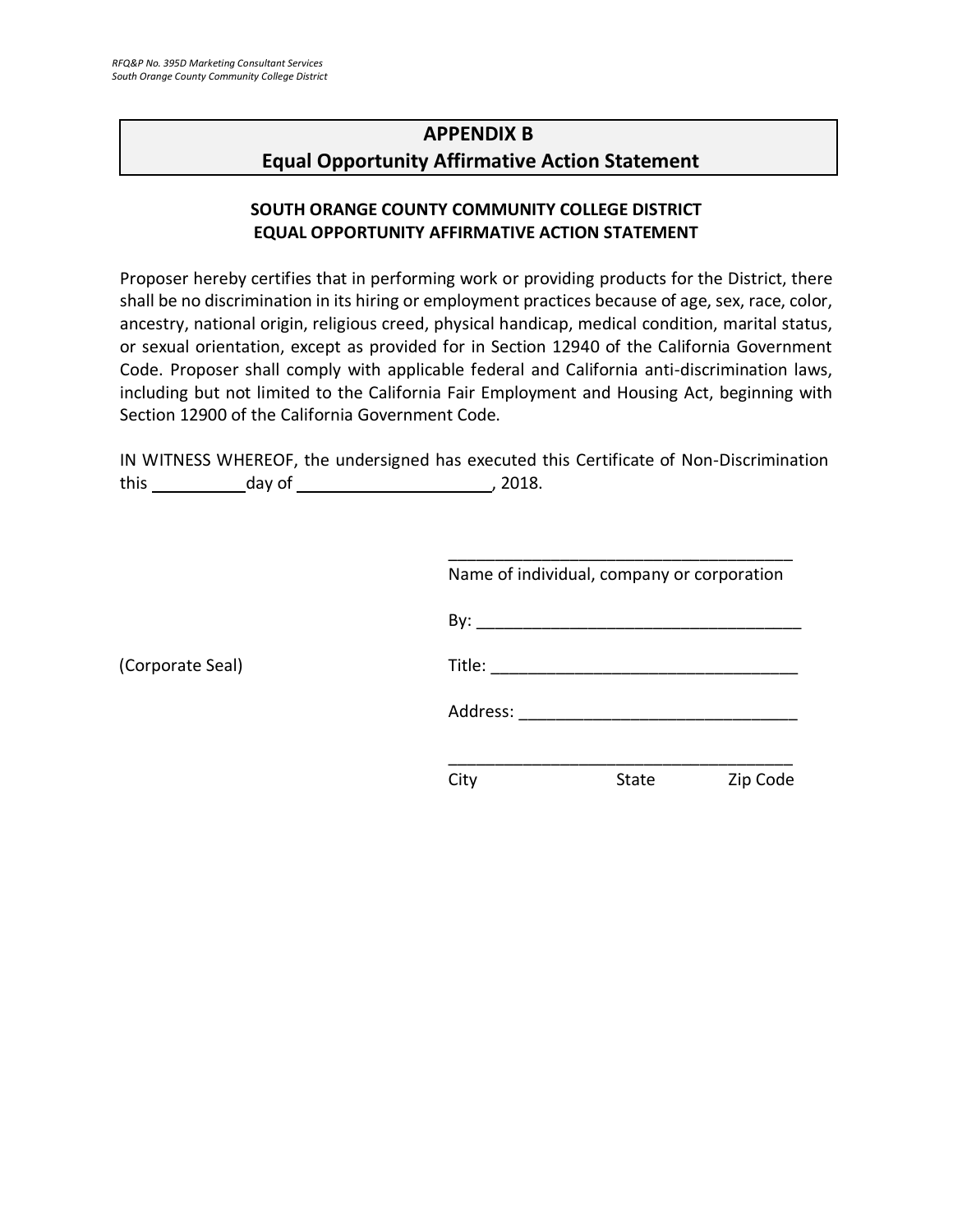## APPENDIX B
## Equal Opportunity Affirmative Action Statement

**SOUTH ORANGE COUNTY COMMUNITY COLLEGE DISTRICT**
**EQUAL OPPORTUNITY AFFIRMATIVE ACTION STATEMENT**

Proposer hereby certifies that in performing work or providing products for the District, there shall be no discrimination in its hiring or employment practices because of age, sex, race, color, ancestry, national origin, religious creed, physical handicap, medical condition, marital status, or sexual orientation, except as provided for in Section 12940 of the California Government Code. Proposer shall comply with applicable federal and California anti-discrimination laws, including but not limited to the California Fair Employment and Housing Act, beginning with Section 12900 of the California Government Code.

IN WITNESS WHEREOF, the undersigned has executed this Certificate of Non-Discrimination this __________ day of ____________________, 2018.

_____________________________________
Name of individual, company or corporation

By: _________________________________

(Corporate Seal)

Title: _______________________________

Address: ____________________________

_____________________________________
City State Zip Code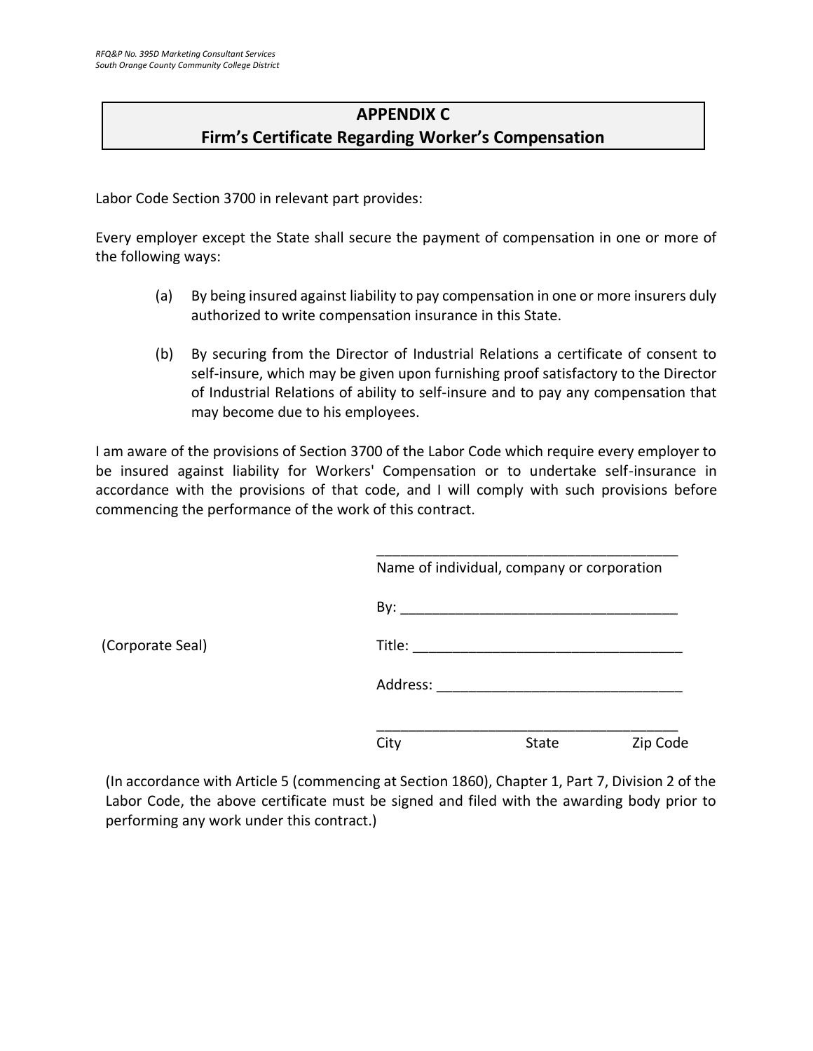# APPENDIX C
## Firm's Certificate Regarding Worker's Compensation

Labor Code Section 3700 in relevant part provides:

Every employer except the State shall secure the payment of compensation in one or more of the following ways:

(a) By being insured against liability to pay compensation in one or more insurers duly authorized to write compensation insurance in this State.

(b) By securing from the Director of Industrial Relations a certificate of consent to self-insure, which may be given upon furnishing proof satisfactory to the Director of Industrial Relations of ability to self-insure and to pay any compensation that may become due to his employees.

I am aware of the provisions of Section 3700 of the Labor Code which require every employer to be insured against liability for Workers' Compensation or to undertake self-insurance in accordance with the provisions of that code, and I will comply with such provisions before commencing the performance of the work of this contract.

_______________________________________
Name of individual, company or corporation

By: ___________________________________

(Corporate Seal)

Title: __________________________________

Address: ______________________________

_______________________________________
City State Zip Code

(In accordance with Article 5 (commencing at Section 1860), Chapter 1, Part 7, Division 2 of the Labor Code, the above certificate must be signed and filed with the awarding body prior to performing any work under this contract.)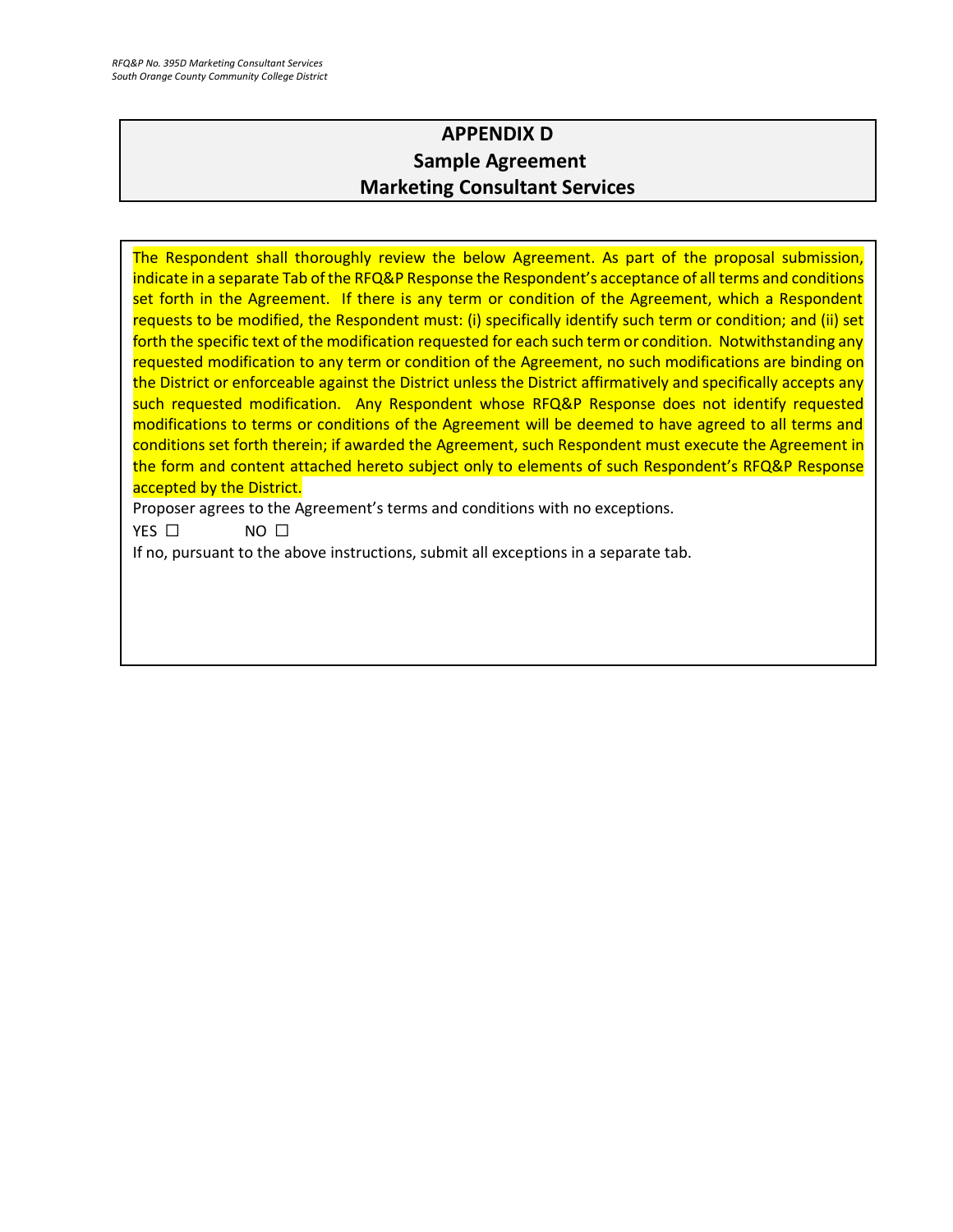# APPENDIX D
# Sample Agreement
# Marketing Consultant Services

The Respondent shall thoroughly review the below Agreement. As part of the proposal submission, indicate in a separate Tab of the RFQ&P Response the Respondent's acceptance of all terms and conditions set forth in the Agreement. If there is any term or condition of the Agreement, which a Respondent requests to be modified, the Respondent must: (i) specifically identify such term or condition; and (ii) set forth the specific text of the modification requested for each such term or condition. Notwithstanding any requested modification to any term or condition of the Agreement, no such modifications are binding on the District or enforceable against the District unless the District affirmatively and specifically accepts any such requested modification. Any Respondent whose RFQ&P Response does not identify requested modifications to terms or conditions of the Agreement will be deemed to have agreed to all terms and conditions set forth therein; if awarded the Agreement, such Respondent must execute the Agreement in the form and content attached hereto subject only to elements of such Respondent's RFQ&P Response accepted by the District.

Proposer agrees to the Agreement's terms and conditions with no exceptions.

YES ☐ NO ☐

If no, pursuant to the above instructions, submit all exceptions in a separate tab.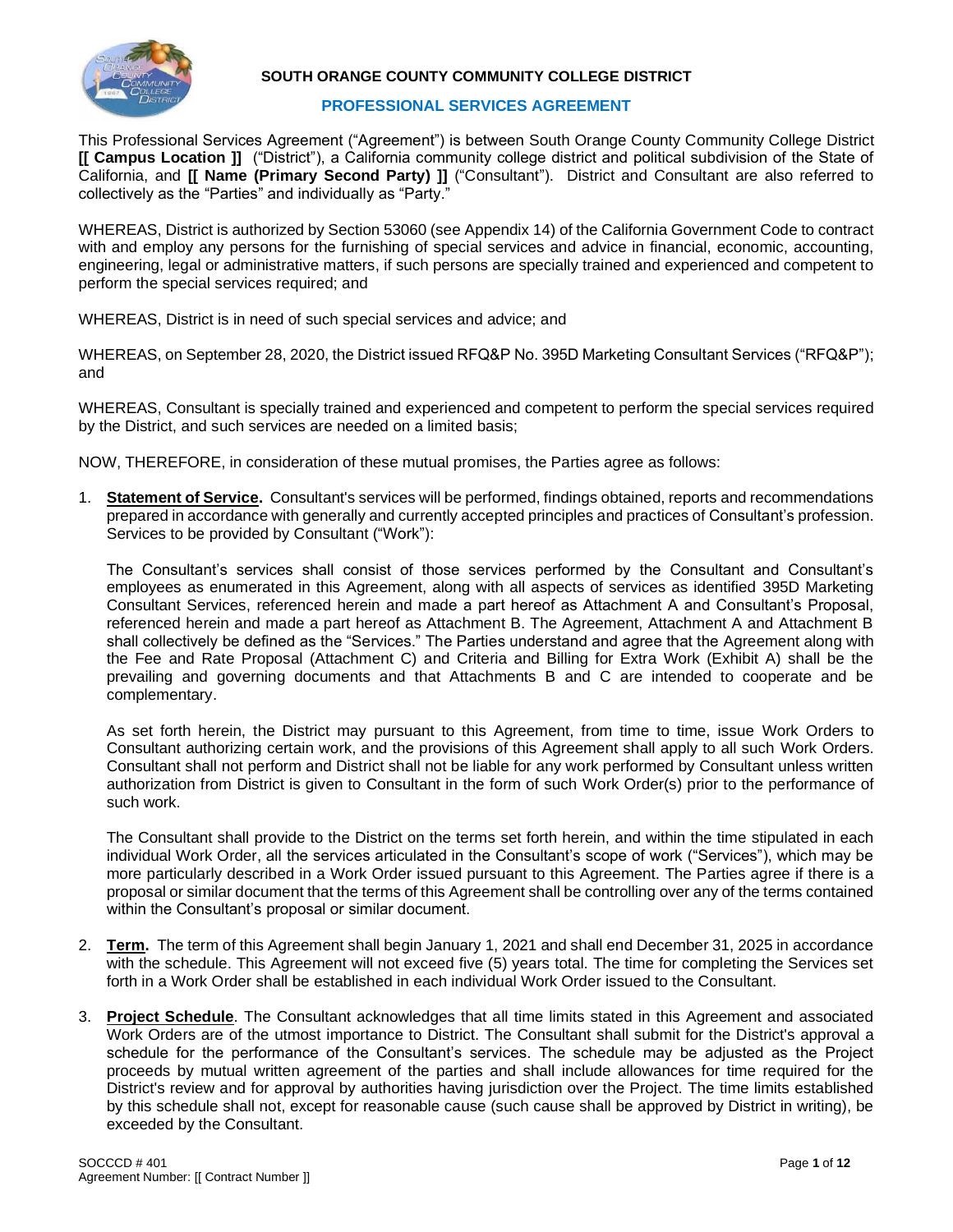**SOUTH ORANGE COUNTY COMMUNITY COLLEGE DISTRICT**

**PROFESSIONAL SERVICES AGREEMENT**

This Professional Services Agreement ("Agreement") is between South Orange County Community College District **[[ Campus Location ]]** ("District"), a California community college district and political subdivision of the State of California, and **[[ Name (Primary Second Party) ]]** ("Consultant"). District and Consultant are also referred to collectively as the "Parties" and individually as "Party."

WHEREAS, District is authorized by Section 53060 (see Appendix 14) of the California Government Code to contract with and employ any persons for the furnishing of special services and advice in financial, economic, accounting, engineering, legal or administrative matters, if such persons are specially trained and experienced and competent to perform the special services required; and

WHEREAS, District is in need of such special services and advice; and

WHEREAS, on September 28, 2020, the District issued RFQ&P No. 395D Marketing Consultant Services ("RFQ&P"); and

WHEREAS, Consultant is specially trained and experienced and competent to perform the special services required by the District, and such services are needed on a limited basis;

NOW, THEREFORE, in consideration of these mutual promises, the Parties agree as follows:

1. **Statement of Service.** Consultant's services will be performed, findings obtained, reports and recommendations prepared in accordance with generally and currently accepted principles and practices of Consultant's profession. Services to be provided by Consultant ("Work"):

   The Consultant's services shall consist of those services performed by the Consultant and Consultant's employees as enumerated in this Agreement, along with all aspects of services as identified 395D Marketing Consultant Services, referenced herein and made a part hereof as Attachment A and Consultant's Proposal, referenced herein and made a part hereof as Attachment B. The Agreement, Attachment A and Attachment B shall collectively be defined as the "Services." The Parties understand and agree that the Agreement along with the Fee and Rate Proposal (Attachment C) and Criteria and Billing for Extra Work (Exhibit A) shall be the prevailing and governing documents and that Attachments B and C are intended to cooperate and be complementary.

   As set forth herein, the District may pursuant to this Agreement, from time to time, issue Work Orders to Consultant authorizing certain work, and the provisions of this Agreement shall apply to all such Work Orders. Consultant shall not perform and District shall not be liable for any work performed by Consultant unless written authorization from District is given to Consultant in the form of such Work Order(s) prior to the performance of such work.

   The Consultant shall provide to the District on the terms set forth herein, and within the time stipulated in each individual Work Order, all the services articulated in the Consultant's scope of work ("Services"), which may be more particularly described in a Work Order issued pursuant to this Agreement. The Parties agree if there is a proposal or similar document that the terms of this Agreement shall be controlling over any of the terms contained within the Consultant's proposal or similar document.

2. **Term.** The term of this Agreement shall begin January 1, 2021 and shall end December 31, 2025 in accordance with the schedule. This Agreement will not exceed five (5) years total. The time for completing the Services set forth in a Work Order shall be established in each individual Work Order issued to the Consultant.

3. **Project Schedule**. The Consultant acknowledges that all time limits stated in this Agreement and associated Work Orders are of the utmost importance to District. The Consultant shall submit for the District's approval a schedule for the performance of the Consultant's services. The schedule may be adjusted as the Project proceeds by mutual written agreement of the parties and shall include allowances for time required for the District's review and for approval by authorities having jurisdiction over the Project. The time limits established by this schedule shall not, except for reasonable cause (such cause shall be approved by District in writing), be exceeded by the Consultant.

SOCCCD # 401
Agreement Number: [[ Contract Number ]]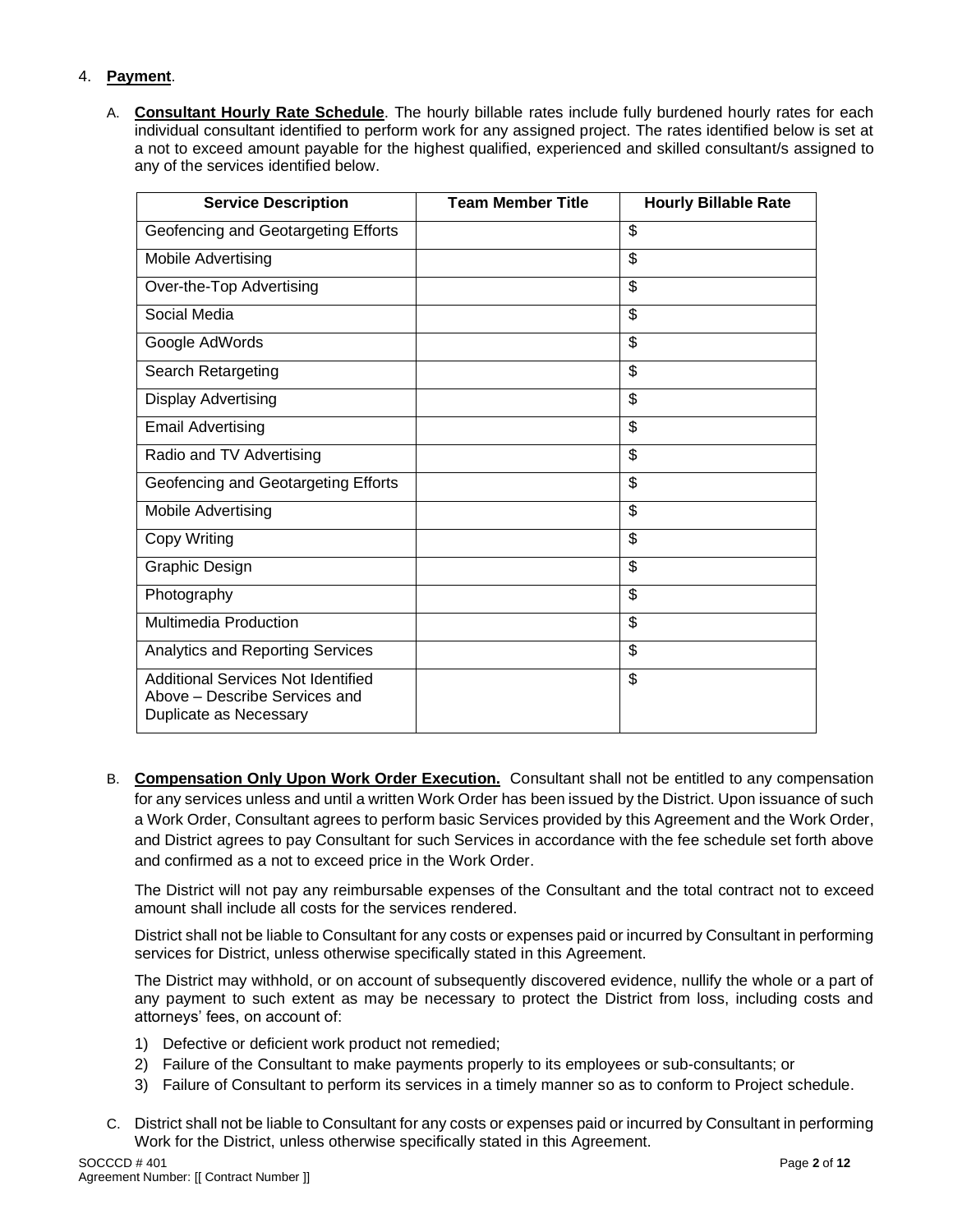4. **Payment**.

A. **Consultant Hourly Rate Schedule**. The hourly billable rates include fully burdened hourly rates for each individual consultant identified to perform work for any assigned project. The rates identified below is set at a not to exceed amount payable for the highest qualified, experienced and skilled consultant/s assigned to any of the services identified below.

| Service Description | Team Member Title | Hourly Billable Rate |
|---|---|---|
| Geofencing and Geotargeting Efforts | | $ |
| Mobile Advertising | | $ |
| Over-the-Top Advertising | | $ |
| Social Media | | $ |
| Google AdWords | | $ |
| Search Retargeting | | $ |
| Display Advertising | | $ |
| Email Advertising | | $ |
| Radio and TV Advertising | | $ |
| Geofencing and Geotargeting Efforts | | $ |
| Mobile Advertising | | $ |
| Copy Writing | | $ |
| Graphic Design | | $ |
| Photography | | $ |
| Multimedia Production | | $ |
| Analytics and Reporting Services | | $ |
| Additional Services Not Identified Above – Describe Services and Duplicate as Necessary | | $ |

B. **Compensation Only Upon Work Order Execution.** Consultant shall not be entitled to any compensation for any services unless and until a written Work Order has been issued by the District. Upon issuance of such a Work Order, Consultant agrees to perform basic Services provided by this Agreement and the Work Order, and District agrees to pay Consultant for such Services in accordance with the fee schedule set forth above and confirmed as a not to exceed price in the Work Order.

The District will not pay any reimbursable expenses of the Consultant and the total contract not to exceed amount shall include all costs for the services rendered.

District shall not be liable to Consultant for any costs or expenses paid or incurred by Consultant in performing services for District, unless otherwise specifically stated in this Agreement.

The District may withhold, or on account of subsequently discovered evidence, nullify the whole or a part of any payment to such extent as may be necessary to protect the District from loss, including costs and attorneys' fees, on account of:

1) Defective or deficient work product not remedied;
2) Failure of the Consultant to make payments properly to its employees or sub-consultants; or
3) Failure of Consultant to perform its services in a timely manner so as to conform to Project schedule.

C. District shall not be liable to Consultant for any costs or expenses paid or incurred by Consultant in performing Work for the District, unless otherwise specifically stated in this Agreement.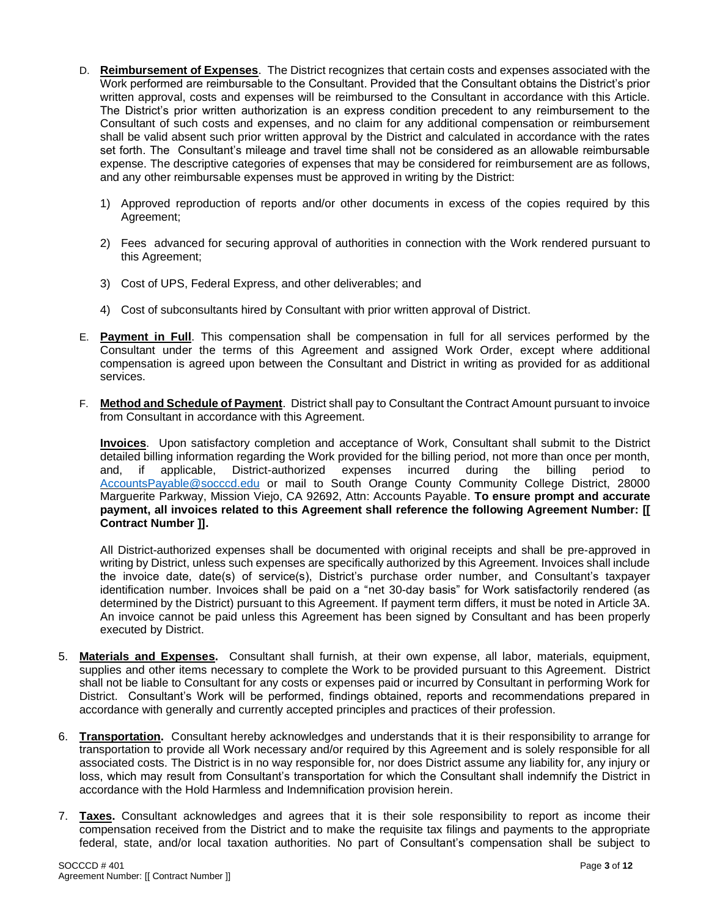D. **Reimbursement of Expenses**. The District recognizes that certain costs and expenses associated with the Work performed are reimbursable to the Consultant. Provided that the Consultant obtains the District's prior written approval, costs and expenses will be reimbursed to the Consultant in accordance with this Article. The District's prior written authorization is an express condition precedent to any reimbursement to the Consultant of such costs and expenses, and no claim for any additional compensation or reimbursement shall be valid absent such prior written approval by the District and calculated in accordance with the rates set forth. The Consultant's mileage and travel time shall not be considered as an allowable reimbursable expense. The descriptive categories of expenses that may be considered for reimbursement are as follows, and any other reimbursable expenses must be approved in writing by the District:

   1) Approved reproduction of reports and/or other documents in excess of the copies required by this Agreement;

   2) Fees advanced for securing approval of authorities in connection with the Work rendered pursuant to this Agreement;

   3) Cost of UPS, Federal Express, and other deliverables; and

   4) Cost of subconsultants hired by Consultant with prior written approval of District.

E. **Payment in Full**. This compensation shall be compensation in full for all services performed by the Consultant under the terms of this Agreement and assigned Work Order, except where additional compensation is agreed upon between the Consultant and District in writing as provided for as additional services.

F. **Method and Schedule of Payment**. District shall pay to Consultant the Contract Amount pursuant to invoice from Consultant in accordance with this Agreement.

   **Invoices**. Upon satisfactory completion and acceptance of Work, Consultant shall submit to the District detailed billing information regarding the Work provided for the billing period, not more than once per month, and, if applicable, District-authorized expenses incurred during the billing period to AccountsPayable@socccd.edu or mail to South Orange County Community College District, 28000 Marguerite Parkway, Mission Viejo, CA 92692, Attn: Accounts Payable. **To ensure prompt and accurate payment, all invoices related to this Agreement shall reference the following Agreement Number: [[ Contract Number ]].**

   All District-authorized expenses shall be documented with original receipts and shall be pre-approved in writing by District, unless such expenses are specifically authorized by this Agreement. Invoices shall include the invoice date, date(s) of service(s), District's purchase order number, and Consultant's taxpayer identification number. Invoices shall be paid on a "net 30-day basis" for Work satisfactorily rendered (as determined by the District) pursuant to this Agreement. If payment term differs, it must be noted in Article 3A. An invoice cannot be paid unless this Agreement has been signed by Consultant and has been properly executed by District.

5. **Materials and Expenses.** Consultant shall furnish, at their own expense, all labor, materials, equipment, supplies and other items necessary to complete the Work to be provided pursuant to this Agreement. District shall not be liable to Consultant for any costs or expenses paid or incurred by Consultant in performing Work for District. Consultant's Work will be performed, findings obtained, reports and recommendations prepared in accordance with generally and currently accepted principles and practices of their profession.

6. **Transportation.** Consultant hereby acknowledges and understands that it is their responsibility to arrange for transportation to provide all Work necessary and/or required by this Agreement and is solely responsible for all associated costs. The District is in no way responsible for, nor does District assume any liability for, any injury or loss, which may result from Consultant's transportation for which the Consultant shall indemnify the District in accordance with the Hold Harmless and Indemnification provision herein.

7. **Taxes.** Consultant acknowledges and agrees that it is their sole responsibility to report as income their compensation received from the District and to make the requisite tax filings and payments to the appropriate federal, state, and/or local taxation authorities. No part of Consultant's compensation shall be subject to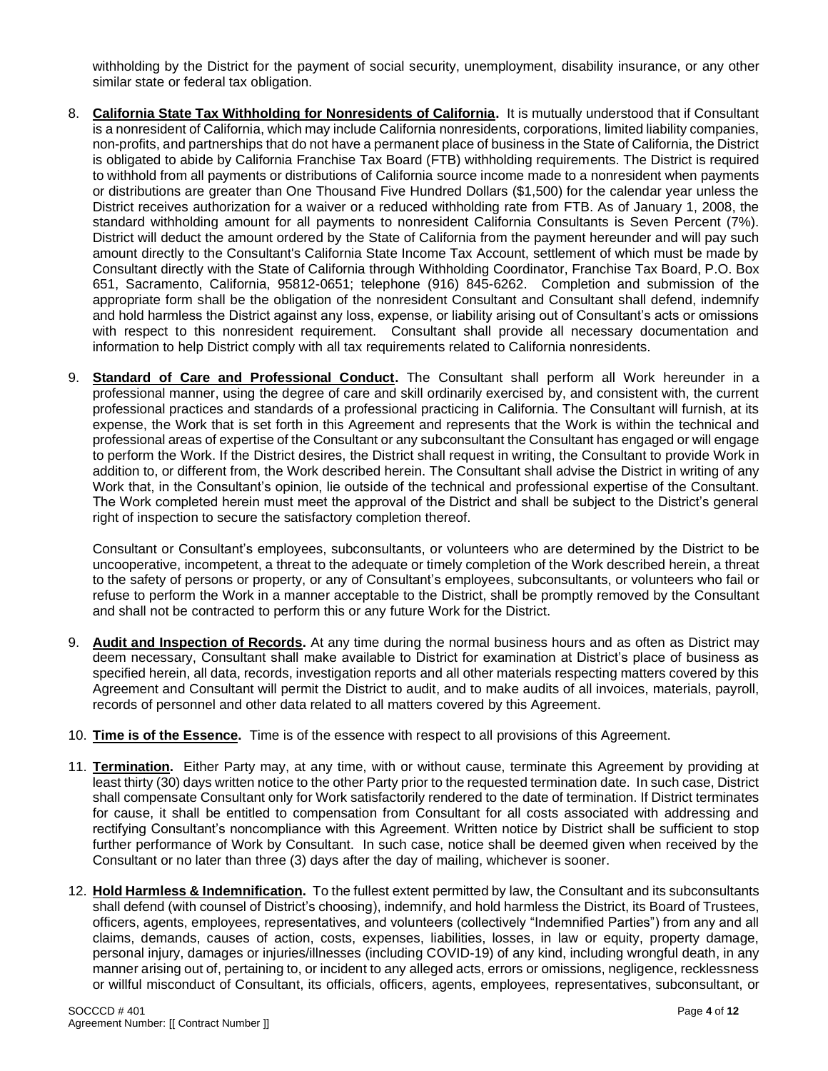withholding by the District for the payment of social security, unemployment, disability insurance, or any other similar state or federal tax obligation.

8. **California State Tax Withholding for Nonresidents of California.** It is mutually understood that if Consultant is a nonresident of California, which may include California nonresidents, corporations, limited liability companies, non-profits, and partnerships that do not have a permanent place of business in the State of California, the District is obligated to abide by California Franchise Tax Board (FTB) withholding requirements. The District is required to withhold from all payments or distributions of California source income made to a nonresident when payments or distributions are greater than One Thousand Five Hundred Dollars ($1,500) for the calendar year unless the District receives authorization for a waiver or a reduced withholding rate from FTB. As of January 1, 2008, the standard withholding amount for all payments to nonresident California Consultants is Seven Percent (7%). District will deduct the amount ordered by the State of California from the payment hereunder and will pay such amount directly to the Consultant's California State Income Tax Account, settlement of which must be made by Consultant directly with the State of California through Withholding Coordinator, Franchise Tax Board, P.O. Box 651, Sacramento, California, 95812-0651; telephone (916) 845-6262. Completion and submission of the appropriate form shall be the obligation of the nonresident Consultant and Consultant shall defend, indemnify and hold harmless the District against any loss, expense, or liability arising out of Consultant's acts or omissions with respect to this nonresident requirement. Consultant shall provide all necessary documentation and information to help District comply with all tax requirements related to California nonresidents.

9. **Standard of Care and Professional Conduct.** The Consultant shall perform all Work hereunder in a professional manner, using the degree of care and skill ordinarily exercised by, and consistent with, the current professional practices and standards of a professional practicing in California. The Consultant will furnish, at its expense, the Work that is set forth in this Agreement and represents that the Work is within the technical and professional areas of expertise of the Consultant or any subconsultant the Consultant has engaged or will engage to perform the Work. If the District desires, the District shall request in writing, the Consultant to provide Work in addition to, or different from, the Work described herein. The Consultant shall advise the District in writing of any Work that, in the Consultant's opinion, lie outside of the technical and professional expertise of the Consultant. The Work completed herein must meet the approval of the District and shall be subject to the District's general right of inspection to secure the satisfactory completion thereof.

   Consultant or Consultant's employees, subconsultants, or volunteers who are determined by the District to be uncooperative, incompetent, a threat to the adequate or timely completion of the Work described herein, a threat to the safety of persons or property, or any of Consultant's employees, subconsultants, or volunteers who fail or refuse to perform the Work in a manner acceptable to the District, shall be promptly removed by the Consultant and shall not be contracted to perform this or any future Work for the District.

9. **Audit and Inspection of Records.** At any time during the normal business hours and as often as District may deem necessary, Consultant shall make available to District for examination at District's place of business as specified herein, all data, records, investigation reports and all other materials respecting matters covered by this Agreement and Consultant will permit the District to audit, and to make audits of all invoices, materials, payroll, records of personnel and other data related to all matters covered by this Agreement.

10. **Time is of the Essence.** Time is of the essence with respect to all provisions of this Agreement.

11. **Termination.** Either Party may, at any time, with or without cause, terminate this Agreement by providing at least thirty (30) days written notice to the other Party prior to the requested termination date. In such case, District shall compensate Consultant only for Work satisfactorily rendered to the date of termination. If District terminates for cause, it shall be entitled to compensation from Consultant for all costs associated with addressing and rectifying Consultant's noncompliance with this Agreement. Written notice by District shall be sufficient to stop further performance of Work by Consultant. In such case, notice shall be deemed given when received by the Consultant or no later than three (3) days after the day of mailing, whichever is sooner.

12. **Hold Harmless & Indemnification.** To the fullest extent permitted by law, the Consultant and its subconsultants shall defend (with counsel of District's choosing), indemnify, and hold harmless the District, its Board of Trustees, officers, agents, employees, representatives, and volunteers (collectively "Indemnified Parties") from any and all claims, demands, causes of action, costs, expenses, liabilities, losses, in law or equity, property damage, personal injury, damages or injuries/illnesses (including COVID-19) of any kind, including wrongful death, in any manner arising out of, pertaining to, or incident to any alleged acts, errors or omissions, negligence, recklessness or willful misconduct of Consultant, its officials, officers, agents, employees, representatives, subconsultant, or

SOCCCD # 401
Agreement Number: [[ Contract Number ]]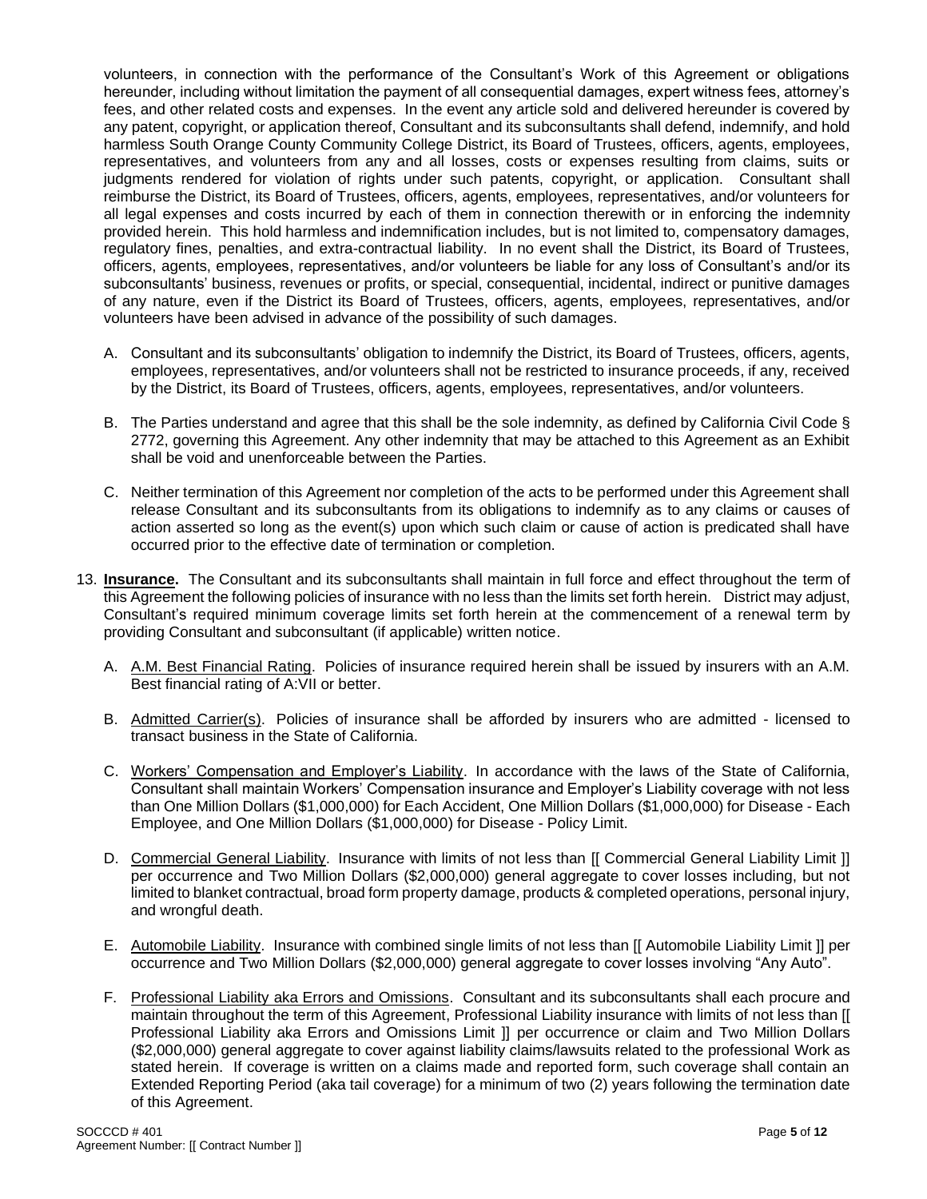volunteers, in connection with the performance of the Consultant's Work of this Agreement or obligations hereunder, including without limitation the payment of all consequential damages, expert witness fees, attorney's fees, and other related costs and expenses. In the event any article sold and delivered hereunder is covered by any patent, copyright, or application thereof, Consultant and its subconsultants shall defend, indemnify, and hold harmless South Orange County Community College District, its Board of Trustees, officers, agents, employees, representatives, and volunteers from any and all losses, costs or expenses resulting from claims, suits or judgments rendered for violation of rights under such patents, copyright, or application. Consultant shall reimburse the District, its Board of Trustees, officers, agents, employees, representatives, and/or volunteers for all legal expenses and costs incurred by each of them in connection therewith or in enforcing the indemnity provided herein. This hold harmless and indemnification includes, but is not limited to, compensatory damages, regulatory fines, penalties, and extra-contractual liability. In no event shall the District, its Board of Trustees, officers, agents, employees, representatives, and/or volunteers be liable for any loss of Consultant's and/or its subconsultants' business, revenues or profits, or special, consequential, incidental, indirect or punitive damages of any nature, even if the District its Board of Trustees, officers, agents, employees, representatives, and/or volunteers have been advised in advance of the possibility of such damages.

A. Consultant and its subconsultants' obligation to indemnify the District, its Board of Trustees, officers, agents, employees, representatives, and/or volunteers shall not be restricted to insurance proceeds, if any, received by the District, its Board of Trustees, officers, agents, employees, representatives, and/or volunteers.

B. The Parties understand and agree that this shall be the sole indemnity, as defined by California Civil Code § 2772, governing this Agreement. Any other indemnity that may be attached to this Agreement as an Exhibit shall be void and unenforceable between the Parties.

C. Neither termination of this Agreement nor completion of the acts to be performed under this Agreement shall release Consultant and its subconsultants from its obligations to indemnify as to any claims or causes of action asserted so long as the event(s) upon which such claim or cause of action is predicated shall have occurred prior to the effective date of termination or completion.

13. **Insurance.** The Consultant and its subconsultants shall maintain in full force and effect throughout the term of this Agreement the following policies of insurance with no less than the limits set forth herein. District may adjust, Consultant's required minimum coverage limits set forth herein at the commencement of a renewal term by providing Consultant and subconsultant (if applicable) written notice.

   A. A.M. Best Financial Rating. Policies of insurance required herein shall be issued by insurers with an A.M. Best financial rating of A:VII or better.

   B. Admitted Carrier(s). Policies of insurance shall be afforded by insurers who are admitted - licensed to transact business in the State of California.

   C. Workers' Compensation and Employer's Liability. In accordance with the laws of the State of California, Consultant shall maintain Workers' Compensation insurance and Employer's Liability coverage with not less than One Million Dollars ($1,000,000) for Each Accident, One Million Dollars ($1,000,000) for Disease - Each Employee, and One Million Dollars ($1,000,000) for Disease - Policy Limit.

   D. Commercial General Liability. Insurance with limits of not less than [[ Commercial General Liability Limit ]] per occurrence and Two Million Dollars ($2,000,000) general aggregate to cover losses including, but not limited to blanket contractual, broad form property damage, products & completed operations, personal injury, and wrongful death.

   E. Automobile Liability. Insurance with combined single limits of not less than [[ Automobile Liability Limit ]] per occurrence and Two Million Dollars ($2,000,000) general aggregate to cover losses involving "Any Auto".

   F. Professional Liability aka Errors and Omissions. Consultant and its subconsultants shall each procure and maintain throughout the term of this Agreement, Professional Liability insurance with limits of not less than [[ Professional Liability aka Errors and Omissions Limit ]] per occurrence or claim and Two Million Dollars ($2,000,000) general aggregate to cover against liability claims/lawsuits related to the professional Work as stated herein. If coverage is written on a claims made and reported form, such coverage shall contain an Extended Reporting Period (aka tail coverage) for a minimum of two (2) years following the termination date of this Agreement.

SOCCCD # 401
Agreement Number: [[ Contract Number ]]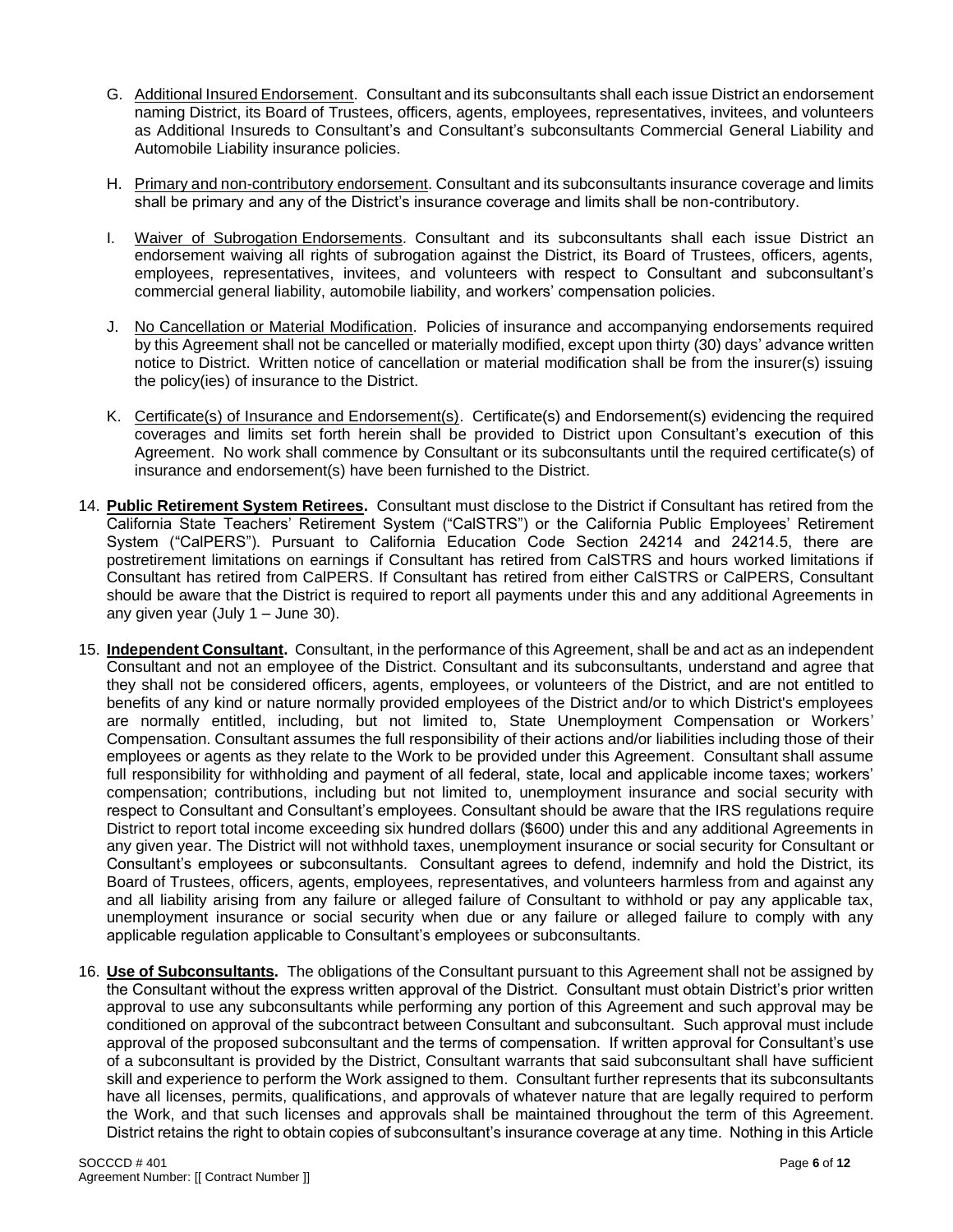G. Additional Insured Endorsement. Consultant and its subconsultants shall each issue District an endorsement naming District, its Board of Trustees, officers, agents, employees, representatives, invitees, and volunteers as Additional Insureds to Consultant's and Consultant's subconsultants Commercial General Liability and Automobile Liability insurance policies.

H. Primary and non-contributory endorsement. Consultant and its subconsultants insurance coverage and limits shall be primary and any of the District's insurance coverage and limits shall be non-contributory.

I. Waiver of Subrogation Endorsements. Consultant and its subconsultants shall each issue District an endorsement waiving all rights of subrogation against the District, its Board of Trustees, officers, agents, employees, representatives, invitees, and volunteers with respect to Consultant and subconsultant's commercial general liability, automobile liability, and workers' compensation policies.

J. No Cancellation or Material Modification. Policies of insurance and accompanying endorsements required by this Agreement shall not be cancelled or materially modified, except upon thirty (30) days' advance written notice to District. Written notice of cancellation or material modification shall be from the insurer(s) issuing the policy(ies) of insurance to the District.

K. Certificate(s) of Insurance and Endorsement(s). Certificate(s) and Endorsement(s) evidencing the required coverages and limits set forth herein shall be provided to District upon Consultant's execution of this Agreement. No work shall commence by Consultant or its subconsultants until the required certificate(s) of insurance and endorsement(s) have been furnished to the District.

14. **Public Retirement System Retirees.** Consultant must disclose to the District if Consultant has retired from the California State Teachers' Retirement System ("CalSTRS") or the California Public Employees' Retirement System ("CalPERS"). Pursuant to California Education Code Section 24214 and 24214.5, there are postretirement limitations on earnings if Consultant has retired from CalSTRS and hours worked limitations if Consultant has retired from CalPERS. If Consultant has retired from either CalSTRS or CalPERS, Consultant should be aware that the District is required to report all payments under this and any additional Agreements in any given year (July 1 – June 30).

15. **Independent Consultant.** Consultant, in the performance of this Agreement, shall be and act as an independent Consultant and not an employee of the District. Consultant and its subconsultants, understand and agree that they shall not be considered officers, agents, employees, or volunteers of the District, and are not entitled to benefits of any kind or nature normally provided employees of the District and/or to which District's employees are normally entitled, including, but not limited to, State Unemployment Compensation or Workers' Compensation. Consultant assumes the full responsibility of their actions and/or liabilities including those of their employees or agents as they relate to the Work to be provided under this Agreement. Consultant shall assume full responsibility for withholding and payment of all federal, state, local and applicable income taxes; workers' compensation; contributions, including but not limited to, unemployment insurance and social security with respect to Consultant and Consultant's employees. Consultant should be aware that the IRS regulations require District to report total income exceeding six hundred dollars ($600) under this and any additional Agreements in any given year. The District will not withhold taxes, unemployment insurance or social security for Consultant or Consultant's employees or subconsultants. Consultant agrees to defend, indemnify and hold the District, its Board of Trustees, officers, agents, employees, representatives, and volunteers harmless from and against any and all liability arising from any failure or alleged failure of Consultant to withhold or pay any applicable tax, unemployment insurance or social security when due or any failure or alleged failure to comply with any applicable regulation applicable to Consultant's employees or subconsultants.

16. **Use of Subconsultants.** The obligations of the Consultant pursuant to this Agreement shall not be assigned by the Consultant without the express written approval of the District. Consultant must obtain District's prior written approval to use any subconsultants while performing any portion of this Agreement and such approval may be conditioned on approval of the subcontract between Consultant and subconsultant. Such approval must include approval of the proposed subconsultant and the terms of compensation. If written approval for Consultant's use of a subconsultant is provided by the District, Consultant warrants that said subconsultant shall have sufficient skill and experience to perform the Work assigned to them. Consultant further represents that its subconsultants have all licenses, permits, qualifications, and approvals of whatever nature that are legally required to perform the Work, and that such licenses and approvals shall be maintained throughout the term of this Agreement. District retains the right to obtain copies of subconsultant's insurance coverage at any time. Nothing in this Article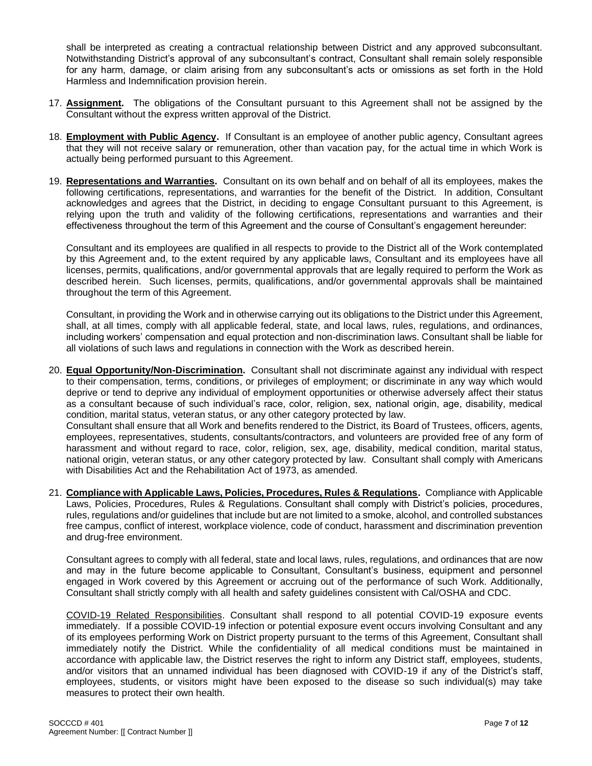shall be interpreted as creating a contractual relationship between District and any approved subconsultant. Notwithstanding District's approval of any subconsultant's contract, Consultant shall remain solely responsible for any harm, damage, or claim arising from any subconsultant's acts or omissions as set forth in the Hold Harmless and Indemnification provision herein.

17. **Assignment.** The obligations of the Consultant pursuant to this Agreement shall not be assigned by the Consultant without the express written approval of the District.

18. **Employment with Public Agency.** If Consultant is an employee of another public agency, Consultant agrees that they will not receive salary or remuneration, other than vacation pay, for the actual time in which Work is actually being performed pursuant to this Agreement.

19. **Representations and Warranties.** Consultant on its own behalf and on behalf of all its employees, makes the following certifications, representations, and warranties for the benefit of the District. In addition, Consultant acknowledges and agrees that the District, in deciding to engage Consultant pursuant to this Agreement, is relying upon the truth and validity of the following certifications, representations and warranties and their effectiveness throughout the term of this Agreement and the course of Consultant's engagement hereunder:

    Consultant and its employees are qualified in all respects to provide to the District all of the Work contemplated by this Agreement and, to the extent required by any applicable laws, Consultant and its employees have all licenses, permits, qualifications, and/or governmental approvals that are legally required to perform the Work as described herein. Such licenses, permits, qualifications, and/or governmental approvals shall be maintained throughout the term of this Agreement.

    Consultant, in providing the Work and in otherwise carrying out its obligations to the District under this Agreement, shall, at all times, comply with all applicable federal, state, and local laws, rules, regulations, and ordinances, including workers' compensation and equal protection and non-discrimination laws. Consultant shall be liable for all violations of such laws and regulations in connection with the Work as described herein.

20. **Equal Opportunity/Non-Discrimination.** Consultant shall not discriminate against any individual with respect to their compensation, terms, conditions, or privileges of employment; or discriminate in any way which would deprive or tend to deprive any individual of employment opportunities or otherwise adversely affect their status as a consultant because of such individual's race, color, religion, sex, national origin, age, disability, medical condition, marital status, veteran status, or any other category protected by law.
    Consultant shall ensure that all Work and benefits rendered to the District, its Board of Trustees, officers, agents, employees, representatives, students, consultants/contractors, and volunteers are provided free of any form of harassment and without regard to race, color, religion, sex, age, disability, medical condition, marital status, national origin, veteran status, or any other category protected by law. Consultant shall comply with Americans with Disabilities Act and the Rehabilitation Act of 1973, as amended.

21. **Compliance with Applicable Laws, Policies, Procedures, Rules & Regulations.** Compliance with Applicable Laws, Policies, Procedures, Rules & Regulations. Consultant shall comply with District's policies, procedures, rules, regulations and/or guidelines that include but are not limited to a smoke, alcohol, and controlled substances free campus, conflict of interest, workplace violence, code of conduct, harassment and discrimination prevention and drug-free environment.

    Consultant agrees to comply with all federal, state and local laws, rules, regulations, and ordinances that are now and may in the future become applicable to Consultant, Consultant's business, equipment and personnel engaged in Work covered by this Agreement or accruing out of the performance of such Work. Additionally, Consultant shall strictly comply with all health and safety guidelines consistent with Cal/OSHA and CDC.

    <u>COVID-19 Related Responsibilities</u>. Consultant shall respond to all potential COVID-19 exposure events immediately. If a possible COVID-19 infection or potential exposure event occurs involving Consultant and any of its employees performing Work on District property pursuant to the terms of this Agreement, Consultant shall immediately notify the District. While the confidentiality of all medical conditions must be maintained in accordance with applicable law, the District reserves the right to inform any District staff, employees, students, and/or visitors that an unnamed individual has been diagnosed with COVID-19 if any of the District's staff, employees, students, or visitors might have been exposed to the disease so such individual(s) may take measures to protect their own health.

SOCCCD # 401
Agreement Number: [[ Contract Number ]]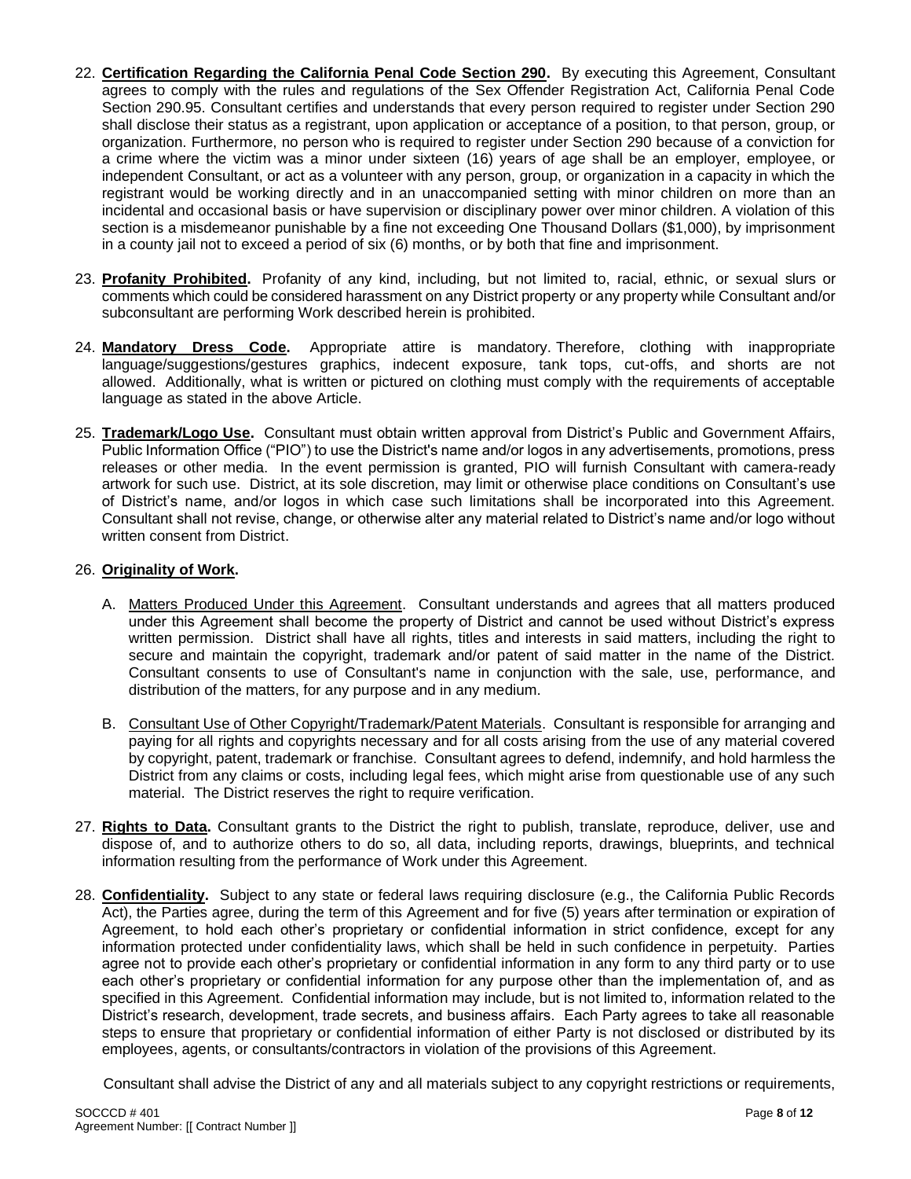22. **Certification Regarding the California Penal Code Section 290.** By executing this Agreement, Consultant agrees to comply with the rules and regulations of the Sex Offender Registration Act, California Penal Code Section 290.95. Consultant certifies and understands that every person required to register under Section 290 shall disclose their status as a registrant, upon application or acceptance of a position, to that person, group, or organization. Furthermore, no person who is required to register under Section 290 because of a conviction for a crime where the victim was a minor under sixteen (16) years of age shall be an employer, employee, or independent Consultant, or act as a volunteer with any person, group, or organization in a capacity in which the registrant would be working directly and in an unaccompanied setting with minor children on more than an incidental and occasional basis or have supervision or disciplinary power over minor children. A violation of this section is a misdemeanor punishable by a fine not exceeding One Thousand Dollars ($1,000), by imprisonment in a county jail not to exceed a period of six (6) months, or by both that fine and imprisonment.

23. **Profanity Prohibited.** Profanity of any kind, including, but not limited to, racial, ethnic, or sexual slurs or comments which could be considered harassment on any District property or any property while Consultant and/or subconsultant are performing Work described herein is prohibited.

24. **Mandatory Dress Code.** Appropriate attire is mandatory. Therefore, clothing with inappropriate language/suggestions/gestures graphics, indecent exposure, tank tops, cut-offs, and shorts are not allowed. Additionally, what is written or pictured on clothing must comply with the requirements of acceptable language as stated in the above Article.

25. **Trademark/Logo Use.** Consultant must obtain written approval from District's Public and Government Affairs, Public Information Office ("PIO") to use the District's name and/or logos in any advertisements, promotions, press releases or other media. In the event permission is granted, PIO will furnish Consultant with camera-ready artwork for such use. District, at its sole discretion, may limit or otherwise place conditions on Consultant's use of District's name, and/or logos in which case such limitations shall be incorporated into this Agreement. Consultant shall not revise, change, or otherwise alter any material related to District's name and/or logo without written consent from District.

26. **Originality of Work.**

    A. Matters Produced Under this Agreement. Consultant understands and agrees that all matters produced under this Agreement shall become the property of District and cannot be used without District's express written permission. District shall have all rights, titles and interests in said matters, including the right to secure and maintain the copyright, trademark and/or patent of said matter in the name of the District. Consultant consents to use of Consultant's name in conjunction with the sale, use, performance, and distribution of the matters, for any purpose and in any medium.

    B. Consultant Use of Other Copyright/Trademark/Patent Materials. Consultant is responsible for arranging and paying for all rights and copyrights necessary and for all costs arising from the use of any material covered by copyright, patent, trademark or franchise. Consultant agrees to defend, indemnify, and hold harmless the District from any claims or costs, including legal fees, which might arise from questionable use of any such material. The District reserves the right to require verification.

27. **Rights to Data.** Consultant grants to the District the right to publish, translate, reproduce, deliver, use and dispose of, and to authorize others to do so, all data, including reports, drawings, blueprints, and technical information resulting from the performance of Work under this Agreement.

28. **Confidentiality.** Subject to any state or federal laws requiring disclosure (e.g., the California Public Records Act), the Parties agree, during the term of this Agreement and for five (5) years after termination or expiration of Agreement, to hold each other's proprietary or confidential information in strict confidence, except for any information protected under confidentiality laws, which shall be held in such confidence in perpetuity. Parties agree not to provide each other's proprietary or confidential information in any form to any third party or to use each other's proprietary or confidential information for any purpose other than the implementation of, and as specified in this Agreement. Confidential information may include, but is not limited to, information related to the District's research, development, trade secrets, and business affairs. Each Party agrees to take all reasonable steps to ensure that proprietary or confidential information of either Party is not disclosed or distributed by its employees, agents, or consultants/contractors in violation of the provisions of this Agreement.

    Consultant shall advise the District of any and all materials subject to any copyright restrictions or requirements,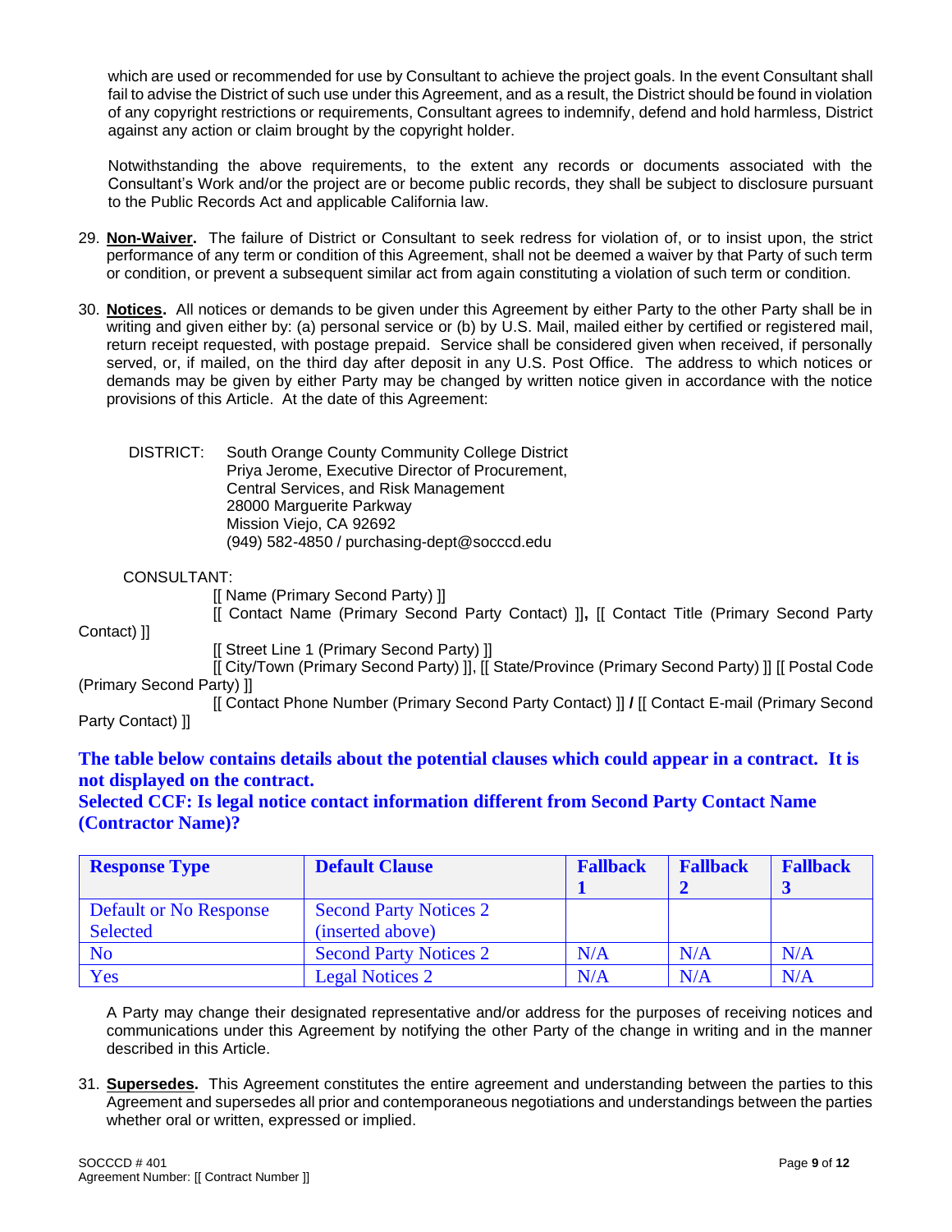which are used or recommended for use by Consultant to achieve the project goals. In the event Consultant shall fail to advise the District of such use under this Agreement, and as a result, the District should be found in violation of any copyright restrictions or requirements, Consultant agrees to indemnify, defend and hold harmless, District against any action or claim brought by the copyright holder.

Notwithstanding the above requirements, to the extent any records or documents associated with the Consultant's Work and/or the project are or become public records, they shall be subject to disclosure pursuant to the Public Records Act and applicable California law.

29. **Non-Waiver.** The failure of District or Consultant to seek redress for violation of, or to insist upon, the strict performance of any term or condition of this Agreement, shall not be deemed a waiver by that Party of such term or condition, or prevent a subsequent similar act from again constituting a violation of such term or condition.

30. **Notices.** All notices or demands to be given under this Agreement by either Party to the other Party shall be in writing and given either by: (a) personal service or (b) by U.S. Mail, mailed either by certified or registered mail, return receipt requested, with postage prepaid. Service shall be considered given when received, if personally served, or, if mailed, on the third day after deposit in any U.S. Post Office. The address to which notices or demands may be given by either Party may be changed by written notice given in accordance with the notice provisions of this Article. At the date of this Agreement:

DISTRICT: South Orange County Community College District
Priya Jerome, Executive Director of Procurement,
Central Services, and Risk Management
28000 Marguerite Parkway
Mission Viejo, CA 92692
(949) 582-4850 / purchasing-dept@socccd.edu

CONSULTANT:
[[ Name (Primary Second Party) ]]
[[ Contact Name (Primary Second Party Contact) ]], [[ Contact Title (Primary Second Party Contact) ]]
[[ Street Line 1 (Primary Second Party) ]]
[[ City/Town (Primary Second Party) ]], [[ State/Province (Primary Second Party) ]] [[ Postal Code (Primary Second Party) ]]
[[ Contact Phone Number (Primary Second Party Contact) ]] / [[ Contact E-mail (Primary Second Party Contact) ]]

**The table below contains details about the potential clauses which could appear in a contract. It is not displayed on the contract.**
**Selected CCF: Is legal notice contact information different from Second Party Contact Name (Contractor Name)?**

| Response Type | Default Clause | Fallback 1 | Fallback 2 | Fallback 3 |
|---|---|---|---|---|
| Default or No Response Selected | Second Party Notices 2 (inserted above) | | | |
| No | Second Party Notices 2 | N/A | N/A | N/A |
| Yes | Legal Notices 2 | N/A | N/A | N/A |

A Party may change their designated representative and/or address for the purposes of receiving notices and communications under this Agreement by notifying the other Party of the change in writing and in the manner described in this Article.

31. **Supersedes.** This Agreement constitutes the entire agreement and understanding between the parties to this Agreement and supersedes all prior and contemporaneous negotiations and understandings between the parties whether oral or written, expressed or implied.

SOCCCD # 401
Agreement Number: [[ Contract Number ]]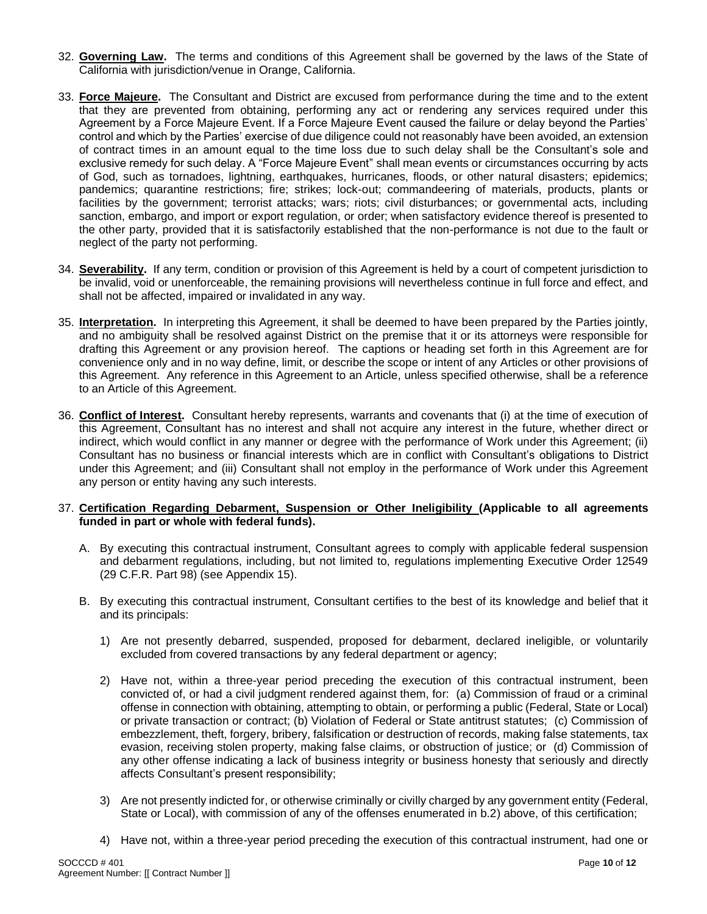32. **Governing Law.** The terms and conditions of this Agreement shall be governed by the laws of the State of California with jurisdiction/venue in Orange, California.

33. **Force Majeure.** The Consultant and District are excused from performance during the time and to the extent that they are prevented from obtaining, performing any act or rendering any services required under this Agreement by a Force Majeure Event. If a Force Majeure Event caused the failure or delay beyond the Parties' control and which by the Parties' exercise of due diligence could not reasonably have been avoided, an extension of contract times in an amount equal to the time loss due to such delay shall be the Consultant's sole and exclusive remedy for such delay. A "Force Majeure Event" shall mean events or circumstances occurring by acts of God, such as tornadoes, lightning, earthquakes, hurricanes, floods, or other natural disasters; epidemics; pandemics; quarantine restrictions; fire; strikes; lock-out; commandeering of materials, products, plants or facilities by the government; terrorist attacks; wars; riots; civil disturbances; or governmental acts, including sanction, embargo, and import or export regulation, or order; when satisfactory evidence thereof is presented to the other party, provided that it is satisfactorily established that the non-performance is not due to the fault or neglect of the party not performing.

34. **Severability.** If any term, condition or provision of this Agreement is held by a court of competent jurisdiction to be invalid, void or unenforceable, the remaining provisions will nevertheless continue in full force and effect, and shall not be affected, impaired or invalidated in any way.

35. **Interpretation.** In interpreting this Agreement, it shall be deemed to have been prepared by the Parties jointly, and no ambiguity shall be resolved against District on the premise that it or its attorneys were responsible for drafting this Agreement or any provision hereof. The captions or heading set forth in this Agreement are for convenience only and in no way define, limit, or describe the scope or intent of any Articles or other provisions of this Agreement. Any reference in this Agreement to an Article, unless specified otherwise, shall be a reference to an Article of this Agreement.

36. **Conflict of Interest.** Consultant hereby represents, warrants and covenants that (i) at the time of execution of this Agreement, Consultant has no interest and shall not acquire any interest in the future, whether direct or indirect, which would conflict in any manner or degree with the performance of Work under this Agreement; (ii) Consultant has no business or financial interests which are in conflict with Consultant's obligations to District under this Agreement; and (iii) Consultant shall not employ in the performance of Work under this Agreement any person or entity having any such interests.

37. **Certification Regarding Debarment, Suspension or Other Ineligibility (Applicable to all agreements funded in part or whole with federal funds).**

    A. By executing this contractual instrument, Consultant agrees to comply with applicable federal suspension and debarment regulations, including, but not limited to, regulations implementing Executive Order 12549 (29 C.F.R. Part 98) (see Appendix 15).

    B. By executing this contractual instrument, Consultant certifies to the best of its knowledge and belief that it and its principals:

        1) Are not presently debarred, suspended, proposed for debarment, declared ineligible, or voluntarily excluded from covered transactions by any federal department or agency;

        2) Have not, within a three-year period preceding the execution of this contractual instrument, been convicted of, or had a civil judgment rendered against them, for: (a) Commission of fraud or a criminal offense in connection with obtaining, attempting to obtain, or performing a public (Federal, State or Local) or private transaction or contract; (b) Violation of Federal or State antitrust statutes; (c) Commission of embezzlement, theft, forgery, bribery, falsification or destruction of records, making false statements, tax evasion, receiving stolen property, making false claims, or obstruction of justice; or (d) Commission of any other offense indicating a lack of business integrity or business honesty that seriously and directly affects Consultant's present responsibility;

        3) Are not presently indicted for, or otherwise criminally or civilly charged by any government entity (Federal, State or Local), with commission of any of the offenses enumerated in b.2) above, of this certification;

        4) Have not, within a three-year period preceding the execution of this contractual instrument, had one or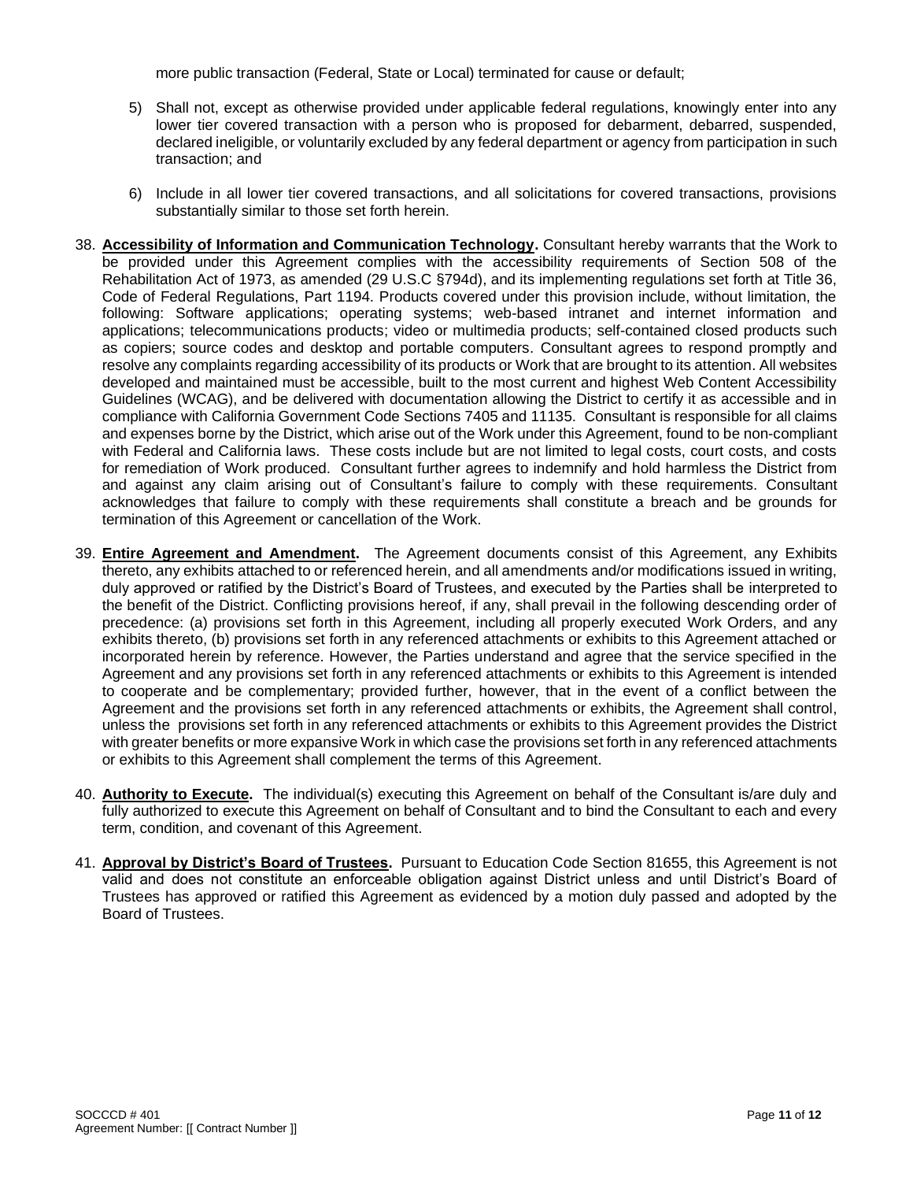more public transaction (Federal, State or Local) terminated for cause or default;

5) Shall not, except as otherwise provided under applicable federal regulations, knowingly enter into any lower tier covered transaction with a person who is proposed for debarment, debarred, suspended, declared ineligible, or voluntarily excluded by any federal department or agency from participation in such transaction; and

6) Include in all lower tier covered transactions, and all solicitations for covered transactions, provisions substantially similar to those set forth herein.

38. **Accessibility of Information and Communication Technology.** Consultant hereby warrants that the Work to be provided under this Agreement complies with the accessibility requirements of Section 508 of the Rehabilitation Act of 1973, as amended (29 U.S.C §794d), and its implementing regulations set forth at Title 36, Code of Federal Regulations, Part 1194. Products covered under this provision include, without limitation, the following: Software applications; operating systems; web-based intranet and internet information and applications; telecommunications products; video or multimedia products; self-contained closed products such as copiers; source codes and desktop and portable computers. Consultant agrees to respond promptly and resolve any complaints regarding accessibility of its products or Work that are brought to its attention. All websites developed and maintained must be accessible, built to the most current and highest Web Content Accessibility Guidelines (WCAG), and be delivered with documentation allowing the District to certify it as accessible and in compliance with California Government Code Sections 7405 and 11135. Consultant is responsible for all claims and expenses borne by the District, which arise out of the Work under this Agreement, found to be non-compliant with Federal and California laws. These costs include but are not limited to legal costs, court costs, and costs for remediation of Work produced. Consultant further agrees to indemnify and hold harmless the District from and against any claim arising out of Consultant's failure to comply with these requirements. Consultant acknowledges that failure to comply with these requirements shall constitute a breach and be grounds for termination of this Agreement or cancellation of the Work.

39. **Entire Agreement and Amendment.** The Agreement documents consist of this Agreement, any Exhibits thereto, any exhibits attached to or referenced herein, and all amendments and/or modifications issued in writing, duly approved or ratified by the District's Board of Trustees, and executed by the Parties shall be interpreted to the benefit of the District. Conflicting provisions hereof, if any, shall prevail in the following descending order of precedence: (a) provisions set forth in this Agreement, including all properly executed Work Orders, and any exhibits thereto, (b) provisions set forth in any referenced attachments or exhibits to this Agreement attached or incorporated herein by reference. However, the Parties understand and agree that the service specified in the Agreement and any provisions set forth in any referenced attachments or exhibits to this Agreement is intended to cooperate and be complementary; provided further, however, that in the event of a conflict between the Agreement and the provisions set forth in any referenced attachments or exhibits, the Agreement shall control, unless the provisions set forth in any referenced attachments or exhibits to this Agreement provides the District with greater benefits or more expansive Work in which case the provisions set forth in any referenced attachments or exhibits to this Agreement shall complement the terms of this Agreement.

40. **Authority to Execute.** The individual(s) executing this Agreement on behalf of the Consultant is/are duly and fully authorized to execute this Agreement on behalf of Consultant and to bind the Consultant to each and every term, condition, and covenant of this Agreement.

41. **Approval by District's Board of Trustees.** Pursuant to Education Code Section 81655, this Agreement is not valid and does not constitute an enforceable obligation against District unless and until District's Board of Trustees has approved or ratified this Agreement as evidenced by a motion duly passed and adopted by the Board of Trustees.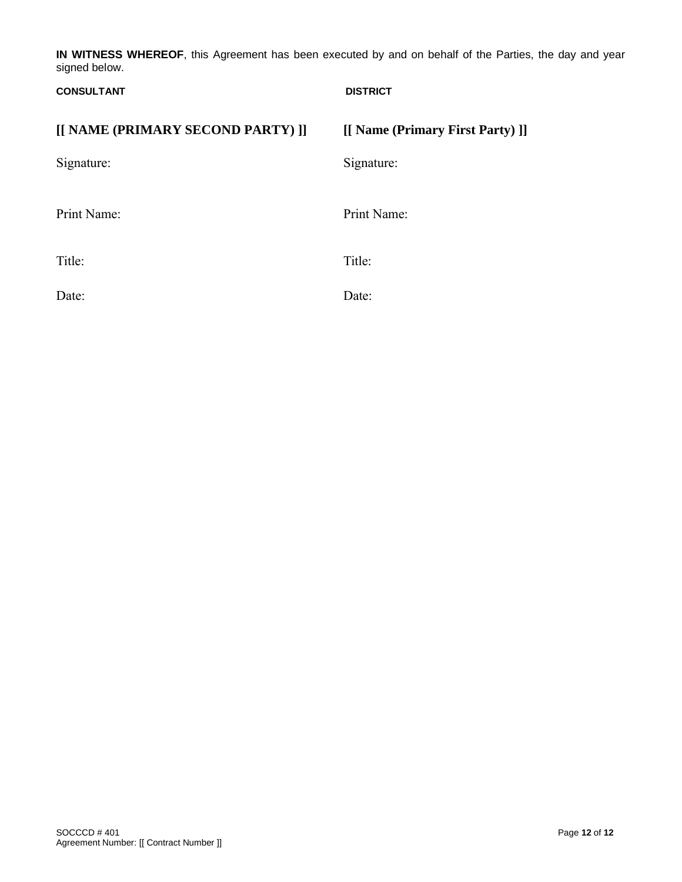**IN WITNESS WHEREOF**, this Agreement has been executed by and on behalf of the Parties, the day and year signed below.

| **CONSULTANT** | **DISTRICT** |
|---|---|
| **[[ NAME (PRIMARY SECOND PARTY) ]]** | **[[ Name (Primary First Party) ]]** |
| Signature: | Signature: |
| Print Name: | Print Name: |
| Title: | Title: |
| Date: | Date: |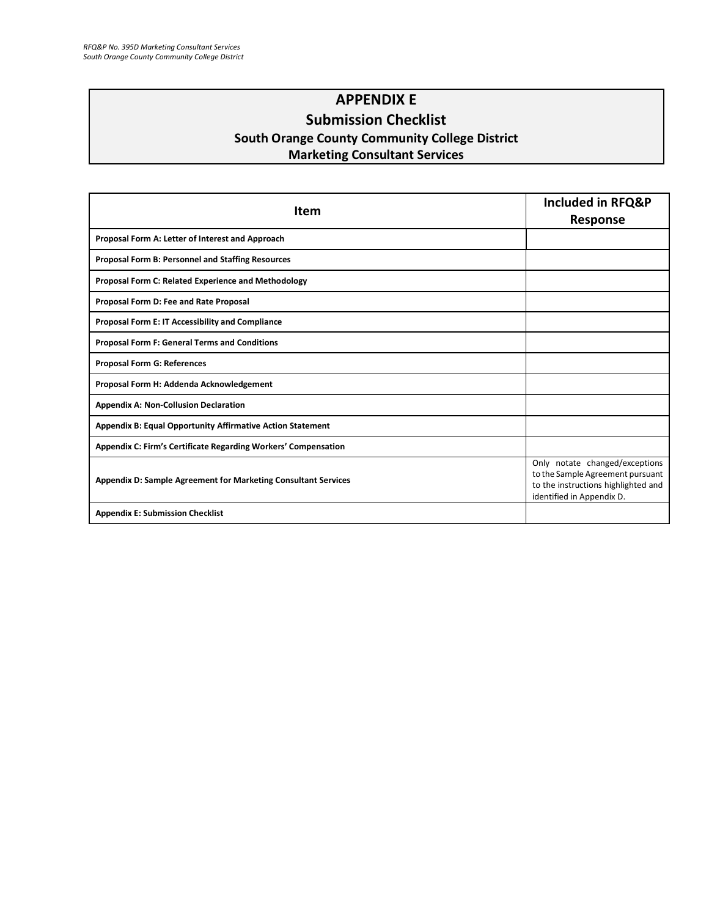# APPENDIX E

## Submission Checklist

### South Orange County Community College District

### Marketing Consultant Services

| Item | Included in RFQ&P Response |
| --- | --- |
| **Proposal Form A: Letter of Interest and Approach** | |
| **Proposal Form B: Personnel and Staffing Resources** | |
| **Proposal Form C: Related Experience and Methodology** | |
| **Proposal Form D: Fee and Rate Proposal** | |
| **Proposal Form E: IT Accessibility and Compliance** | |
| **Proposal Form F: General Terms and Conditions** | |
| **Proposal Form G: References** | |
| **Proposal Form H: Addenda Acknowledgement** | |
| **Appendix A: Non-Collusion Declaration** | |
| **Appendix B: Equal Opportunity Affirmative Action Statement** | |
| **Appendix C: Firm's Certificate Regarding Workers' Compensation** | |
| **Appendix D: Sample Agreement for Marketing Consultant Services** | Only notate changed/exceptions to the Sample Agreement pursuant to the instructions highlighted and identified in Appendix D. |
| **Appendix E: Submission Checklist** | |